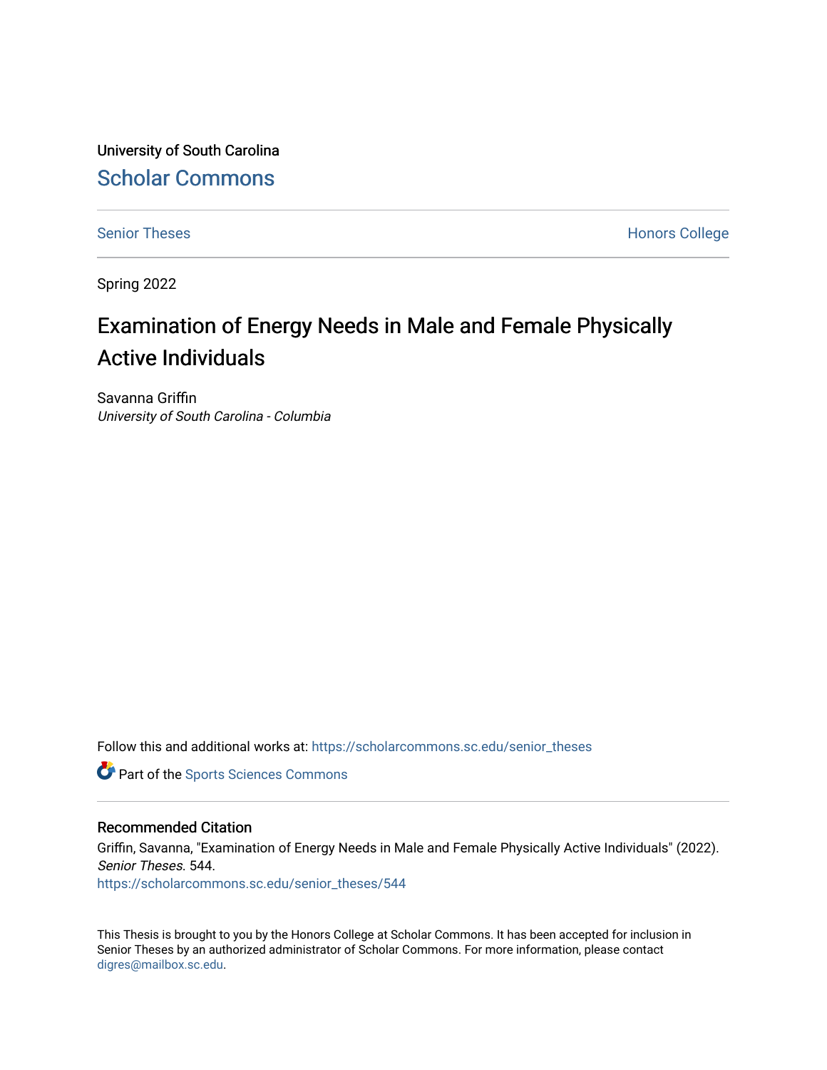University of South Carolina

Scholar Commons

Senior Theses

Honors College

Spring 2022

# Examination of Energy Needs in Male and Female Physically Active Individuals

Savanna Griffin

*University of South Carolina - Columbia*

Follow this and additional works at: https://scholarcommons.sc.edu/senior_theses

Part of the Sports Sciences Commons

## Recommended Citation

Griffin, Savanna, "Examination of Energy Needs in Male and Female Physically Active Individuals" (2022). *Senior Theses*. 544.

https://scholarcommons.sc.edu/senior_theses/544

This Thesis is brought to you by the Honors College at Scholar Commons. It has been accepted for inclusion in Senior Theses by an authorized administrator of Scholar Commons. For more information, please contact digres@mailbox.sc.edu.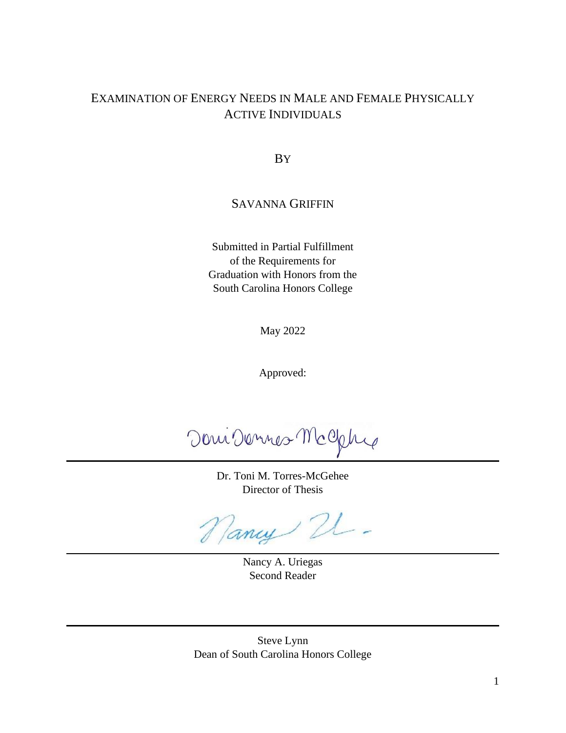# EXAMINATION OF ENERGY NEEDS IN MALE AND FEMALE PHYSICALLY ACTIVE INDIVIDUALS

BY

SAVANNA GRIFFIN

Submitted in Partial Fulfillment
of the Requirements for
Graduation with Honors from the
South Carolina Honors College

May 2022

Approved:

Dr. Toni M. Torres-McGehee
Director of Thesis

Nancy A. Uriegas
Second Reader

Steve Lynn
Dean of South Carolina Honors College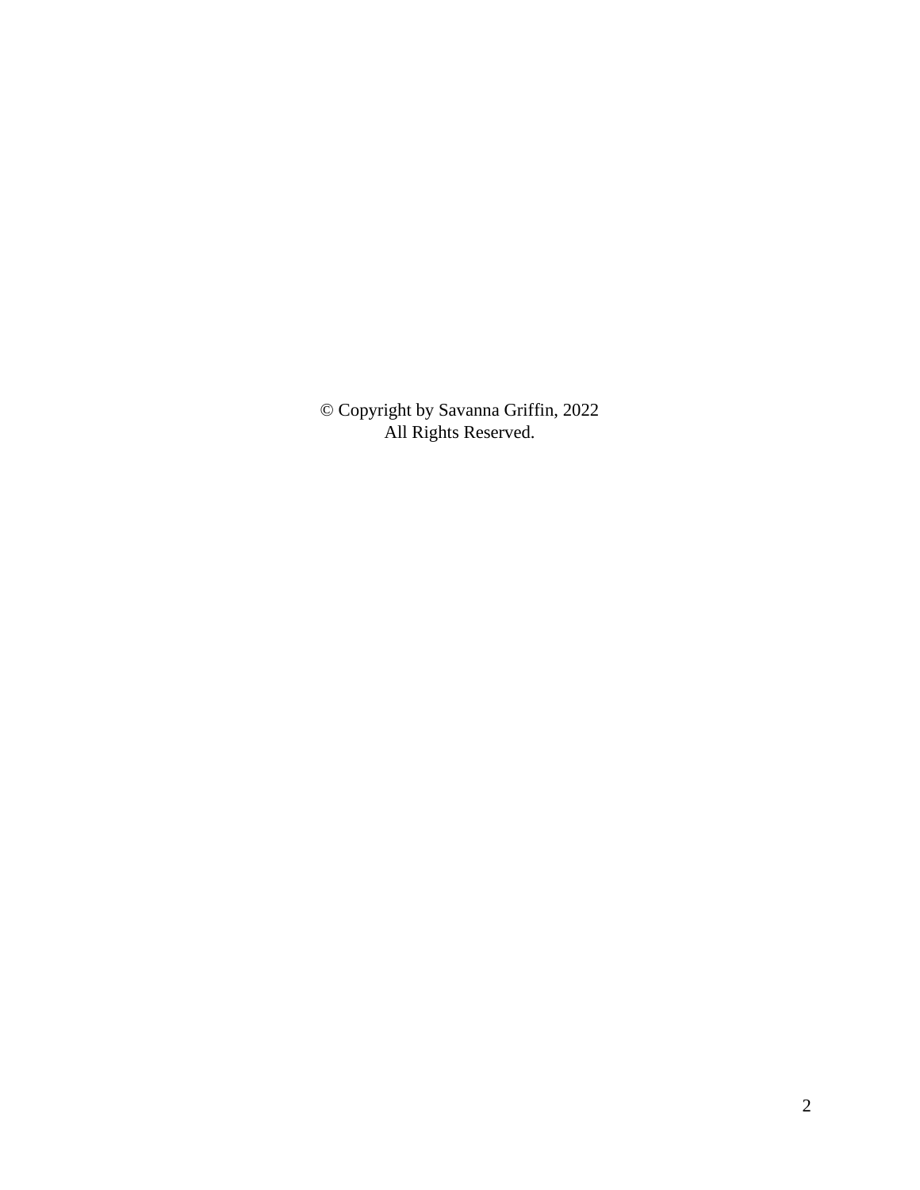© Copyright by Savanna Griffin, 2022
All Rights Reserved.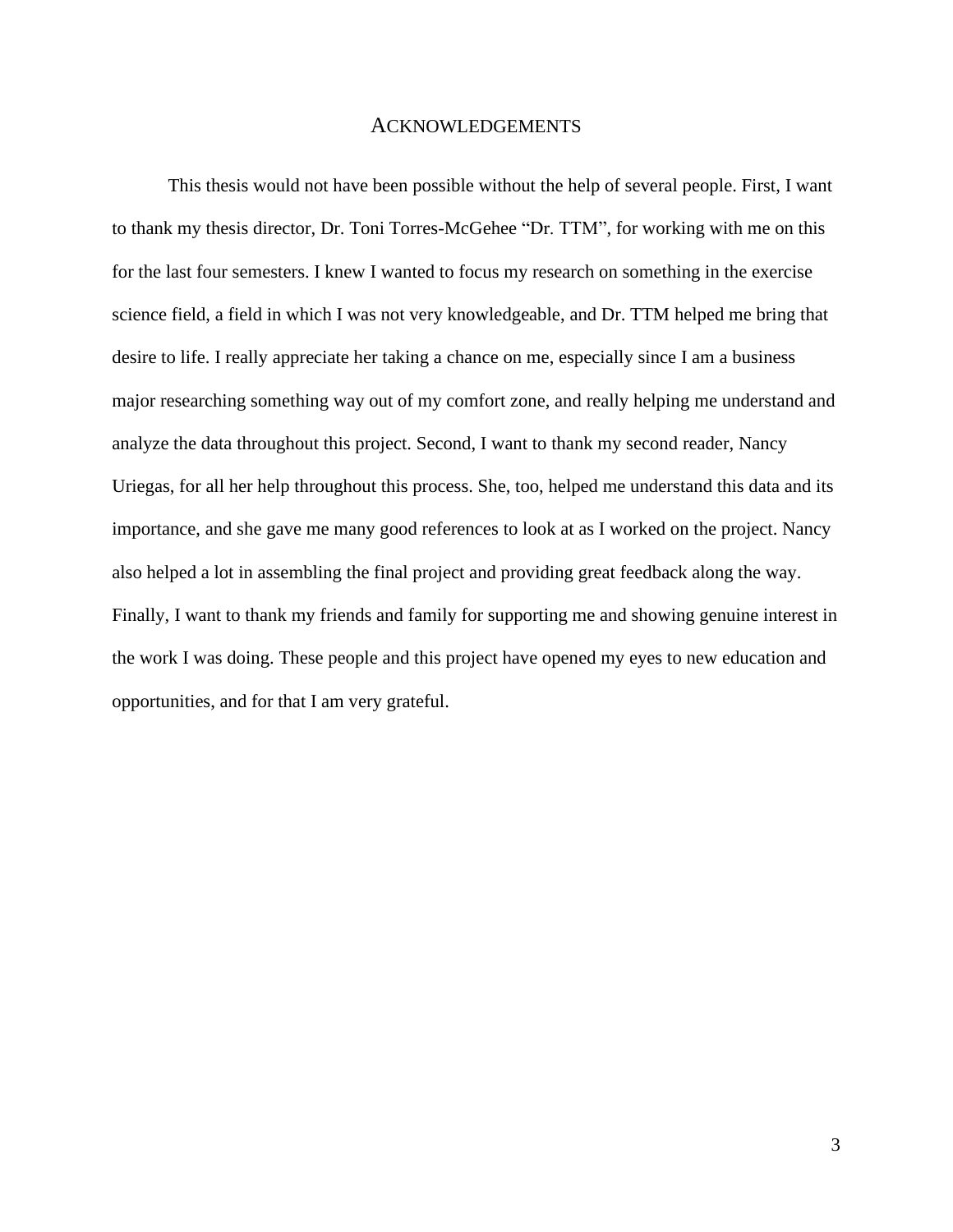# ACKNOWLEDGEMENTS

This thesis would not have been possible without the help of several people. First, I want to thank my thesis director, Dr. Toni Torres-McGehee "Dr. TTM", for working with me on this for the last four semesters. I knew I wanted to focus my research on something in the exercise science field, a field in which I was not very knowledgeable, and Dr. TTM helped me bring that desire to life. I really appreciate her taking a chance on me, especially since I am a business major researching something way out of my comfort zone, and really helping me understand and analyze the data throughout this project. Second, I want to thank my second reader, Nancy Uriegas, for all her help throughout this process. She, too, helped me understand this data and its importance, and she gave me many good references to look at as I worked on the project. Nancy also helped a lot in assembling the final project and providing great feedback along the way. Finally, I want to thank my friends and family for supporting me and showing genuine interest in the work I was doing. These people and this project have opened my eyes to new education and opportunities, and for that I am very grateful.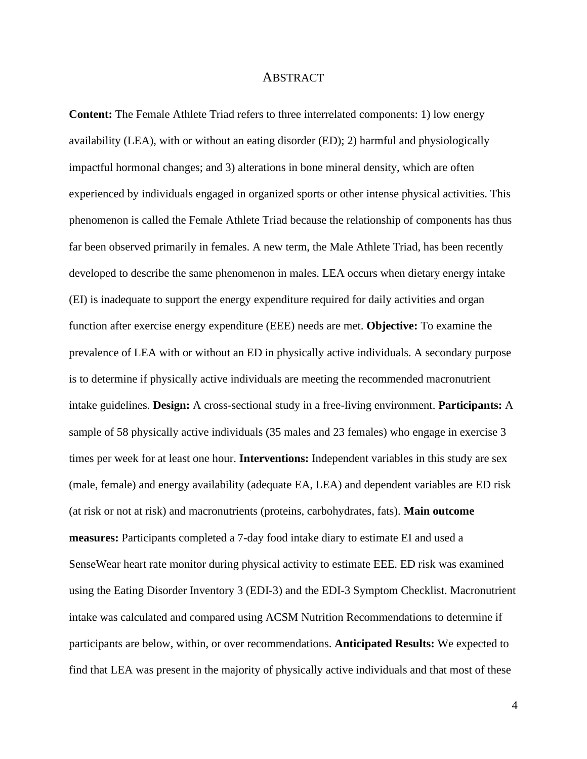# ABSTRACT

**Content:** The Female Athlete Triad refers to three interrelated components: 1) low energy availability (LEA), with or without an eating disorder (ED); 2) harmful and physiologically impactful hormonal changes; and 3) alterations in bone mineral density, which are often experienced by individuals engaged in organized sports or other intense physical activities. This phenomenon is called the Female Athlete Triad because the relationship of components has thus far been observed primarily in females. A new term, the Male Athlete Triad, has been recently developed to describe the same phenomenon in males. LEA occurs when dietary energy intake (EI) is inadequate to support the energy expenditure required for daily activities and organ function after exercise energy expenditure (EEE) needs are met. **Objective:** To examine the prevalence of LEA with or without an ED in physically active individuals. A secondary purpose is to determine if physically active individuals are meeting the recommended macronutrient intake guidelines. **Design:** A cross-sectional study in a free-living environment. **Participants:** A sample of 58 physically active individuals (35 males and 23 females) who engage in exercise 3 times per week for at least one hour. **Interventions:** Independent variables in this study are sex (male, female) and energy availability (adequate EA, LEA) and dependent variables are ED risk (at risk or not at risk) and macronutrients (proteins, carbohydrates, fats). **Main outcome measures:** Participants completed a 7-day food intake diary to estimate EI and used a SenseWear heart rate monitor during physical activity to estimate EEE. ED risk was examined using the Eating Disorder Inventory 3 (EDI-3) and the EDI-3 Symptom Checklist. Macronutrient intake was calculated and compared using ACSM Nutrition Recommendations to determine if participants are below, within, or over recommendations. **Anticipated Results:** We expected to find that LEA was present in the majority of physically active individuals and that most of these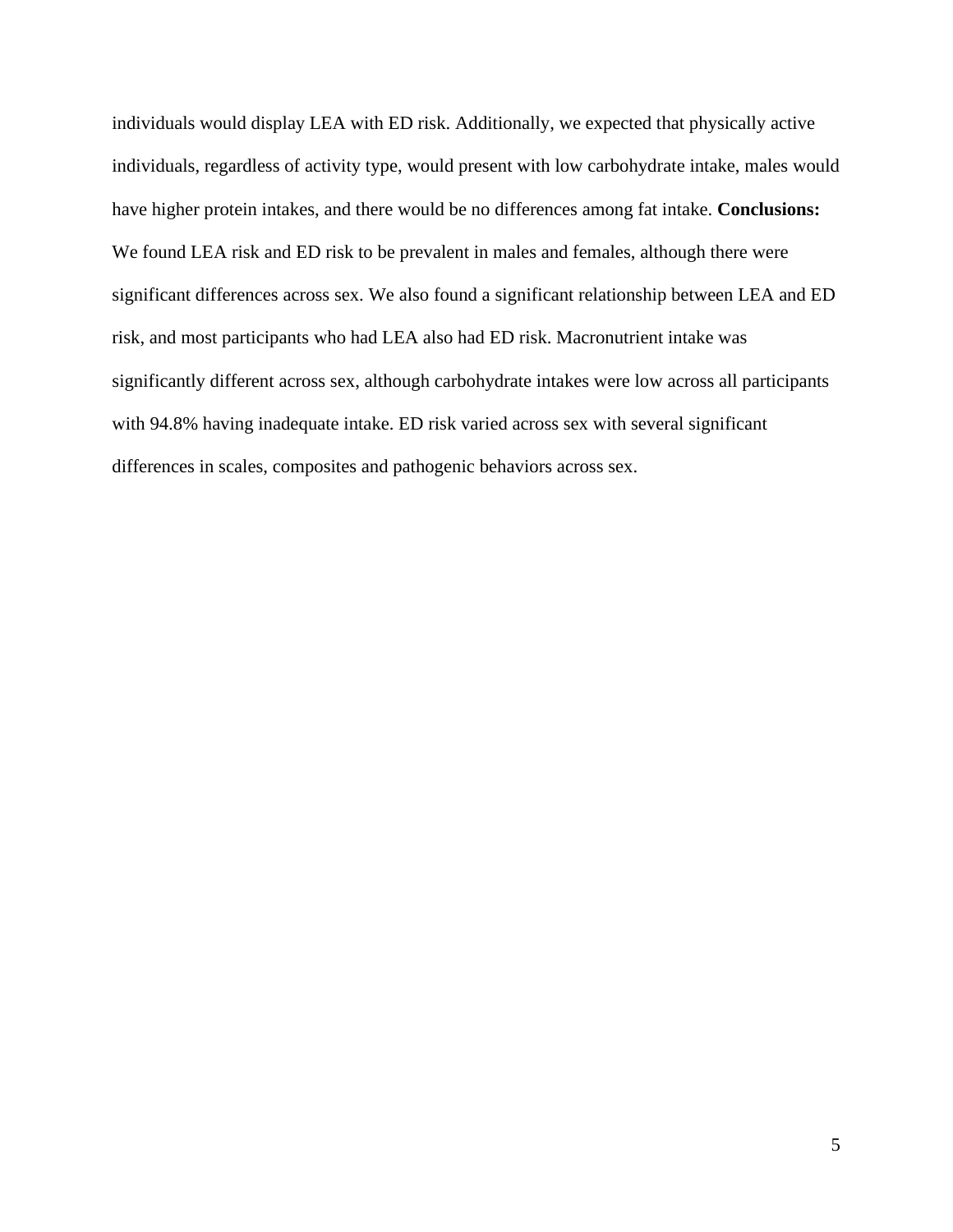individuals would display LEA with ED risk. Additionally, we expected that physically active individuals, regardless of activity type, would present with low carbohydrate intake, males would have higher protein intakes, and there would be no differences among fat intake. **Conclusions:** We found LEA risk and ED risk to be prevalent in males and females, although there were significant differences across sex. We also found a significant relationship between LEA and ED risk, and most participants who had LEA also had ED risk. Macronutrient intake was significantly different across sex, although carbohydrate intakes were low across all participants with 94.8% having inadequate intake. ED risk varied across sex with several significant differences in scales, composites and pathogenic behaviors across sex.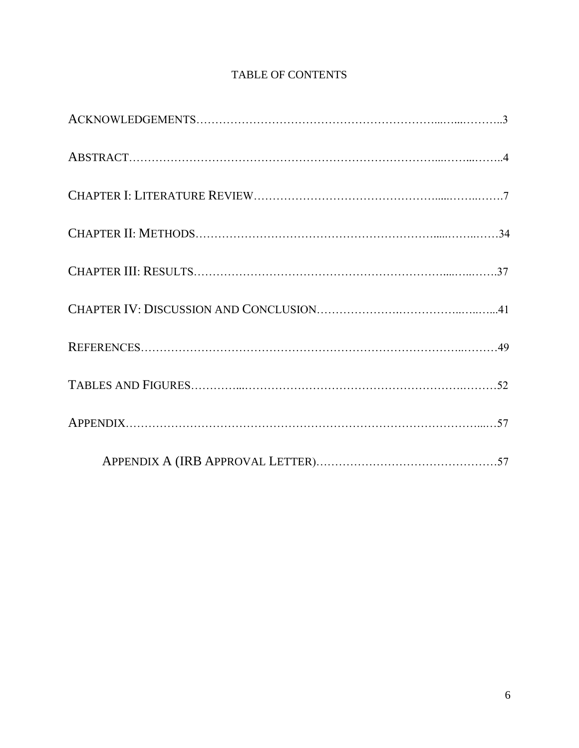# TABLE OF CONTENTS

ACKNOWLEDGEMENTS……………………………………………………..…...………..3

ABSTRACT……………………………………………………………………...……...……..4

CHAPTER I: LITERATURE REVIEW………………………………………......……..…….7

CHAPTER II: METHODS………………………………………………………......……..……34

CHAPTER III: RESULTS……………………………………………………….....…..…….37

CHAPTER IV: DISCUSSION AND CONCLUSION……………….…………….……...41

REFERENCES………………………………………………………………………..………49

TABLES AND FIGURES…………...…………………………………………….………52

APPENDIX…………………………………………………………………………….....…57

APPENDIX A (IRB APPROVAL LETTER)…………………………………………57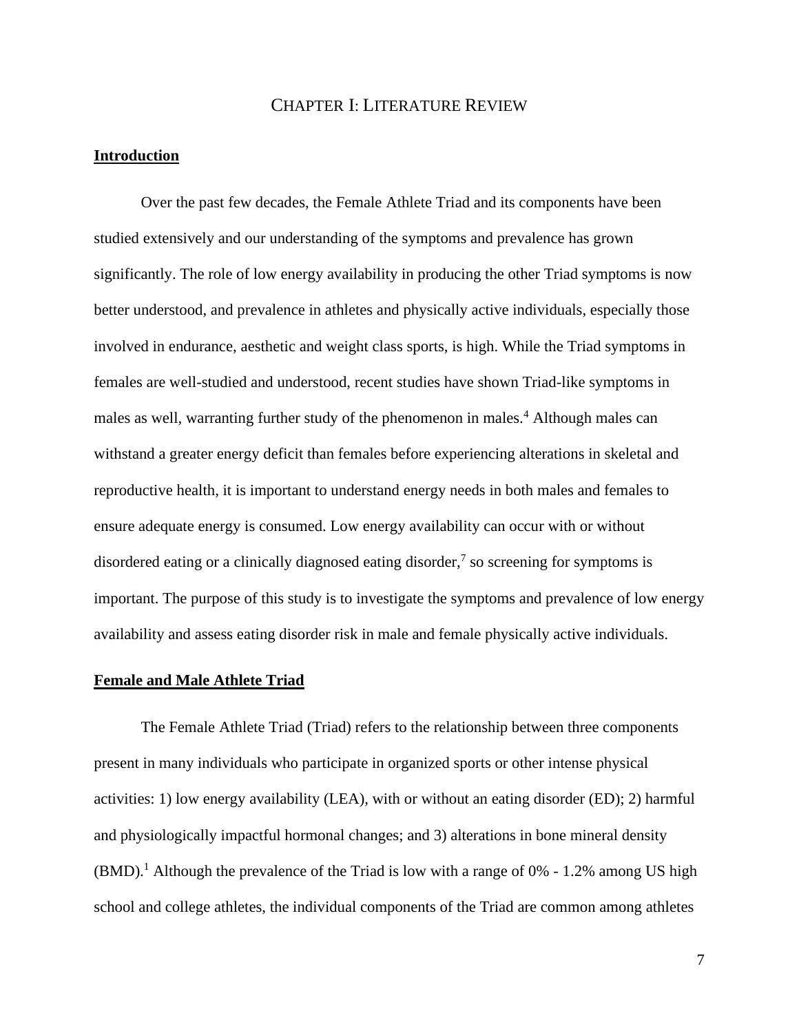# CHAPTER I: LITERATURE REVIEW

## Introduction

Over the past few decades, the Female Athlete Triad and its components have been studied extensively and our understanding of the symptoms and prevalence has grown significantly. The role of low energy availability in producing the other Triad symptoms is now better understood, and prevalence in athletes and physically active individuals, especially those involved in endurance, aesthetic and weight class sports, is high. While the Triad symptoms in females are well-studied and understood, recent studies have shown Triad-like symptoms in males as well, warranting further study of the phenomenon in males.[4] Although males can withstand a greater energy deficit than females before experiencing alterations in skeletal and reproductive health, it is important to understand energy needs in both males and females to ensure adequate energy is consumed. Low energy availability can occur with or without disordered eating or a clinically diagnosed eating disorder,[7] so screening for symptoms is important. The purpose of this study is to investigate the symptoms and prevalence of low energy availability and assess eating disorder risk in male and female physically active individuals.

## Female and Male Athlete Triad

The Female Athlete Triad (Triad) refers to the relationship between three components present in many individuals who participate in organized sports or other intense physical activities: 1) low energy availability (LEA), with or without an eating disorder (ED); 2) harmful and physiologically impactful hormonal changes; and 3) alterations in bone mineral density (BMD).[1] Although the prevalence of the Triad is low with a range of 0% - 1.2% among US high school and college athletes, the individual components of the Triad are common among athletes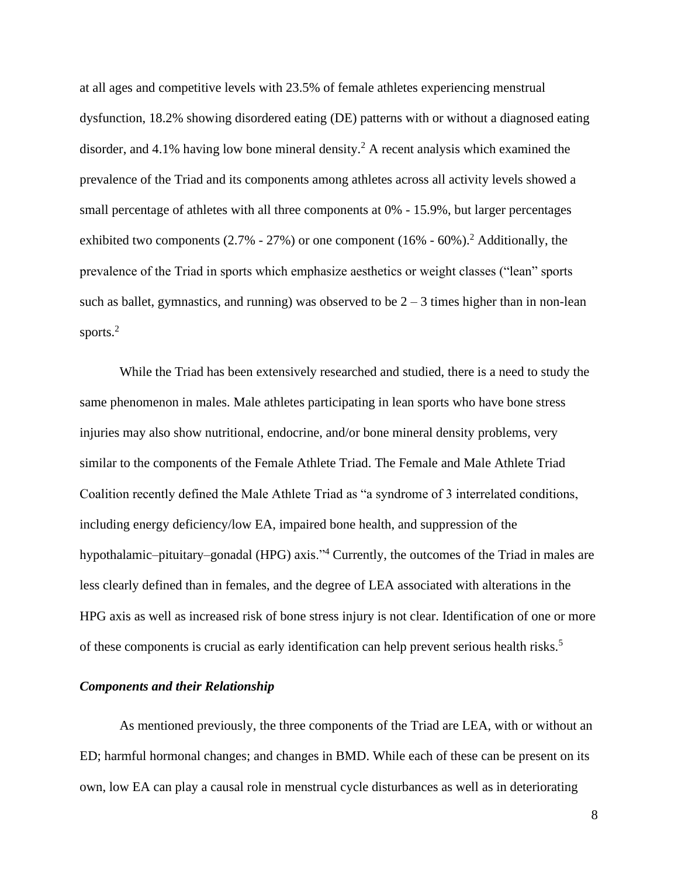at all ages and competitive levels with 23.5% of female athletes experiencing menstrual dysfunction, 18.2% showing disordered eating (DE) patterns with or without a diagnosed eating disorder, and 4.1% having low bone mineral density.[2] A recent analysis which examined the prevalence of the Triad and its components among athletes across all activity levels showed a small percentage of athletes with all three components at 0% - 15.9%, but larger percentages exhibited two components (2.7% - 27%) or one component (16% - 60%).[2] Additionally, the prevalence of the Triad in sports which emphasize aesthetics or weight classes ("lean" sports such as ballet, gymnastics, and running) was observed to be 2 – 3 times higher than in non-lean sports.[2]

While the Triad has been extensively researched and studied, there is a need to study the same phenomenon in males. Male athletes participating in lean sports who have bone stress injuries may also show nutritional, endocrine, and/or bone mineral density problems, very similar to the components of the Female Athlete Triad. The Female and Male Athlete Triad Coalition recently defined the Male Athlete Triad as "a syndrome of 3 interrelated conditions, including energy deficiency/low EA, impaired bone health, and suppression of the hypothalamic–pituitary–gonadal (HPG) axis."[4] Currently, the outcomes of the Triad in males are less clearly defined than in females, and the degree of LEA associated with alterations in the HPG axis as well as increased risk of bone stress injury is not clear. Identification of one or more of these components is crucial as early identification can help prevent serious health risks.[5]

### *Components and their Relationship*

As mentioned previously, the three components of the Triad are LEA, with or without an ED; harmful hormonal changes; and changes in BMD. While each of these can be present on its own, low EA can play a causal role in menstrual cycle disturbances as well as in deteriorating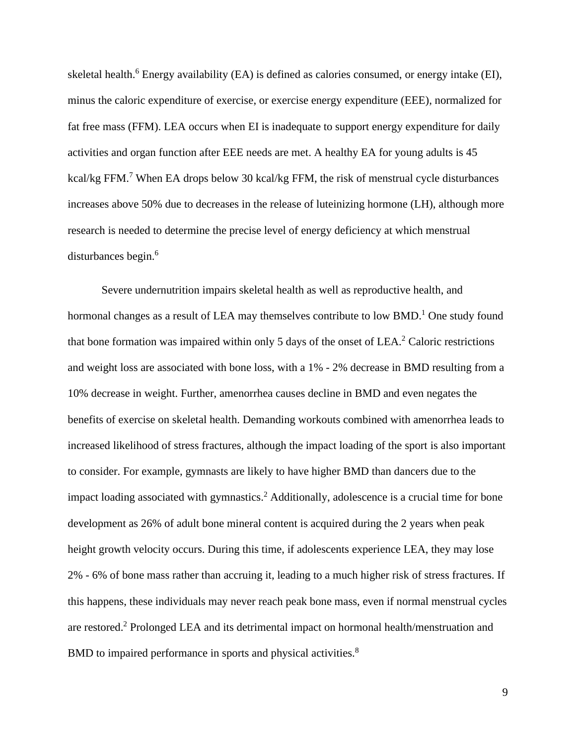skeletal health.[6] Energy availability (EA) is defined as calories consumed, or energy intake (EI), minus the caloric expenditure of exercise, or exercise energy expenditure (EEE), normalized for fat free mass (FFM). LEA occurs when EI is inadequate to support energy expenditure for daily activities and organ function after EEE needs are met. A healthy EA for young adults is 45 kcal/kg FFM.[7] When EA drops below 30 kcal/kg FFM, the risk of menstrual cycle disturbances increases above 50% due to decreases in the release of luteinizing hormone (LH), although more research is needed to determine the precise level of energy deficiency at which menstrual disturbances begin.[6]

Severe undernutrition impairs skeletal health as well as reproductive health, and hormonal changes as a result of LEA may themselves contribute to low BMD.[1] One study found that bone formation was impaired within only 5 days of the onset of LEA.[2] Caloric restrictions and weight loss are associated with bone loss, with a 1% - 2% decrease in BMD resulting from a 10% decrease in weight. Further, amenorrhea causes decline in BMD and even negates the benefits of exercise on skeletal health. Demanding workouts combined with amenorrhea leads to increased likelihood of stress fractures, although the impact loading of the sport is also important to consider. For example, gymnasts are likely to have higher BMD than dancers due to the impact loading associated with gymnastics.[2] Additionally, adolescence is a crucial time for bone development as 26% of adult bone mineral content is acquired during the 2 years when peak height growth velocity occurs. During this time, if adolescents experience LEA, they may lose 2% - 6% of bone mass rather than accruing it, leading to a much higher risk of stress fractures. If this happens, these individuals may never reach peak bone mass, even if normal menstrual cycles are restored.[2] Prolonged LEA and its detrimental impact on hormonal health/menstruation and BMD to impaired performance in sports and physical activities.[8]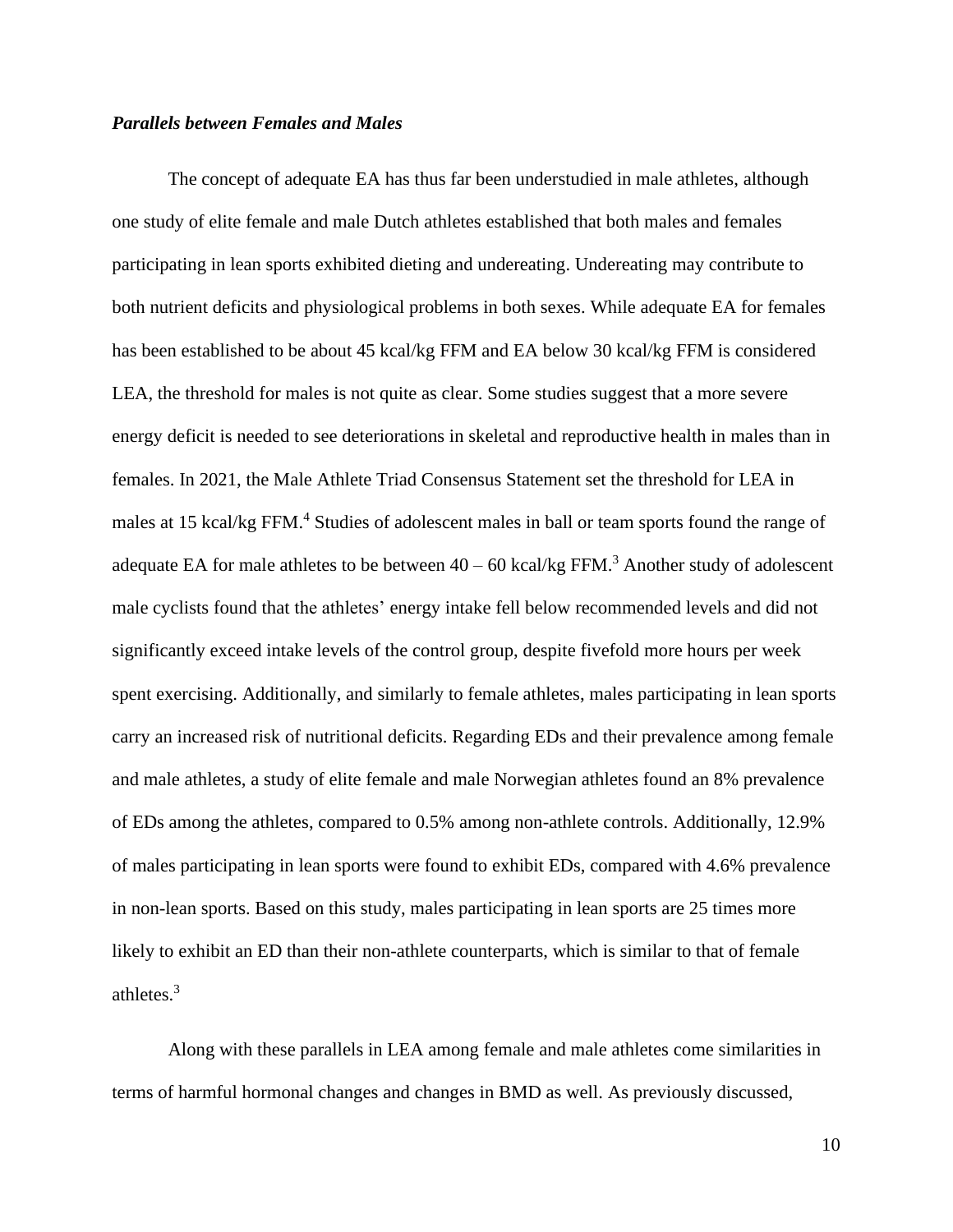### *Parallels between Females and Males*

The concept of adequate EA has thus far been understudied in male athletes, although one study of elite female and male Dutch athletes established that both males and females participating in lean sports exhibited dieting and undereating. Undereating may contribute to both nutrient deficits and physiological problems in both sexes. While adequate EA for females has been established to be about 45 kcal/kg FFM and EA below 30 kcal/kg FFM is considered LEA, the threshold for males is not quite as clear. Some studies suggest that a more severe energy deficit is needed to see deteriorations in skeletal and reproductive health in males than in females. In 2021, the Male Athlete Triad Consensus Statement set the threshold for LEA in males at 15 kcal/kg FFM.[4] Studies of adolescent males in ball or team sports found the range of adequate EA for male athletes to be between 40 – 60 kcal/kg FFM.[3] Another study of adolescent male cyclists found that the athletes' energy intake fell below recommended levels and did not significantly exceed intake levels of the control group, despite fivefold more hours per week spent exercising. Additionally, and similarly to female athletes, males participating in lean sports carry an increased risk of nutritional deficits. Regarding EDs and their prevalence among female and male athletes, a study of elite female and male Norwegian athletes found an 8% prevalence of EDs among the athletes, compared to 0.5% among non-athlete controls. Additionally, 12.9% of males participating in lean sports were found to exhibit EDs, compared with 4.6% prevalence in non-lean sports. Based on this study, males participating in lean sports are 25 times more likely to exhibit an ED than their non-athlete counterparts, which is similar to that of female athletes.[3]

Along with these parallels in LEA among female and male athletes come similarities in terms of harmful hormonal changes and changes in BMD as well. As previously discussed,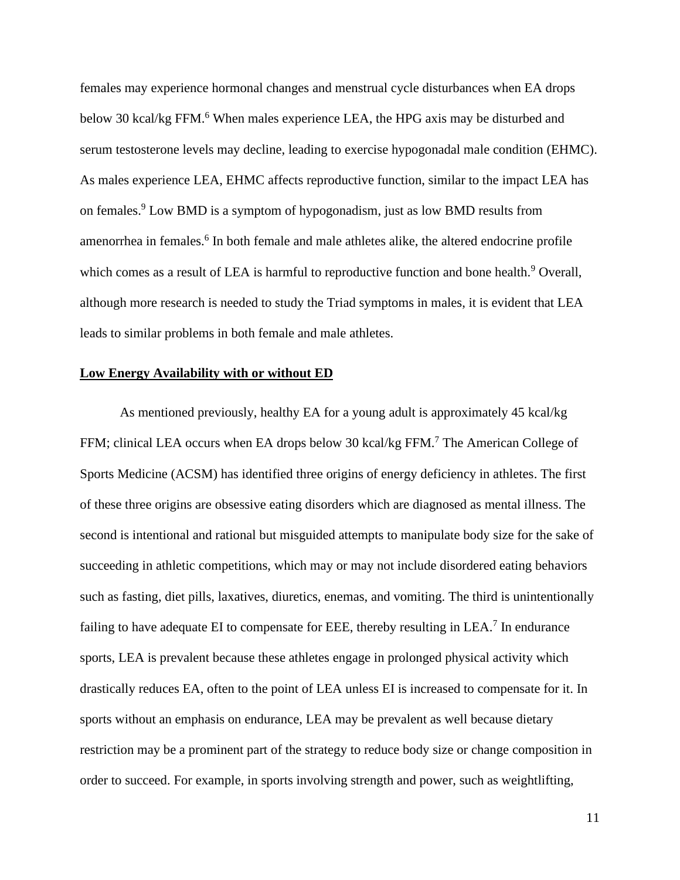females may experience hormonal changes and menstrual cycle disturbances when EA drops below 30 kcal/kg FFM.[6] When males experience LEA, the HPG axis may be disturbed and serum testosterone levels may decline, leading to exercise hypogonadal male condition (EHMC). As males experience LEA, EHMC affects reproductive function, similar to the impact LEA has on females.[9] Low BMD is a symptom of hypogonadism, just as low BMD results from amenorrhea in females.[6] In both female and male athletes alike, the altered endocrine profile which comes as a result of LEA is harmful to reproductive function and bone health.[9] Overall, although more research is needed to study the Triad symptoms in males, it is evident that LEA leads to similar problems in both female and male athletes.

**Low Energy Availability with or without ED**

As mentioned previously, healthy EA for a young adult is approximately 45 kcal/kg FFM; clinical LEA occurs when EA drops below 30 kcal/kg FFM.[7] The American College of Sports Medicine (ACSM) has identified three origins of energy deficiency in athletes. The first of these three origins are obsessive eating disorders which are diagnosed as mental illness. The second is intentional and rational but misguided attempts to manipulate body size for the sake of succeeding in athletic competitions, which may or may not include disordered eating behaviors such as fasting, diet pills, laxatives, diuretics, enemas, and vomiting. The third is unintentionally failing to have adequate EI to compensate for EEE, thereby resulting in LEA.[7] In endurance sports, LEA is prevalent because these athletes engage in prolonged physical activity which drastically reduces EA, often to the point of LEA unless EI is increased to compensate for it. In sports without an emphasis on endurance, LEA may be prevalent as well because dietary restriction may be a prominent part of the strategy to reduce body size or change composition in order to succeed. For example, in sports involving strength and power, such as weightlifting,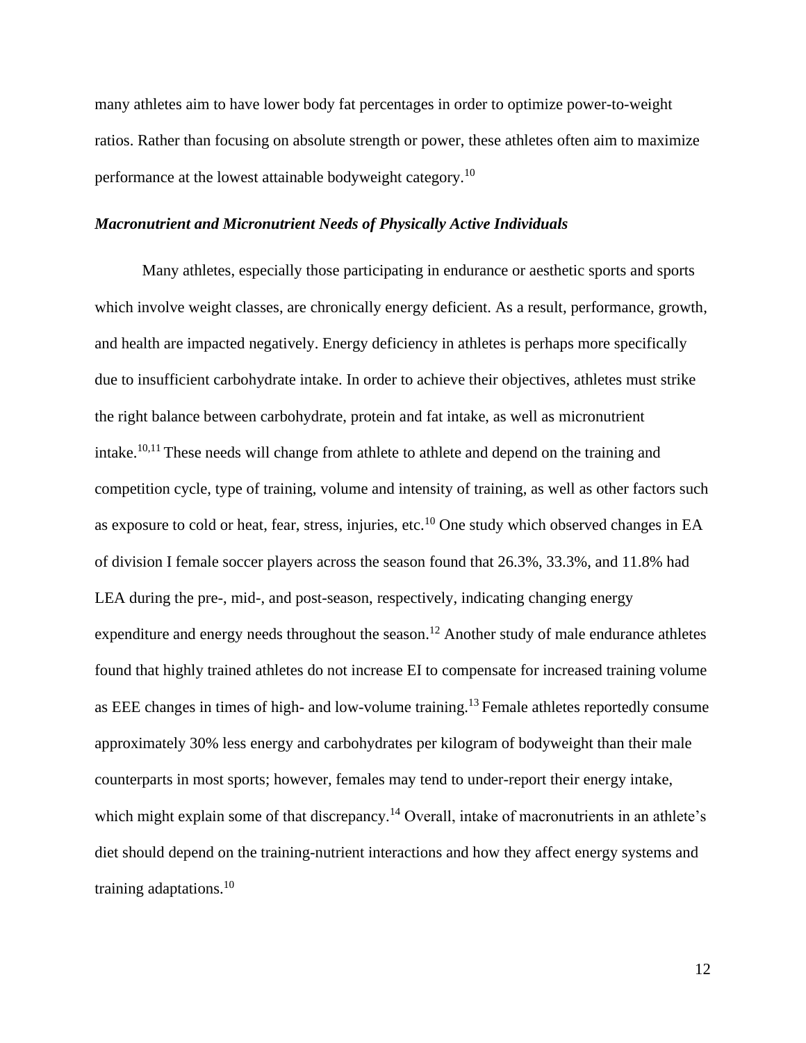many athletes aim to have lower body fat percentages in order to optimize power-to-weight ratios. Rather than focusing on absolute strength or power, these athletes often aim to maximize performance at the lowest attainable bodyweight category.[10]

### *Macronutrient and Micronutrient Needs of Physically Active Individuals*

Many athletes, especially those participating in endurance or aesthetic sports and sports which involve weight classes, are chronically energy deficient. As a result, performance, growth, and health are impacted negatively. Energy deficiency in athletes is perhaps more specifically due to insufficient carbohydrate intake. In order to achieve their objectives, athletes must strike the right balance between carbohydrate, protein and fat intake, as well as micronutrient intake.[10,11] These needs will change from athlete to athlete and depend on the training and competition cycle, type of training, volume and intensity of training, as well as other factors such as exposure to cold or heat, fear, stress, injuries, etc.[10] One study which observed changes in EA of division I female soccer players across the season found that 26.3%, 33.3%, and 11.8% had LEA during the pre-, mid-, and post-season, respectively, indicating changing energy expenditure and energy needs throughout the season.[12] Another study of male endurance athletes found that highly trained athletes do not increase EI to compensate for increased training volume as EEE changes in times of high- and low-volume training.[13] Female athletes reportedly consume approximately 30% less energy and carbohydrates per kilogram of bodyweight than their male counterparts in most sports; however, females may tend to under-report their energy intake, which might explain some of that discrepancy.[14] Overall, intake of macronutrients in an athlete's diet should depend on the training-nutrient interactions and how they affect energy systems and training adaptations.[10]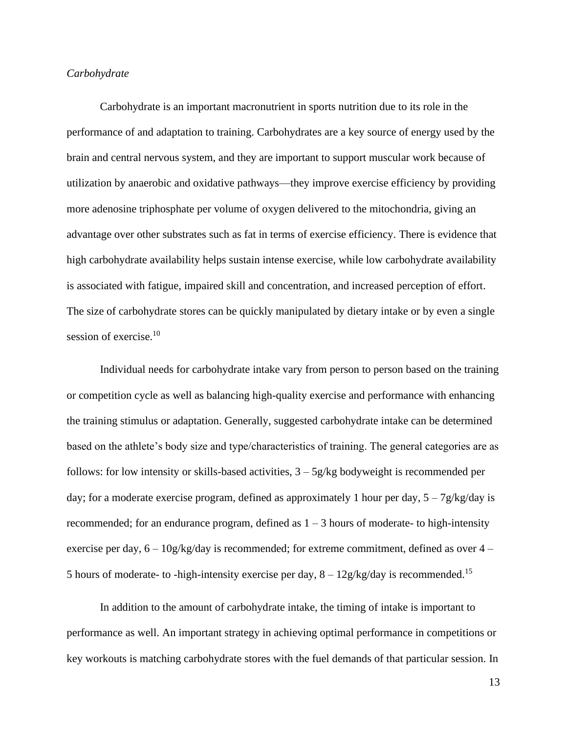*Carbohydrate*

Carbohydrate is an important macronutrient in sports nutrition due to its role in the performance of and adaptation to training. Carbohydrates are a key source of energy used by the brain and central nervous system, and they are important to support muscular work because of utilization by anaerobic and oxidative pathways—they improve exercise efficiency by providing more adenosine triphosphate per volume of oxygen delivered to the mitochondria, giving an advantage over other substrates such as fat in terms of exercise efficiency. There is evidence that high carbohydrate availability helps sustain intense exercise, while low carbohydrate availability is associated with fatigue, impaired skill and concentration, and increased perception of effort. The size of carbohydrate stores can be quickly manipulated by dietary intake or by even a single session of exercise.[10]

Individual needs for carbohydrate intake vary from person to person based on the training or competition cycle as well as balancing high-quality exercise and performance with enhancing the training stimulus or adaptation. Generally, suggested carbohydrate intake can be determined based on the athlete's body size and type/characteristics of training. The general categories are as follows: for low intensity or skills-based activities, 3 – 5g/kg bodyweight is recommended per day; for a moderate exercise program, defined as approximately 1 hour per day, 5 – 7g/kg/day is recommended; for an endurance program, defined as 1 – 3 hours of moderate- to high-intensity exercise per day, 6 – 10g/kg/day is recommended; for extreme commitment, defined as over 4 – 5 hours of moderate- to -high-intensity exercise per day, 8 – 12g/kg/day is recommended.[15]

In addition to the amount of carbohydrate intake, the timing of intake is important to performance as well. An important strategy in achieving optimal performance in competitions or key workouts is matching carbohydrate stores with the fuel demands of that particular session. In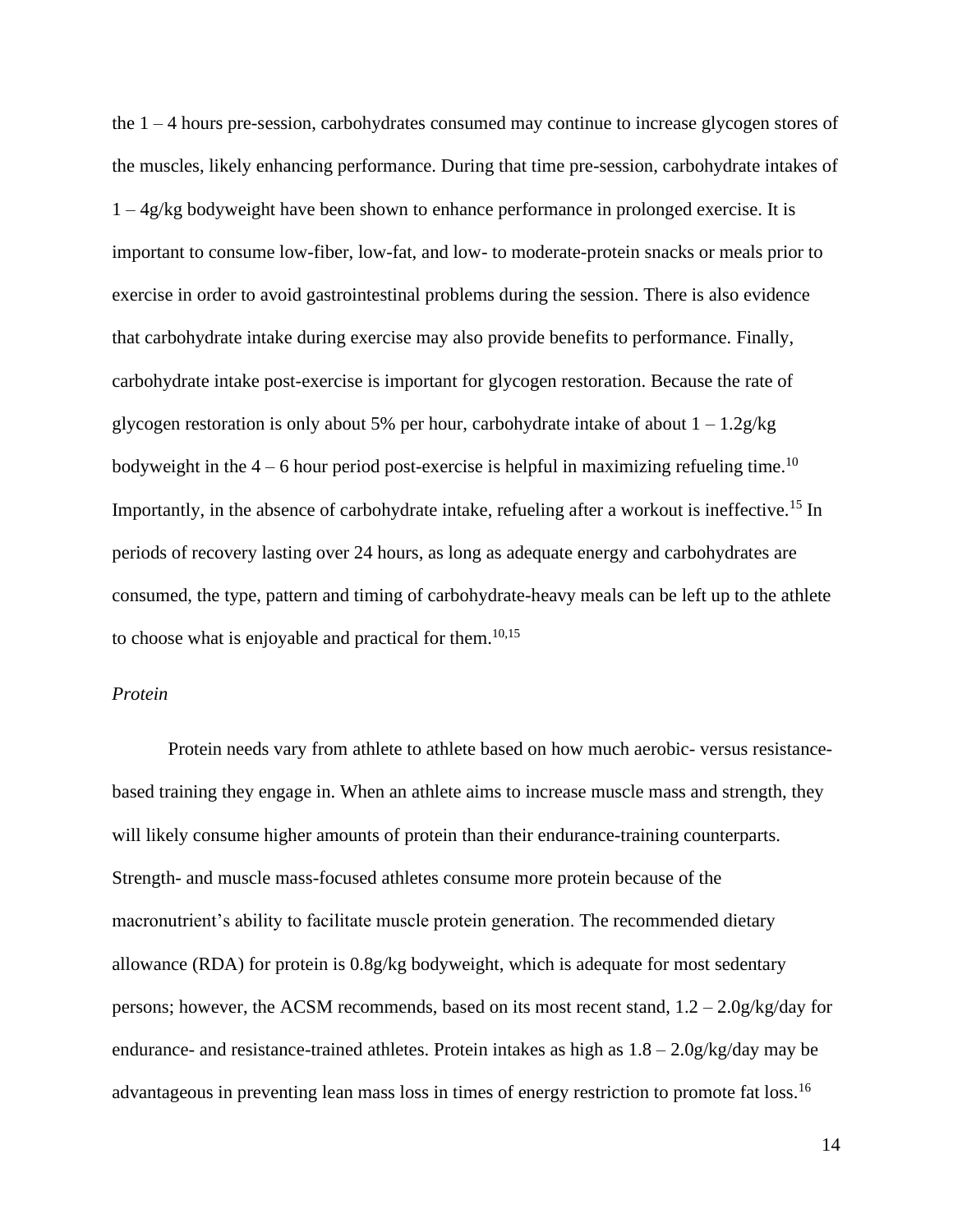the 1 – 4 hours pre-session, carbohydrates consumed may continue to increase glycogen stores of the muscles, likely enhancing performance. During that time pre-session, carbohydrate intakes of 1 – 4g/kg bodyweight have been shown to enhance performance in prolonged exercise. It is important to consume low-fiber, low-fat, and low- to moderate-protein snacks or meals prior to exercise in order to avoid gastrointestinal problems during the session. There is also evidence that carbohydrate intake during exercise may also provide benefits to performance. Finally, carbohydrate intake post-exercise is important for glycogen restoration. Because the rate of glycogen restoration is only about 5% per hour, carbohydrate intake of about 1 – 1.2g/kg bodyweight in the 4 – 6 hour period post-exercise is helpful in maximizing refueling time.[10] Importantly, in the absence of carbohydrate intake, refueling after a workout is ineffective.[15] In periods of recovery lasting over 24 hours, as long as adequate energy and carbohydrates are consumed, the type, pattern and timing of carbohydrate-heavy meals can be left up to the athlete to choose what is enjoyable and practical for them.[10,15]

*Protein*

Protein needs vary from athlete to athlete based on how much aerobic- versus resistance-based training they engage in. When an athlete aims to increase muscle mass and strength, they will likely consume higher amounts of protein than their endurance-training counterparts. Strength- and muscle mass-focused athletes consume more protein because of the macronutrient's ability to facilitate muscle protein generation. The recommended dietary allowance (RDA) for protein is 0.8g/kg bodyweight, which is adequate for most sedentary persons; however, the ACSM recommends, based on its most recent stand, 1.2 – 2.0g/kg/day for endurance- and resistance-trained athletes. Protein intakes as high as 1.8 – 2.0g/kg/day may be advantageous in preventing lean mass loss in times of energy restriction to promote fat loss.[16]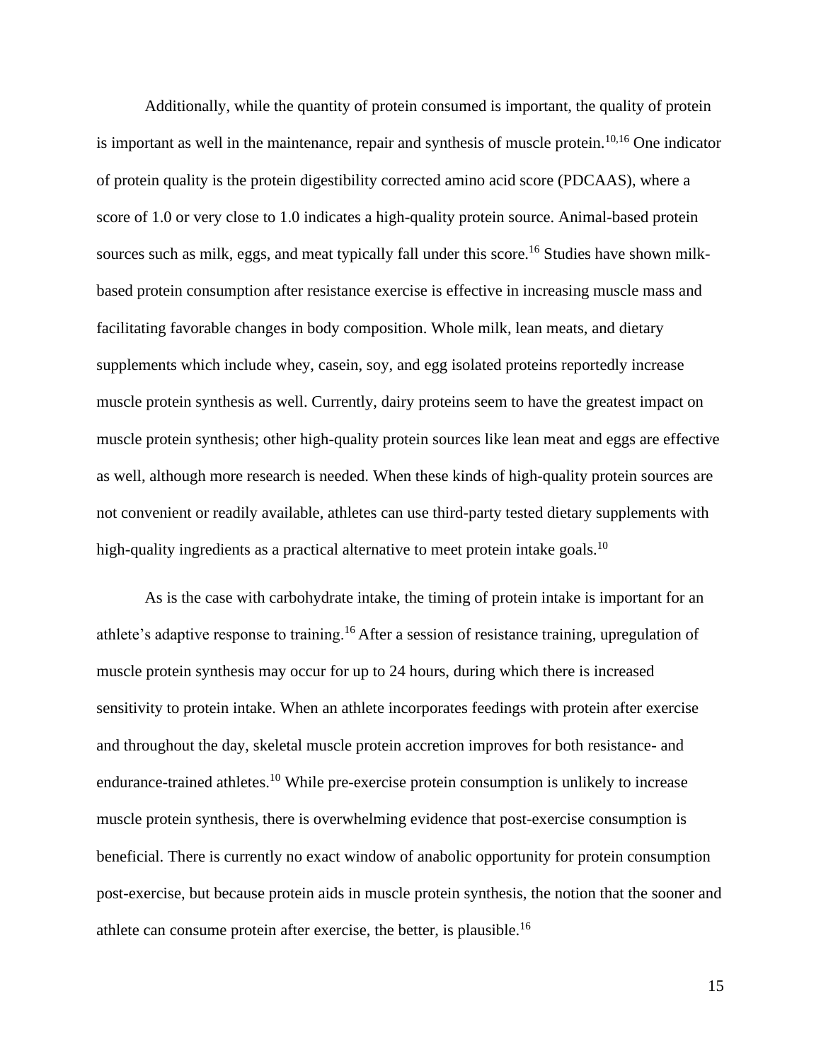Additionally, while the quantity of protein consumed is important, the quality of protein is important as well in the maintenance, repair and synthesis of muscle protein.[10,16] One indicator of protein quality is the protein digestibility corrected amino acid score (PDCAAS), where a score of 1.0 or very close to 1.0 indicates a high-quality protein source. Animal-based protein sources such as milk, eggs, and meat typically fall under this score.[16] Studies have shown milk-based protein consumption after resistance exercise is effective in increasing muscle mass and facilitating favorable changes in body composition. Whole milk, lean meats, and dietary supplements which include whey, casein, soy, and egg isolated proteins reportedly increase muscle protein synthesis as well. Currently, dairy proteins seem to have the greatest impact on muscle protein synthesis; other high-quality protein sources like lean meat and eggs are effective as well, although more research is needed. When these kinds of high-quality protein sources are not convenient or readily available, athletes can use third-party tested dietary supplements with high-quality ingredients as a practical alternative to meet protein intake goals.[10]

As is the case with carbohydrate intake, the timing of protein intake is important for an athlete's adaptive response to training.[16] After a session of resistance training, upregulation of muscle protein synthesis may occur for up to 24 hours, during which there is increased sensitivity to protein intake. When an athlete incorporates feedings with protein after exercise and throughout the day, skeletal muscle protein accretion improves for both resistance- and endurance-trained athletes.[10] While pre-exercise protein consumption is unlikely to increase muscle protein synthesis, there is overwhelming evidence that post-exercise consumption is beneficial. There is currently no exact window of anabolic opportunity for protein consumption post-exercise, but because protein aids in muscle protein synthesis, the notion that the sooner and athlete can consume protein after exercise, the better, is plausible.[16]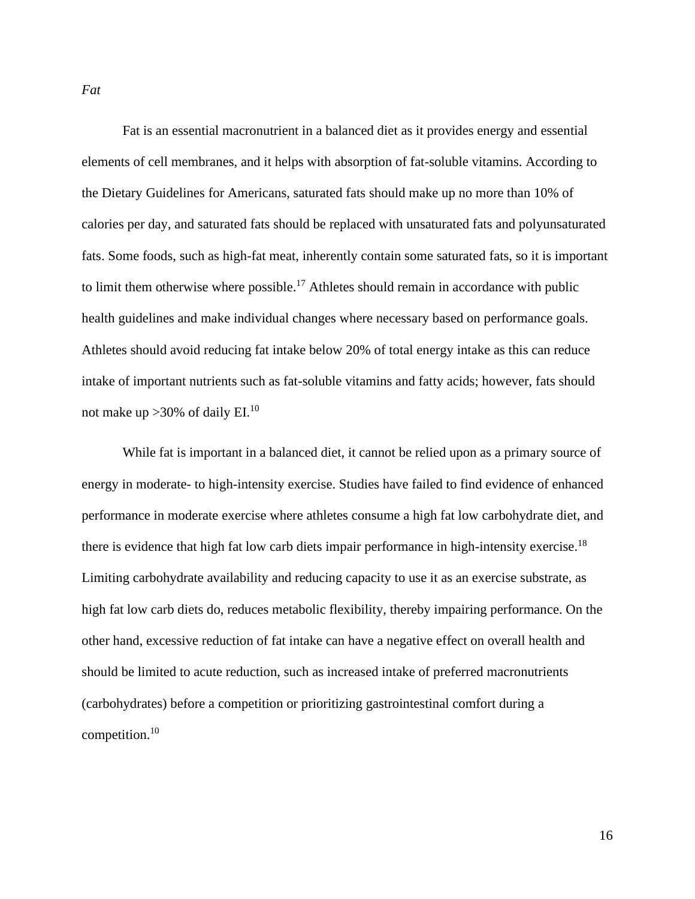*Fat*

Fat is an essential macronutrient in a balanced diet as it provides energy and essential elements of cell membranes, and it helps with absorption of fat-soluble vitamins. According to the Dietary Guidelines for Americans, saturated fats should make up no more than 10% of calories per day, and saturated fats should be replaced with unsaturated fats and polyunsaturated fats. Some foods, such as high-fat meat, inherently contain some saturated fats, so it is important to limit them otherwise where possible.[17] Athletes should remain in accordance with public health guidelines and make individual changes where necessary based on performance goals. Athletes should avoid reducing fat intake below 20% of total energy intake as this can reduce intake of important nutrients such as fat-soluble vitamins and fatty acids; however, fats should not make up >30% of daily EI.[10]

While fat is important in a balanced diet, it cannot be relied upon as a primary source of energy in moderate- to high-intensity exercise. Studies have failed to find evidence of enhanced performance in moderate exercise where athletes consume a high fat low carbohydrate diet, and there is evidence that high fat low carb diets impair performance in high-intensity exercise.[18] Limiting carbohydrate availability and reducing capacity to use it as an exercise substrate, as high fat low carb diets do, reduces metabolic flexibility, thereby impairing performance. On the other hand, excessive reduction of fat intake can have a negative effect on overall health and should be limited to acute reduction, such as increased intake of preferred macronutrients (carbohydrates) before a competition or prioritizing gastrointestinal comfort during a competition.[10]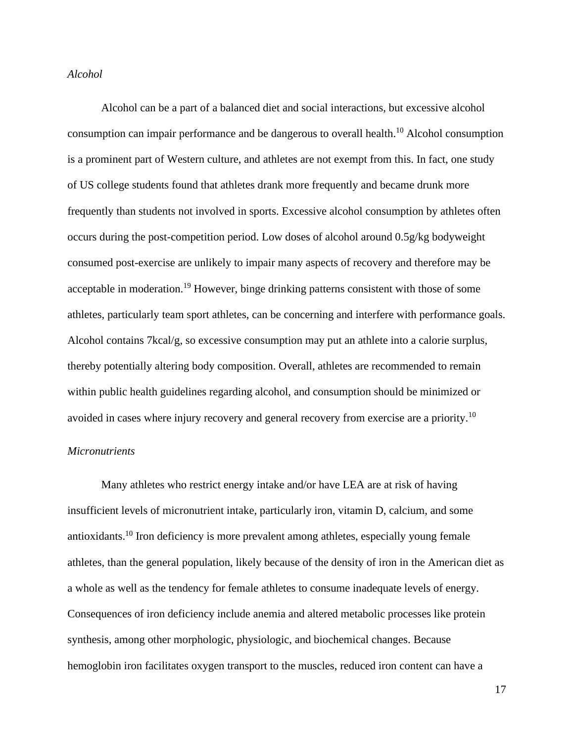*Alcohol*

Alcohol can be a part of a balanced diet and social interactions, but excessive alcohol consumption can impair performance and be dangerous to overall health.[10] Alcohol consumption is a prominent part of Western culture, and athletes are not exempt from this. In fact, one study of US college students found that athletes drank more frequently and became drunk more frequently than students not involved in sports. Excessive alcohol consumption by athletes often occurs during the post-competition period. Low doses of alcohol around 0.5g/kg bodyweight consumed post-exercise are unlikely to impair many aspects of recovery and therefore may be acceptable in moderation.[19] However, binge drinking patterns consistent with those of some athletes, particularly team sport athletes, can be concerning and interfere with performance goals. Alcohol contains 7kcal/g, so excessive consumption may put an athlete into a calorie surplus, thereby potentially altering body composition. Overall, athletes are recommended to remain within public health guidelines regarding alcohol, and consumption should be minimized or avoided in cases where injury recovery and general recovery from exercise are a priority.[10]

*Micronutrients*

Many athletes who restrict energy intake and/or have LEA are at risk of having insufficient levels of micronutrient intake, particularly iron, vitamin D, calcium, and some antioxidants.[10] Iron deficiency is more prevalent among athletes, especially young female athletes, than the general population, likely because of the density of iron in the American diet as a whole as well as the tendency for female athletes to consume inadequate levels of energy. Consequences of iron deficiency include anemia and altered metabolic processes like protein synthesis, among other morphologic, physiologic, and biochemical changes. Because hemoglobin iron facilitates oxygen transport to the muscles, reduced iron content can have a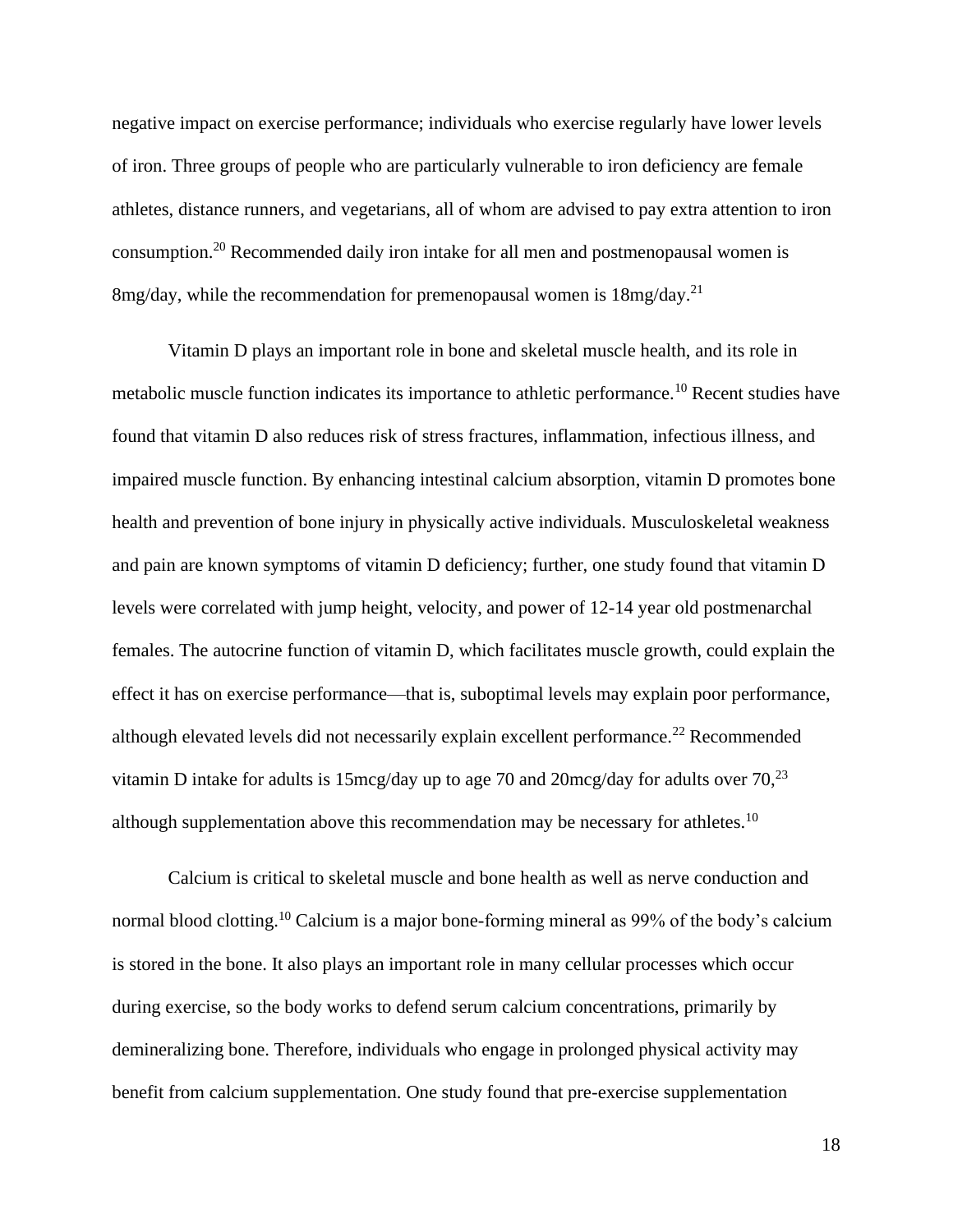negative impact on exercise performance; individuals who exercise regularly have lower levels of iron. Three groups of people who are particularly vulnerable to iron deficiency are female athletes, distance runners, and vegetarians, all of whom are advised to pay extra attention to iron consumption.[20] Recommended daily iron intake for all men and postmenopausal women is 8mg/day, while the recommendation for premenopausal women is 18mg/day.[21]

Vitamin D plays an important role in bone and skeletal muscle health, and its role in metabolic muscle function indicates its importance to athletic performance.[10] Recent studies have found that vitamin D also reduces risk of stress fractures, inflammation, infectious illness, and impaired muscle function. By enhancing intestinal calcium absorption, vitamin D promotes bone health and prevention of bone injury in physically active individuals. Musculoskeletal weakness and pain are known symptoms of vitamin D deficiency; further, one study found that vitamin D levels were correlated with jump height, velocity, and power of 12-14 year old postmenarchal females. The autocrine function of vitamin D, which facilitates muscle growth, could explain the effect it has on exercise performance—that is, suboptimal levels may explain poor performance, although elevated levels did not necessarily explain excellent performance.[22] Recommended vitamin D intake for adults is 15mcg/day up to age 70 and 20mcg/day for adults over 70,[23] although supplementation above this recommendation may be necessary for athletes.[10]

Calcium is critical to skeletal muscle and bone health as well as nerve conduction and normal blood clotting.[10] Calcium is a major bone-forming mineral as 99% of the body's calcium is stored in the bone. It also plays an important role in many cellular processes which occur during exercise, so the body works to defend serum calcium concentrations, primarily by demineralizing bone. Therefore, individuals who engage in prolonged physical activity may benefit from calcium supplementation. One study found that pre-exercise supplementation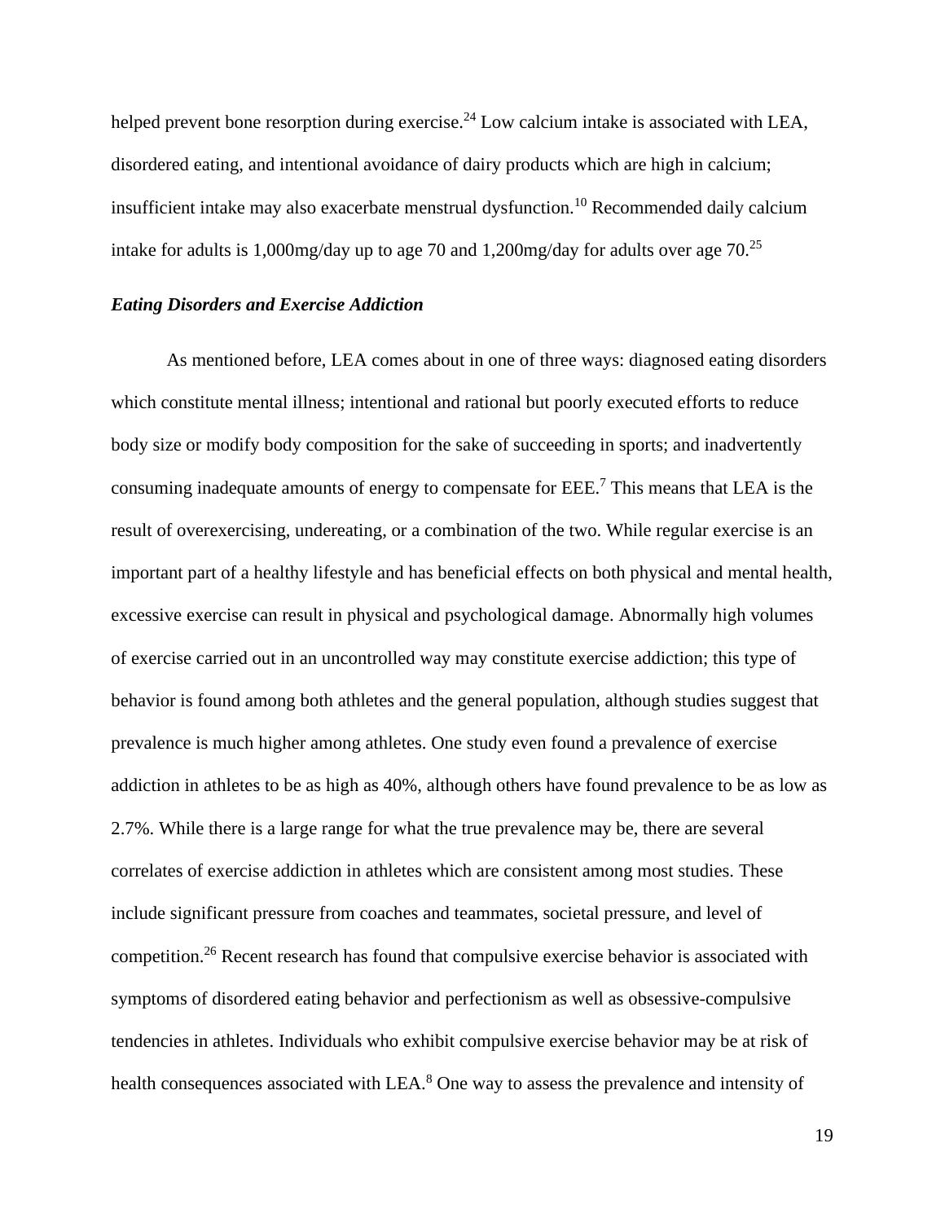helped prevent bone resorption during exercise.[24] Low calcium intake is associated with LEA, disordered eating, and intentional avoidance of dairy products which are high in calcium; insufficient intake may also exacerbate menstrual dysfunction.[10] Recommended daily calcium intake for adults is 1,000mg/day up to age 70 and 1,200mg/day for adults over age 70.[25]

### *Eating Disorders and Exercise Addiction*

As mentioned before, LEA comes about in one of three ways: diagnosed eating disorders which constitute mental illness; intentional and rational but poorly executed efforts to reduce body size or modify body composition for the sake of succeeding in sports; and inadvertently consuming inadequate amounts of energy to compensate for EEE.[7] This means that LEA is the result of overexercising, undereating, or a combination of the two. While regular exercise is an important part of a healthy lifestyle and has beneficial effects on both physical and mental health, excessive exercise can result in physical and psychological damage. Abnormally high volumes of exercise carried out in an uncontrolled way may constitute exercise addiction; this type of behavior is found among both athletes and the general population, although studies suggest that prevalence is much higher among athletes. One study even found a prevalence of exercise addiction in athletes to be as high as 40%, although others have found prevalence to be as low as 2.7%. While there is a large range for what the true prevalence may be, there are several correlates of exercise addiction in athletes which are consistent among most studies. These include significant pressure from coaches and teammates, societal pressure, and level of competition.[26] Recent research has found that compulsive exercise behavior is associated with symptoms of disordered eating behavior and perfectionism as well as obsessive-compulsive tendencies in athletes. Individuals who exhibit compulsive exercise behavior may be at risk of health consequences associated with LEA.[8] One way to assess the prevalence and intensity of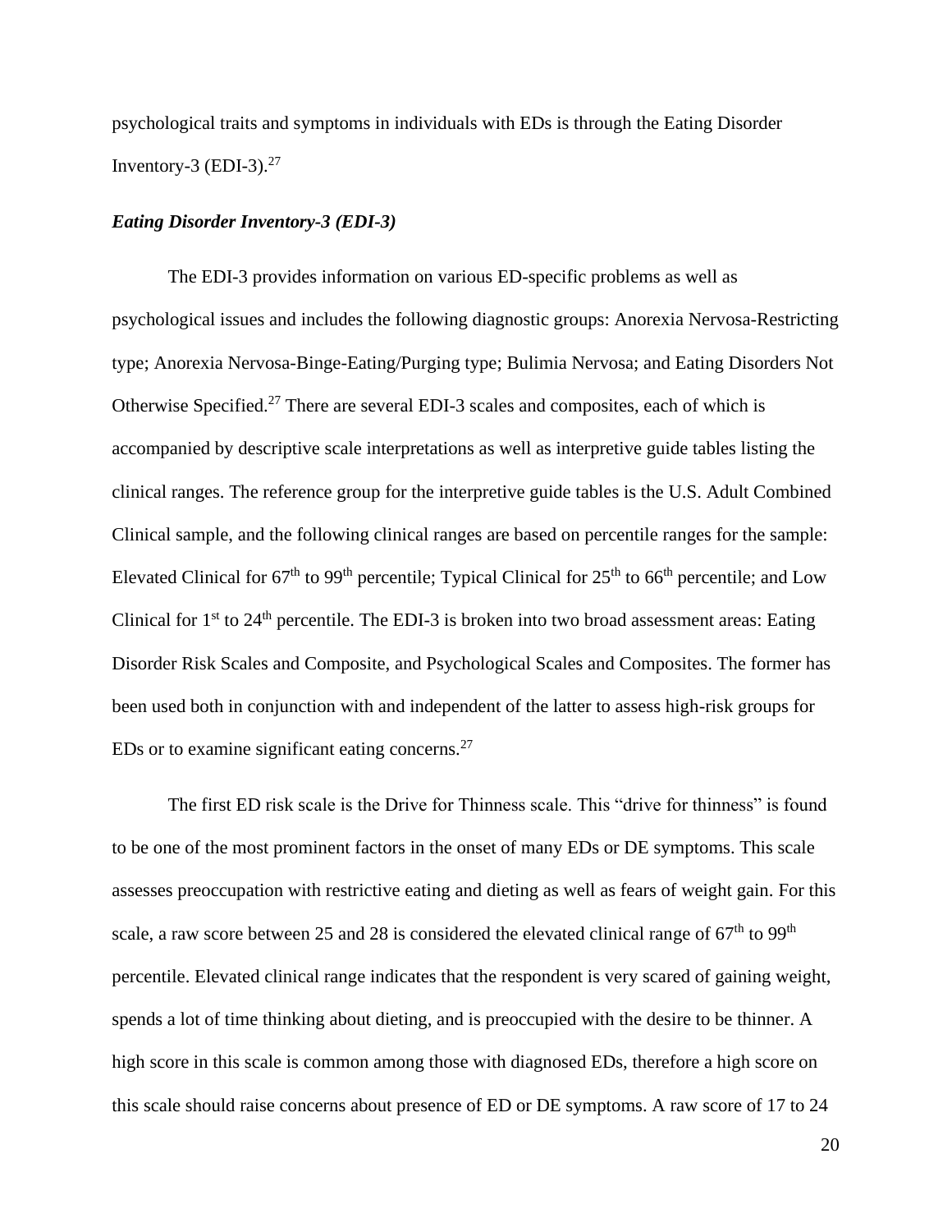psychological traits and symptoms in individuals with EDs is through the Eating Disorder Inventory-3 (EDI-3).[27]

### *Eating Disorder Inventory-3 (EDI-3)*

The EDI-3 provides information on various ED-specific problems as well as psychological issues and includes the following diagnostic groups: Anorexia Nervosa-Restricting type; Anorexia Nervosa-Binge-Eating/Purging type; Bulimia Nervosa; and Eating Disorders Not Otherwise Specified.[27] There are several EDI-3 scales and composites, each of which is accompanied by descriptive scale interpretations as well as interpretive guide tables listing the clinical ranges. The reference group for the interpretive guide tables is the U.S. Adult Combined Clinical sample, and the following clinical ranges are based on percentile ranges for the sample: Elevated Clinical for 67th to 99th percentile; Typical Clinical for 25th to 66th percentile; and Low Clinical for 1st to 24th percentile. The EDI-3 is broken into two broad assessment areas: Eating Disorder Risk Scales and Composite, and Psychological Scales and Composites. The former has been used both in conjunction with and independent of the latter to assess high-risk groups for EDs or to examine significant eating concerns.[27]

The first ED risk scale is the Drive for Thinness scale. This "drive for thinness" is found to be one of the most prominent factors in the onset of many EDs or DE symptoms. This scale assesses preoccupation with restrictive eating and dieting as well as fears of weight gain. For this scale, a raw score between 25 and 28 is considered the elevated clinical range of 67th to 99th percentile. Elevated clinical range indicates that the respondent is very scared of gaining weight, spends a lot of time thinking about dieting, and is preoccupied with the desire to be thinner. A high score in this scale is common among those with diagnosed EDs, therefore a high score on this scale should raise concerns about presence of ED or DE symptoms. A raw score of 17 to 24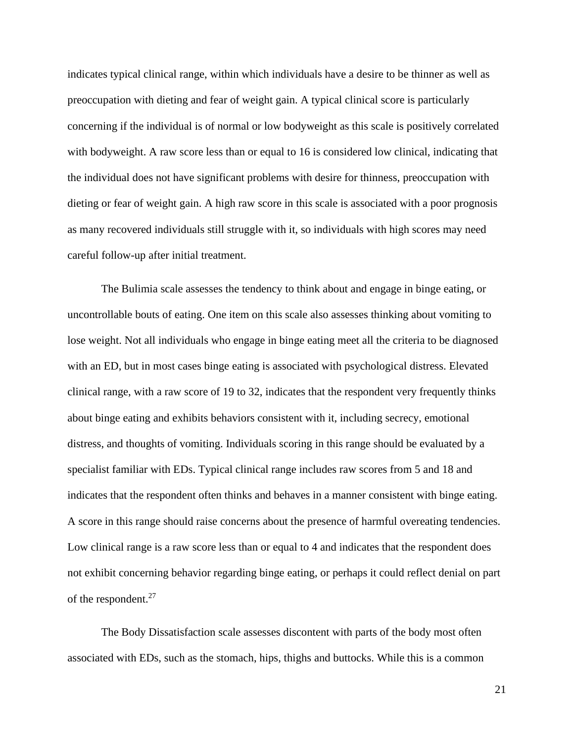indicates typical clinical range, within which individuals have a desire to be thinner as well as preoccupation with dieting and fear of weight gain. A typical clinical score is particularly concerning if the individual is of normal or low bodyweight as this scale is positively correlated with bodyweight. A raw score less than or equal to 16 is considered low clinical, indicating that the individual does not have significant problems with desire for thinness, preoccupation with dieting or fear of weight gain. A high raw score in this scale is associated with a poor prognosis as many recovered individuals still struggle with it, so individuals with high scores may need careful follow-up after initial treatment.

The Bulimia scale assesses the tendency to think about and engage in binge eating, or uncontrollable bouts of eating. One item on this scale also assesses thinking about vomiting to lose weight. Not all individuals who engage in binge eating meet all the criteria to be diagnosed with an ED, but in most cases binge eating is associated with psychological distress. Elevated clinical range, with a raw score of 19 to 32, indicates that the respondent very frequently thinks about binge eating and exhibits behaviors consistent with it, including secrecy, emotional distress, and thoughts of vomiting. Individuals scoring in this range should be evaluated by a specialist familiar with EDs. Typical clinical range includes raw scores from 5 and 18 and indicates that the respondent often thinks and behaves in a manner consistent with binge eating. A score in this range should raise concerns about the presence of harmful overeating tendencies. Low clinical range is a raw score less than or equal to 4 and indicates that the respondent does not exhibit concerning behavior regarding binge eating, or perhaps it could reflect denial on part of the respondent.[27]

The Body Dissatisfaction scale assesses discontent with parts of the body most often associated with EDs, such as the stomach, hips, thighs and buttocks. While this is a common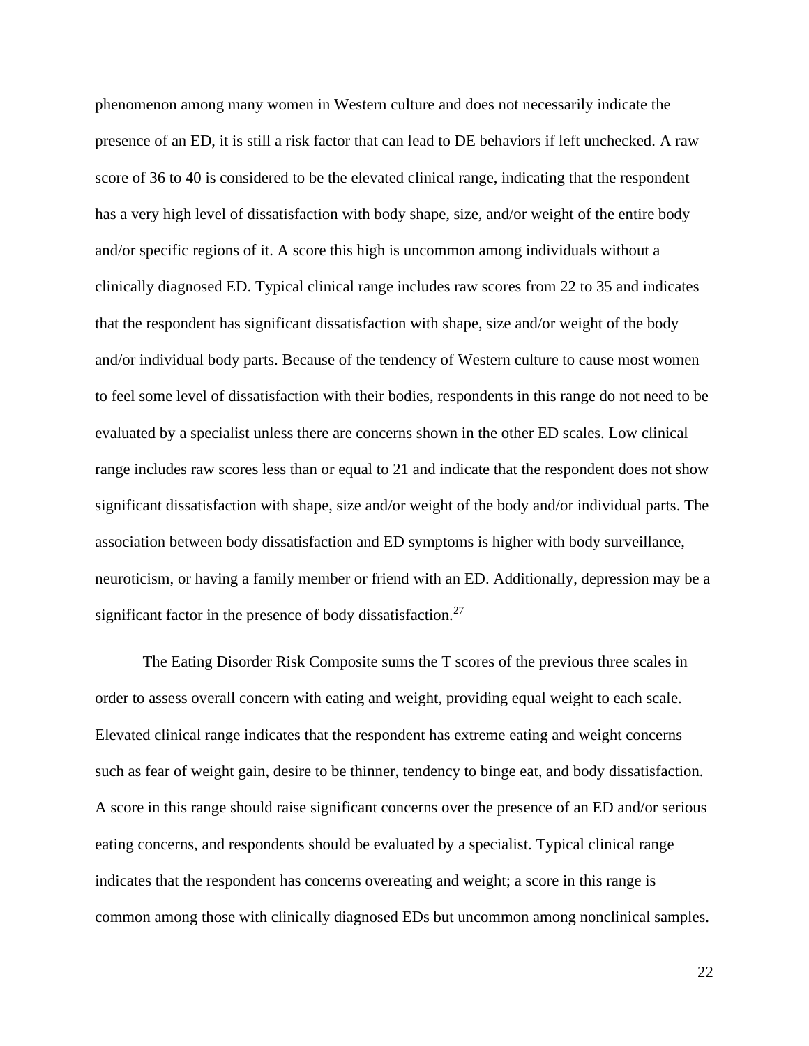phenomenon among many women in Western culture and does not necessarily indicate the presence of an ED, it is still a risk factor that can lead to DE behaviors if left unchecked. A raw score of 36 to 40 is considered to be the elevated clinical range, indicating that the respondent has a very high level of dissatisfaction with body shape, size, and/or weight of the entire body and/or specific regions of it. A score this high is uncommon among individuals without a clinically diagnosed ED. Typical clinical range includes raw scores from 22 to 35 and indicates that the respondent has significant dissatisfaction with shape, size and/or weight of the body and/or individual body parts. Because of the tendency of Western culture to cause most women to feel some level of dissatisfaction with their bodies, respondents in this range do not need to be evaluated by a specialist unless there are concerns shown in the other ED scales. Low clinical range includes raw scores less than or equal to 21 and indicate that the respondent does not show significant dissatisfaction with shape, size and/or weight of the body and/or individual parts. The association between body dissatisfaction and ED symptoms is higher with body surveillance, neuroticism, or having a family member or friend with an ED. Additionally, depression may be a significant factor in the presence of body dissatisfaction.[27]

The Eating Disorder Risk Composite sums the T scores of the previous three scales in order to assess overall concern with eating and weight, providing equal weight to each scale. Elevated clinical range indicates that the respondent has extreme eating and weight concerns such as fear of weight gain, desire to be thinner, tendency to binge eat, and body dissatisfaction. A score in this range should raise significant concerns over the presence of an ED and/or serious eating concerns, and respondents should be evaluated by a specialist. Typical clinical range indicates that the respondent has concerns overeating and weight; a score in this range is common among those with clinically diagnosed EDs but uncommon among nonclinical samples.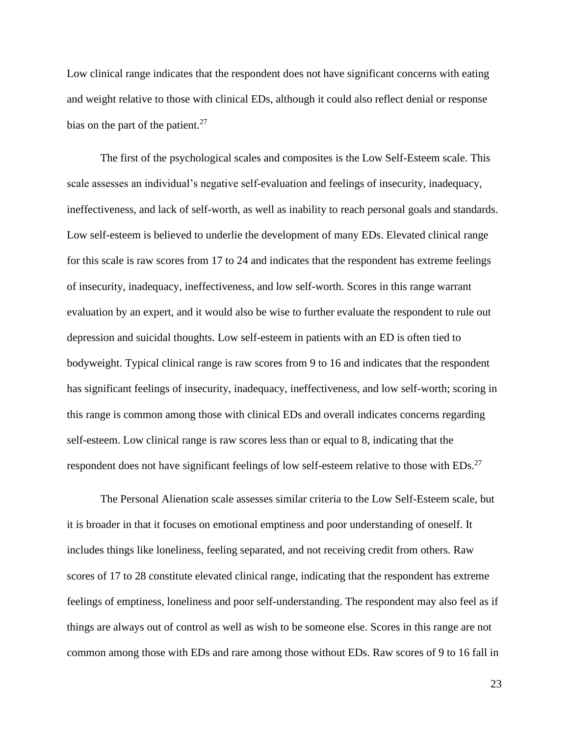Low clinical range indicates that the respondent does not have significant concerns with eating and weight relative to those with clinical EDs, although it could also reflect denial or response bias on the part of the patient.[27]

The first of the psychological scales and composites is the Low Self-Esteem scale. This scale assesses an individual's negative self-evaluation and feelings of insecurity, inadequacy, ineffectiveness, and lack of self-worth, as well as inability to reach personal goals and standards. Low self-esteem is believed to underlie the development of many EDs. Elevated clinical range for this scale is raw scores from 17 to 24 and indicates that the respondent has extreme feelings of insecurity, inadequacy, ineffectiveness, and low self-worth. Scores in this range warrant evaluation by an expert, and it would also be wise to further evaluate the respondent to rule out depression and suicidal thoughts. Low self-esteem in patients with an ED is often tied to bodyweight. Typical clinical range is raw scores from 9 to 16 and indicates that the respondent has significant feelings of insecurity, inadequacy, ineffectiveness, and low self-worth; scoring in this range is common among those with clinical EDs and overall indicates concerns regarding self-esteem. Low clinical range is raw scores less than or equal to 8, indicating that the respondent does not have significant feelings of low self-esteem relative to those with EDs.[27]

The Personal Alienation scale assesses similar criteria to the Low Self-Esteem scale, but it is broader in that it focuses on emotional emptiness and poor understanding of oneself. It includes things like loneliness, feeling separated, and not receiving credit from others. Raw scores of 17 to 28 constitute elevated clinical range, indicating that the respondent has extreme feelings of emptiness, loneliness and poor self-understanding. The respondent may also feel as if things are always out of control as well as wish to be someone else. Scores in this range are not common among those with EDs and rare among those without EDs. Raw scores of 9 to 16 fall in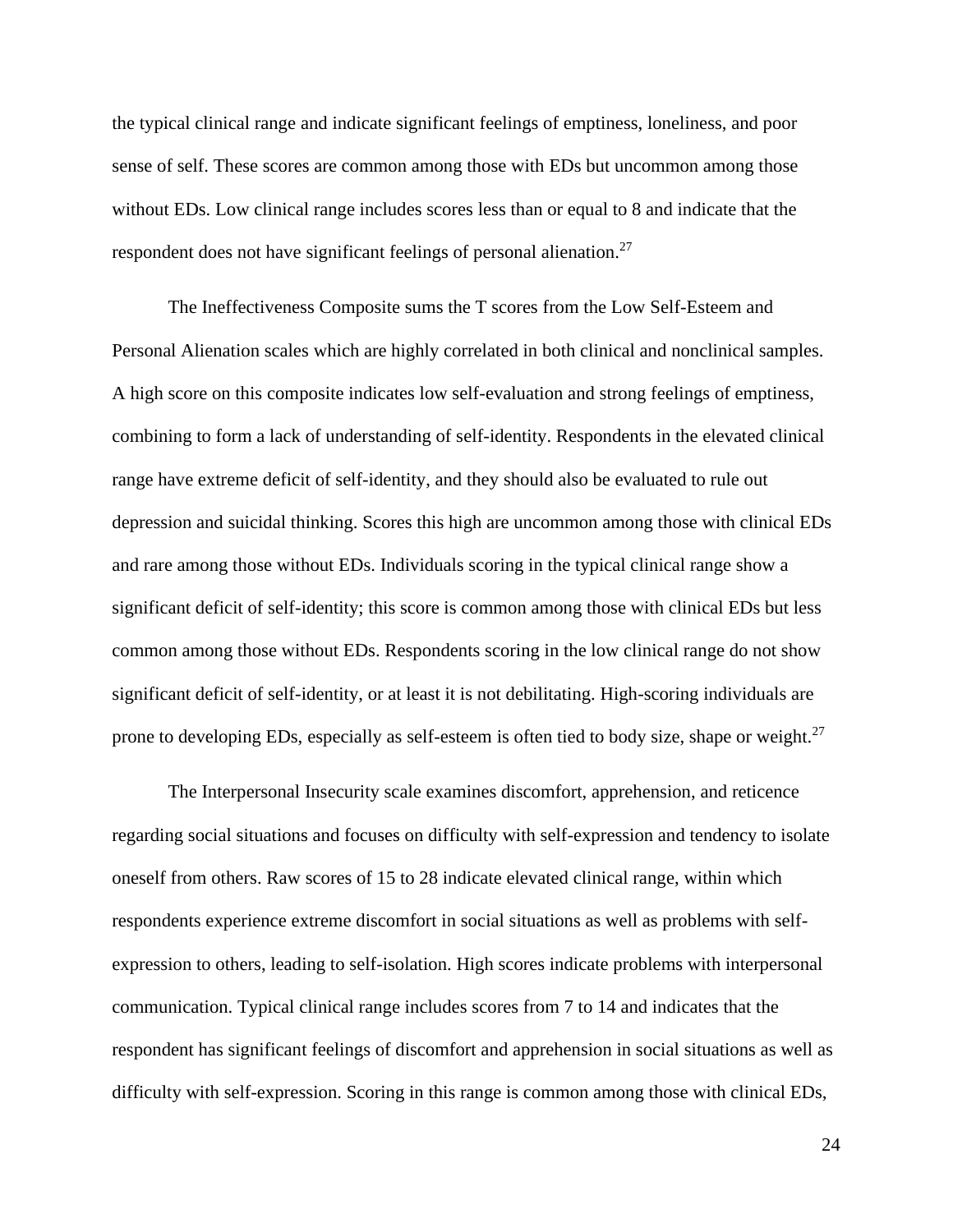the typical clinical range and indicate significant feelings of emptiness, loneliness, and poor sense of self. These scores are common among those with EDs but uncommon among those without EDs. Low clinical range includes scores less than or equal to 8 and indicate that the respondent does not have significant feelings of personal alienation.[27]

The Ineffectiveness Composite sums the T scores from the Low Self-Esteem and Personal Alienation scales which are highly correlated in both clinical and nonclinical samples. A high score on this composite indicates low self-evaluation and strong feelings of emptiness, combining to form a lack of understanding of self-identity. Respondents in the elevated clinical range have extreme deficit of self-identity, and they should also be evaluated to rule out depression and suicidal thinking. Scores this high are uncommon among those with clinical EDs and rare among those without EDs. Individuals scoring in the typical clinical range show a significant deficit of self-identity; this score is common among those with clinical EDs but less common among those without EDs. Respondents scoring in the low clinical range do not show significant deficit of self-identity, or at least it is not debilitating. High-scoring individuals are prone to developing EDs, especially as self-esteem is often tied to body size, shape or weight.[27]

The Interpersonal Insecurity scale examines discomfort, apprehension, and reticence regarding social situations and focuses on difficulty with self-expression and tendency to isolate oneself from others. Raw scores of 15 to 28 indicate elevated clinical range, within which respondents experience extreme discomfort in social situations as well as problems with self-expression to others, leading to self-isolation. High scores indicate problems with interpersonal communication. Typical clinical range includes scores from 7 to 14 and indicates that the respondent has significant feelings of discomfort and apprehension in social situations as well as difficulty with self-expression. Scoring in this range is common among those with clinical EDs,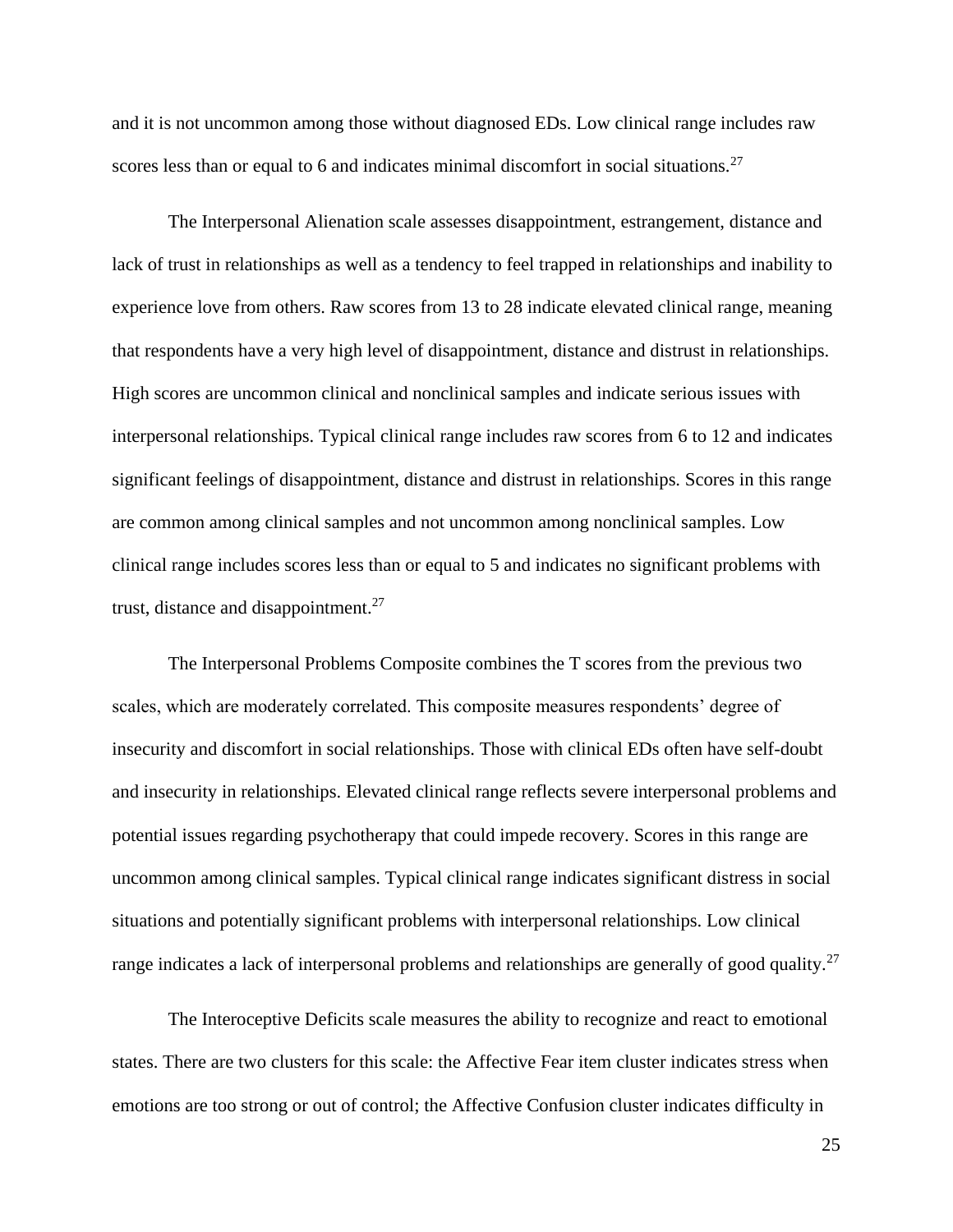and it is not uncommon among those without diagnosed EDs. Low clinical range includes raw scores less than or equal to 6 and indicates minimal discomfort in social situations.[27]

The Interpersonal Alienation scale assesses disappointment, estrangement, distance and lack of trust in relationships as well as a tendency to feel trapped in relationships and inability to experience love from others. Raw scores from 13 to 28 indicate elevated clinical range, meaning that respondents have a very high level of disappointment, distance and distrust in relationships. High scores are uncommon clinical and nonclinical samples and indicate serious issues with interpersonal relationships. Typical clinical range includes raw scores from 6 to 12 and indicates significant feelings of disappointment, distance and distrust in relationships. Scores in this range are common among clinical samples and not uncommon among nonclinical samples. Low clinical range includes scores less than or equal to 5 and indicates no significant problems with trust, distance and disappointment.[27]

The Interpersonal Problems Composite combines the T scores from the previous two scales, which are moderately correlated. This composite measures respondents' degree of insecurity and discomfort in social relationships. Those with clinical EDs often have self-doubt and insecurity in relationships. Elevated clinical range reflects severe interpersonal problems and potential issues regarding psychotherapy that could impede recovery. Scores in this range are uncommon among clinical samples. Typical clinical range indicates significant distress in social situations and potentially significant problems with interpersonal relationships. Low clinical range indicates a lack of interpersonal problems and relationships are generally of good quality.[27]

The Interoceptive Deficits scale measures the ability to recognize and react to emotional states. There are two clusters for this scale: the Affective Fear item cluster indicates stress when emotions are too strong or out of control; the Affective Confusion cluster indicates difficulty in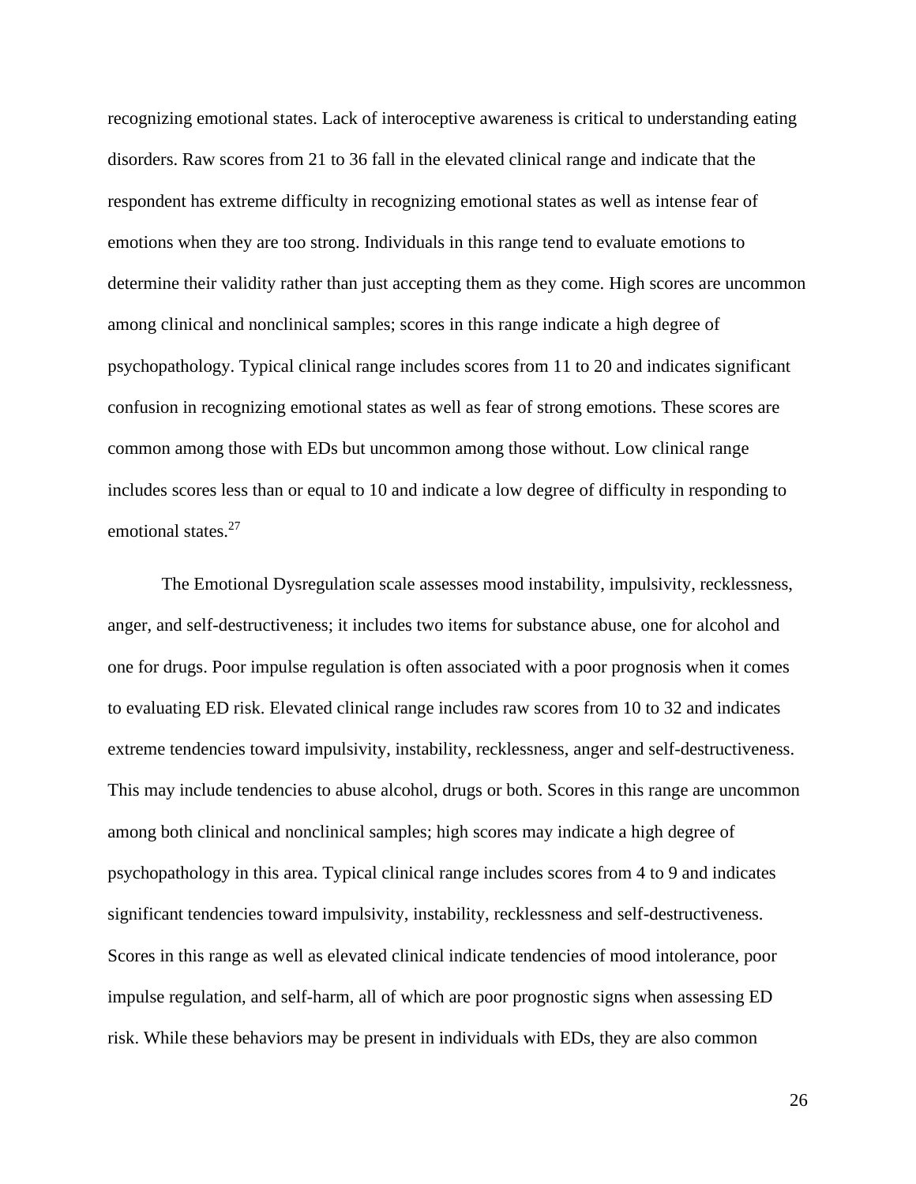recognizing emotional states. Lack of interoceptive awareness is critical to understanding eating disorders. Raw scores from 21 to 36 fall in the elevated clinical range and indicate that the respondent has extreme difficulty in recognizing emotional states as well as intense fear of emotions when they are too strong. Individuals in this range tend to evaluate emotions to determine their validity rather than just accepting them as they come. High scores are uncommon among clinical and nonclinical samples; scores in this range indicate a high degree of psychopathology. Typical clinical range includes scores from 11 to 20 and indicates significant confusion in recognizing emotional states as well as fear of strong emotions. These scores are common among those with EDs but uncommon among those without. Low clinical range includes scores less than or equal to 10 and indicate a low degree of difficulty in responding to emotional states.[27]

The Emotional Dysregulation scale assesses mood instability, impulsivity, recklessness, anger, and self-destructiveness; it includes two items for substance abuse, one for alcohol and one for drugs. Poor impulse regulation is often associated with a poor prognosis when it comes to evaluating ED risk. Elevated clinical range includes raw scores from 10 to 32 and indicates extreme tendencies toward impulsivity, instability, recklessness, anger and self-destructiveness. This may include tendencies to abuse alcohol, drugs or both. Scores in this range are uncommon among both clinical and nonclinical samples; high scores may indicate a high degree of psychopathology in this area. Typical clinical range includes scores from 4 to 9 and indicates significant tendencies toward impulsivity, instability, recklessness and self-destructiveness. Scores in this range as well as elevated clinical indicate tendencies of mood intolerance, poor impulse regulation, and self-harm, all of which are poor prognostic signs when assessing ED risk. While these behaviors may be present in individuals with EDs, they are also common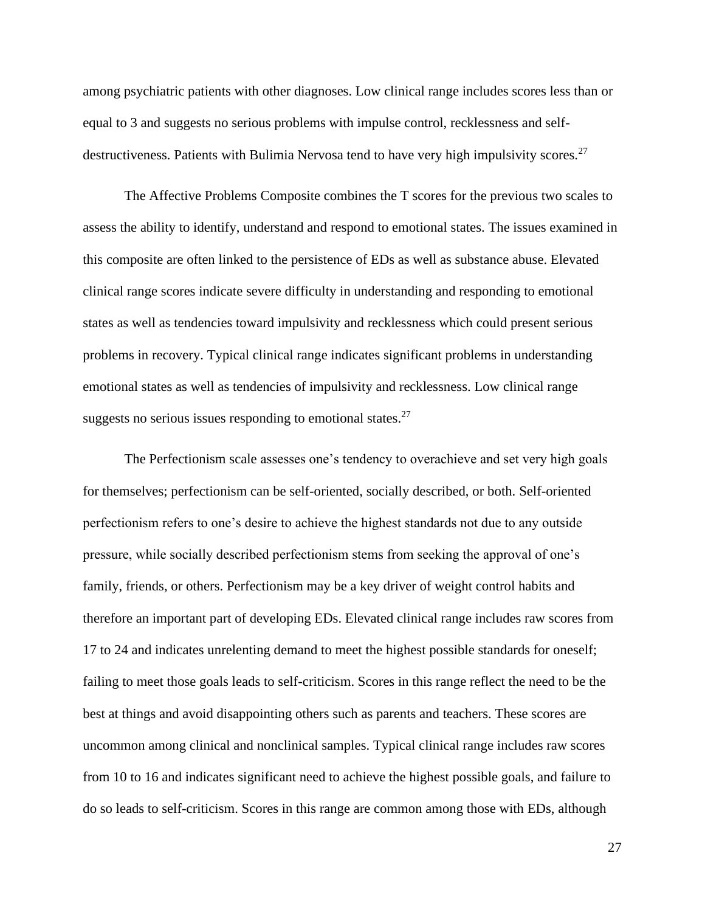among psychiatric patients with other diagnoses. Low clinical range includes scores less than or equal to 3 and suggests no serious problems with impulse control, recklessness and self-destructiveness. Patients with Bulimia Nervosa tend to have very high impulsivity scores.[27]

The Affective Problems Composite combines the T scores for the previous two scales to assess the ability to identify, understand and respond to emotional states. The issues examined in this composite are often linked to the persistence of EDs as well as substance abuse. Elevated clinical range scores indicate severe difficulty in understanding and responding to emotional states as well as tendencies toward impulsivity and recklessness which could present serious problems in recovery. Typical clinical range indicates significant problems in understanding emotional states as well as tendencies of impulsivity and recklessness. Low clinical range suggests no serious issues responding to emotional states.[27]

The Perfectionism scale assesses one's tendency to overachieve and set very high goals for themselves; perfectionism can be self-oriented, socially described, or both. Self-oriented perfectionism refers to one's desire to achieve the highest standards not due to any outside pressure, while socially described perfectionism stems from seeking the approval of one's family, friends, or others. Perfectionism may be a key driver of weight control habits and therefore an important part of developing EDs. Elevated clinical range includes raw scores from 17 to 24 and indicates unrelenting demand to meet the highest possible standards for oneself; failing to meet those goals leads to self-criticism. Scores in this range reflect the need to be the best at things and avoid disappointing others such as parents and teachers. These scores are uncommon among clinical and nonclinical samples. Typical clinical range includes raw scores from 10 to 16 and indicates significant need to achieve the highest possible goals, and failure to do so leads to self-criticism. Scores in this range are common among those with EDs, although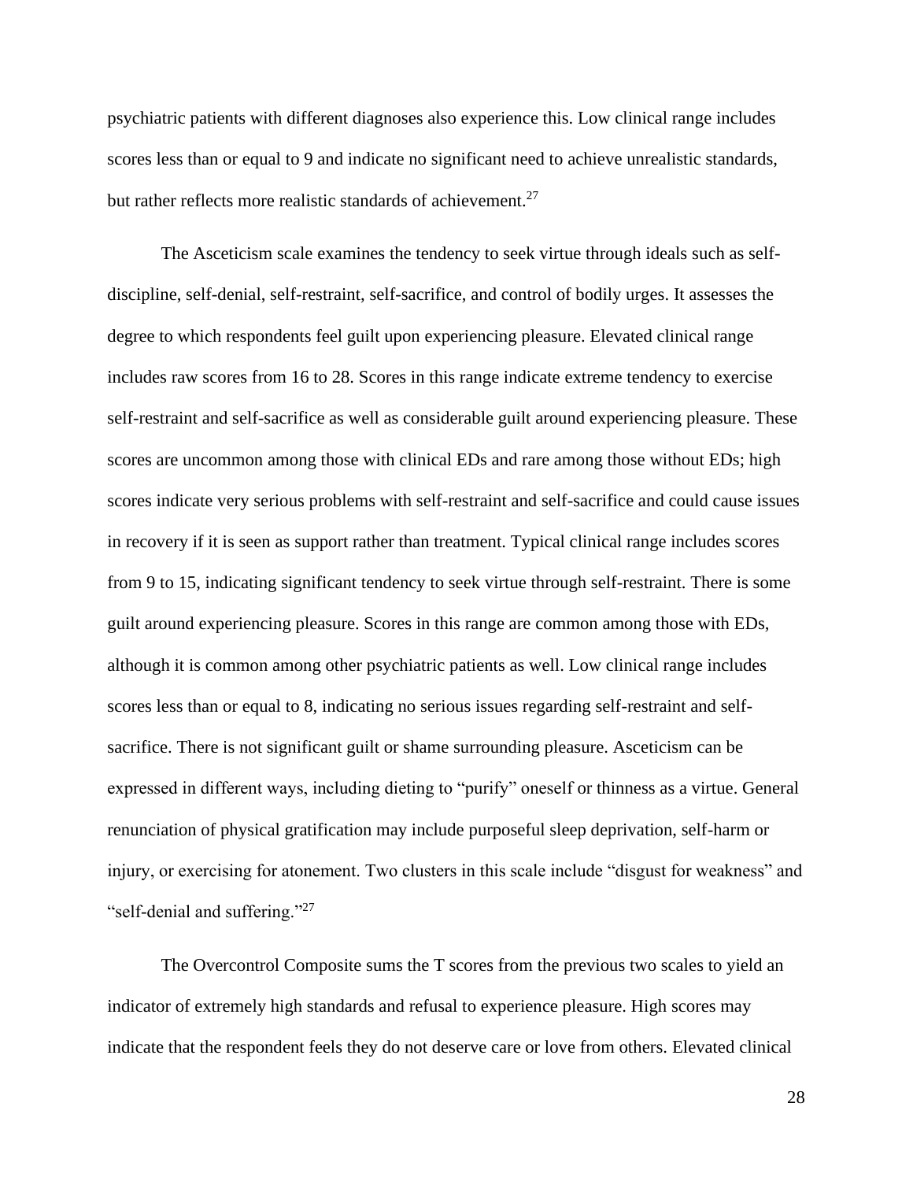psychiatric patients with different diagnoses also experience this. Low clinical range includes scores less than or equal to 9 and indicate no significant need to achieve unrealistic standards, but rather reflects more realistic standards of achievement.[27]

The Asceticism scale examines the tendency to seek virtue through ideals such as self-discipline, self-denial, self-restraint, self-sacrifice, and control of bodily urges. It assesses the degree to which respondents feel guilt upon experiencing pleasure. Elevated clinical range includes raw scores from 16 to 28. Scores in this range indicate extreme tendency to exercise self-restraint and self-sacrifice as well as considerable guilt around experiencing pleasure. These scores are uncommon among those with clinical EDs and rare among those without EDs; high scores indicate very serious problems with self-restraint and self-sacrifice and could cause issues in recovery if it is seen as support rather than treatment. Typical clinical range includes scores from 9 to 15, indicating significant tendency to seek virtue through self-restraint. There is some guilt around experiencing pleasure. Scores in this range are common among those with EDs, although it is common among other psychiatric patients as well. Low clinical range includes scores less than or equal to 8, indicating no serious issues regarding self-restraint and self-sacrifice. There is not significant guilt or shame surrounding pleasure. Asceticism can be expressed in different ways, including dieting to "purify" oneself or thinness as a virtue. General renunciation of physical gratification may include purposeful sleep deprivation, self-harm or injury, or exercising for atonement. Two clusters in this scale include "disgust for weakness" and "self-denial and suffering."[27]

The Overcontrol Composite sums the T scores from the previous two scales to yield an indicator of extremely high standards and refusal to experience pleasure. High scores may indicate that the respondent feels they do not deserve care or love from others. Elevated clinical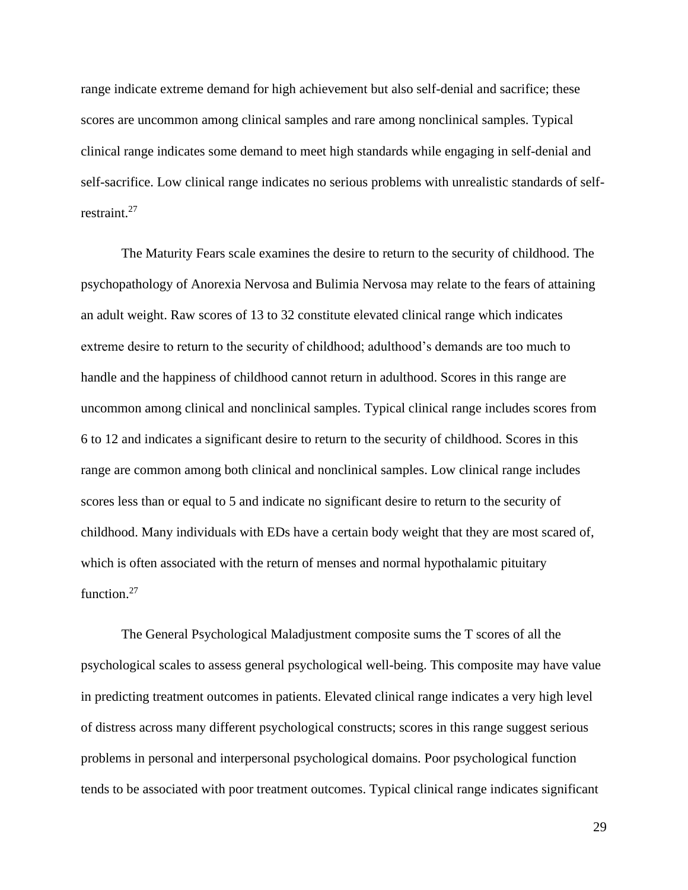range indicate extreme demand for high achievement but also self-denial and sacrifice; these scores are uncommon among clinical samples and rare among nonclinical samples. Typical clinical range indicates some demand to meet high standards while engaging in self-denial and self-sacrifice. Low clinical range indicates no serious problems with unrealistic standards of self-restraint.[27]

The Maturity Fears scale examines the desire to return to the security of childhood. The psychopathology of Anorexia Nervosa and Bulimia Nervosa may relate to the fears of attaining an adult weight. Raw scores of 13 to 32 constitute elevated clinical range which indicates extreme desire to return to the security of childhood; adulthood's demands are too much to handle and the happiness of childhood cannot return in adulthood. Scores in this range are uncommon among clinical and nonclinical samples. Typical clinical range includes scores from 6 to 12 and indicates a significant desire to return to the security of childhood. Scores in this range are common among both clinical and nonclinical samples. Low clinical range includes scores less than or equal to 5 and indicate no significant desire to return to the security of childhood. Many individuals with EDs have a certain body weight that they are most scared of, which is often associated with the return of menses and normal hypothalamic pituitary function.[27]

The General Psychological Maladjustment composite sums the T scores of all the psychological scales to assess general psychological well-being. This composite may have value in predicting treatment outcomes in patients. Elevated clinical range indicates a very high level of distress across many different psychological constructs; scores in this range suggest serious problems in personal and interpersonal psychological domains. Poor psychological function tends to be associated with poor treatment outcomes. Typical clinical range indicates significant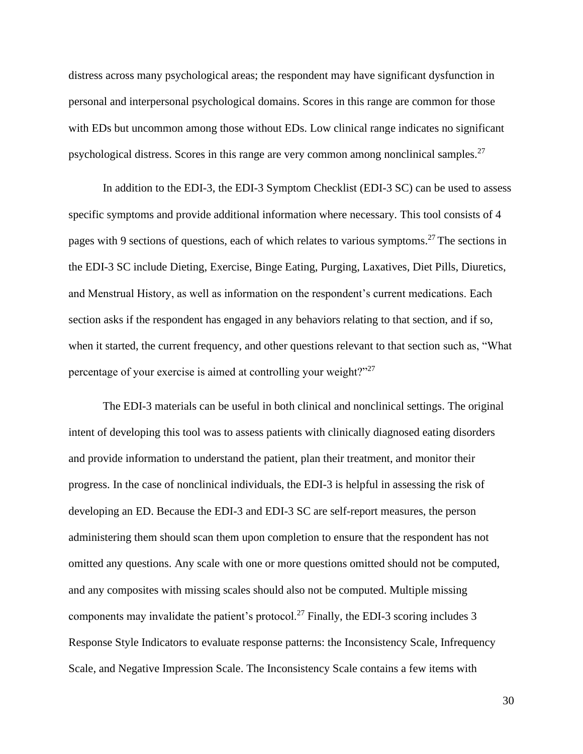distress across many psychological areas; the respondent may have significant dysfunction in personal and interpersonal psychological domains. Scores in this range are common for those with EDs but uncommon among those without EDs. Low clinical range indicates no significant psychological distress. Scores in this range are very common among nonclinical samples.[27]

In addition to the EDI-3, the EDI-3 Symptom Checklist (EDI-3 SC) can be used to assess specific symptoms and provide additional information where necessary. This tool consists of 4 pages with 9 sections of questions, each of which relates to various symptoms.[27] The sections in the EDI-3 SC include Dieting, Exercise, Binge Eating, Purging, Laxatives, Diet Pills, Diuretics, and Menstrual History, as well as information on the respondent's current medications. Each section asks if the respondent has engaged in any behaviors relating to that section, and if so, when it started, the current frequency, and other questions relevant to that section such as, "What percentage of your exercise is aimed at controlling your weight?"[27]

The EDI-3 materials can be useful in both clinical and nonclinical settings. The original intent of developing this tool was to assess patients with clinically diagnosed eating disorders and provide information to understand the patient, plan their treatment, and monitor their progress. In the case of nonclinical individuals, the EDI-3 is helpful in assessing the risk of developing an ED. Because the EDI-3 and EDI-3 SC are self-report measures, the person administering them should scan them upon completion to ensure that the respondent has not omitted any questions. Any scale with one or more questions omitted should not be computed, and any composites with missing scales should also not be computed. Multiple missing components may invalidate the patient's protocol.[27] Finally, the EDI-3 scoring includes 3 Response Style Indicators to evaluate response patterns: the Inconsistency Scale, Infrequency Scale, and Negative Impression Scale. The Inconsistency Scale contains a few items with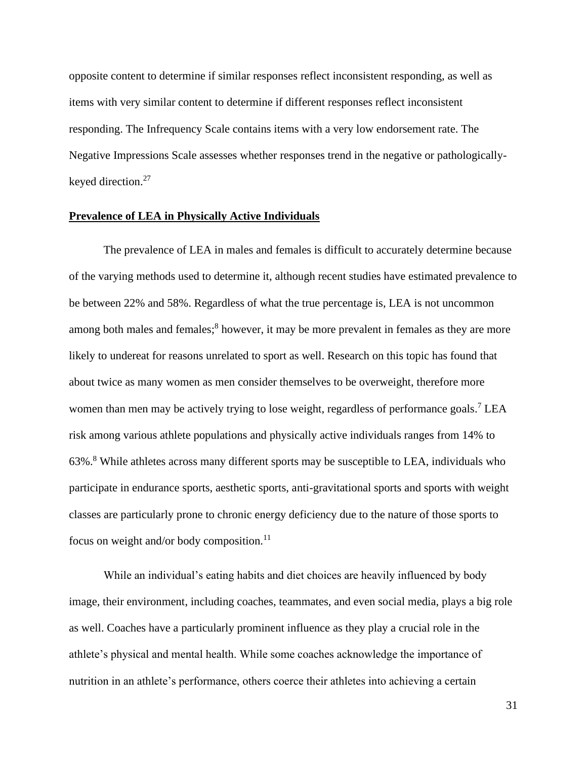opposite content to determine if similar responses reflect inconsistent responding, as well as items with very similar content to determine if different responses reflect inconsistent responding. The Infrequency Scale contains items with a very low endorsement rate. The Negative Impressions Scale assesses whether responses trend in the negative or pathologically-keyed direction.[27]

**Prevalence of LEA in Physically Active Individuals**

The prevalence of LEA in males and females is difficult to accurately determine because of the varying methods used to determine it, although recent studies have estimated prevalence to be between 22% and 58%. Regardless of what the true percentage is, LEA is not uncommon among both males and females;[8] however, it may be more prevalent in females as they are more likely to undereat for reasons unrelated to sport as well. Research on this topic has found that about twice as many women as men consider themselves to be overweight, therefore more women than men may be actively trying to lose weight, regardless of performance goals.[7] LEA risk among various athlete populations and physically active individuals ranges from 14% to 63%.[8] While athletes across many different sports may be susceptible to LEA, individuals who participate in endurance sports, aesthetic sports, anti-gravitational sports and sports with weight classes are particularly prone to chronic energy deficiency due to the nature of those sports to focus on weight and/or body composition.[11]

While an individual's eating habits and diet choices are heavily influenced by body image, their environment, including coaches, teammates, and even social media, plays a big role as well. Coaches have a particularly prominent influence as they play a crucial role in the athlete's physical and mental health. While some coaches acknowledge the importance of nutrition in an athlete's performance, others coerce their athletes into achieving a certain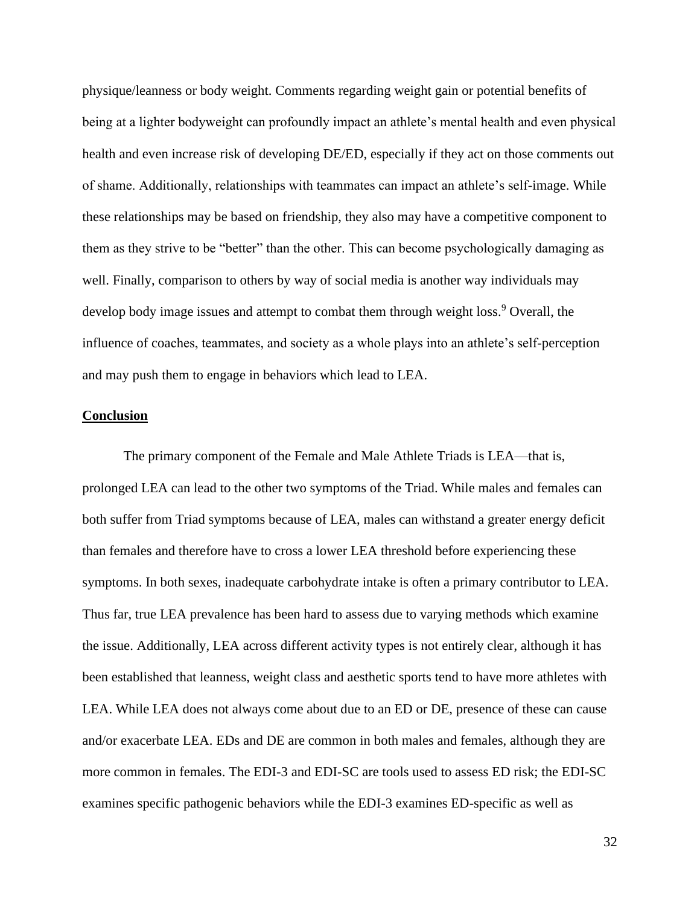physique/leanness or body weight. Comments regarding weight gain or potential benefits of being at a lighter bodyweight can profoundly impact an athlete's mental health and even physical health and even increase risk of developing DE/ED, especially if they act on those comments out of shame. Additionally, relationships with teammates can impact an athlete's self-image. While these relationships may be based on friendship, they also may have a competitive component to them as they strive to be "better" than the other. This can become psychologically damaging as well. Finally, comparison to others by way of social media is another way individuals may develop body image issues and attempt to combat them through weight loss.[9] Overall, the influence of coaches, teammates, and society as a whole plays into an athlete's self-perception and may push them to engage in behaviors which lead to LEA.

## Conclusion

The primary component of the Female and Male Athlete Triads is LEA—that is, prolonged LEA can lead to the other two symptoms of the Triad. While males and females can both suffer from Triad symptoms because of LEA, males can withstand a greater energy deficit than females and therefore have to cross a lower LEA threshold before experiencing these symptoms. In both sexes, inadequate carbohydrate intake is often a primary contributor to LEA. Thus far, true LEA prevalence has been hard to assess due to varying methods which examine the issue. Additionally, LEA across different activity types is not entirely clear, although it has been established that leanness, weight class and aesthetic sports tend to have more athletes with LEA. While LEA does not always come about due to an ED or DE, presence of these can cause and/or exacerbate LEA. EDs and DE are common in both males and females, although they are more common in females. The EDI-3 and EDI-SC are tools used to assess ED risk; the EDI-SC examines specific pathogenic behaviors while the EDI-3 examines ED-specific as well as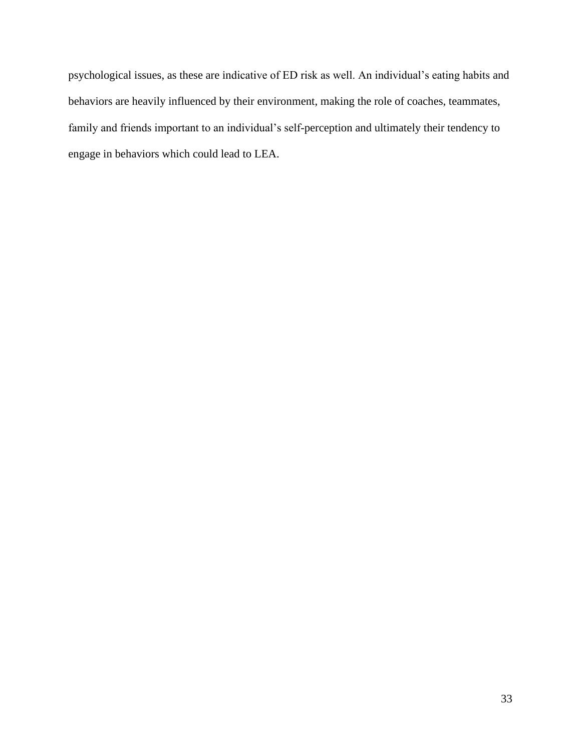psychological issues, as these are indicative of ED risk as well. An individual’s eating habits and behaviors are heavily influenced by their environment, making the role of coaches, teammates, family and friends important to an individual’s self-perception and ultimately their tendency to engage in behaviors which could lead to LEA.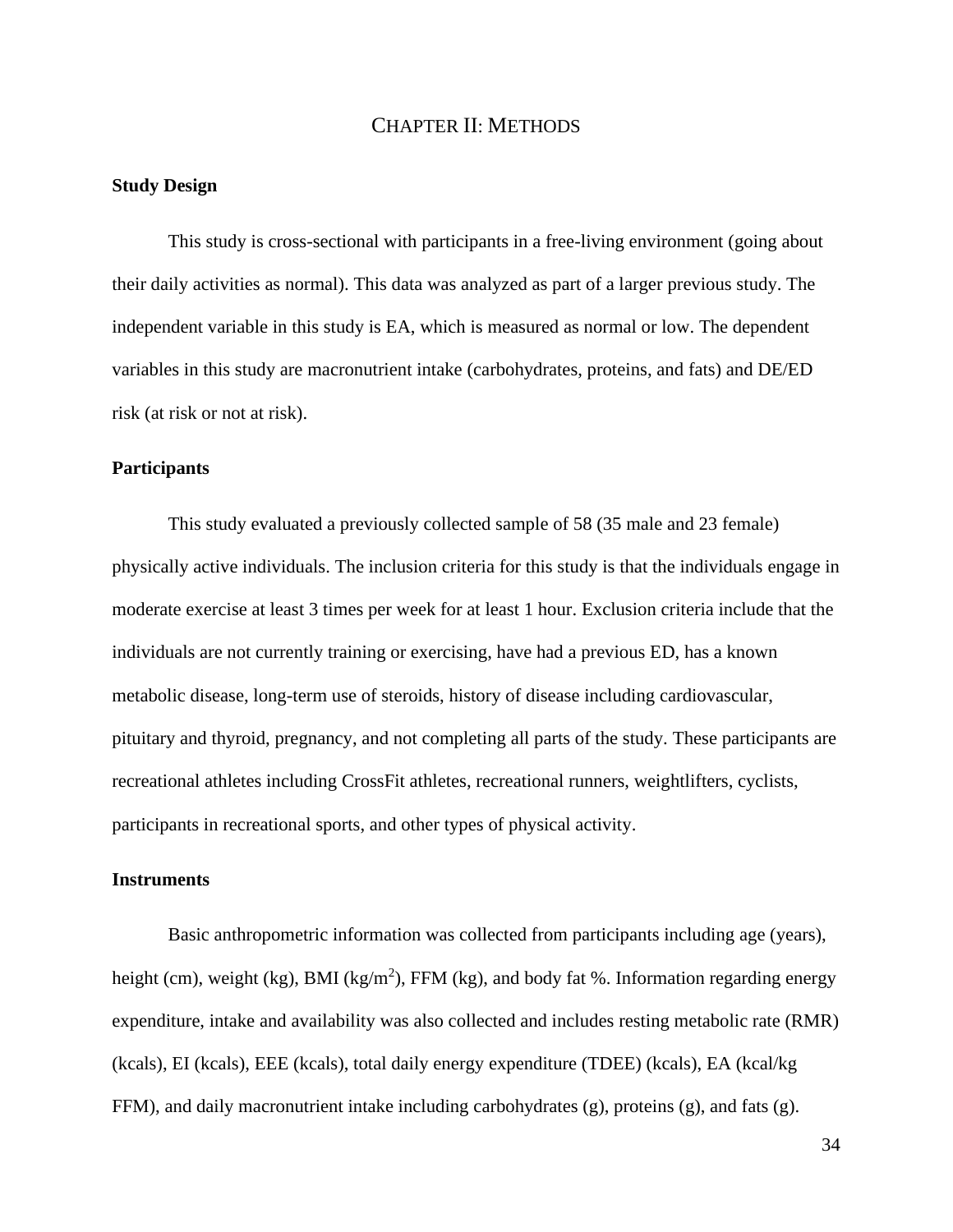# CHAPTER II: METHODS

## Study Design

This study is cross-sectional with participants in a free-living environment (going about their daily activities as normal). This data was analyzed as part of a larger previous study. The independent variable in this study is EA, which is measured as normal or low. The dependent variables in this study are macronutrient intake (carbohydrates, proteins, and fats) and DE/ED risk (at risk or not at risk).

## Participants

This study evaluated a previously collected sample of 58 (35 male and 23 female) physically active individuals. The inclusion criteria for this study is that the individuals engage in moderate exercise at least 3 times per week for at least 1 hour. Exclusion criteria include that the individuals are not currently training or exercising, have had a previous ED, has a known metabolic disease, long-term use of steroids, history of disease including cardiovascular, pituitary and thyroid, pregnancy, and not completing all parts of the study. These participants are recreational athletes including CrossFit athletes, recreational runners, weightlifters, cyclists, participants in recreational sports, and other types of physical activity.

## Instruments

Basic anthropometric information was collected from participants including age (years), height (cm), weight (kg), BMI (kg/m$^2$), FFM (kg), and body fat %. Information regarding energy expenditure, intake and availability was also collected and includes resting metabolic rate (RMR) (kcals), EI (kcals), EEE (kcals), total daily energy expenditure (TDEE) (kcals), EA (kcal/kg FFM), and daily macronutrient intake including carbohydrates (g), proteins (g), and fats (g).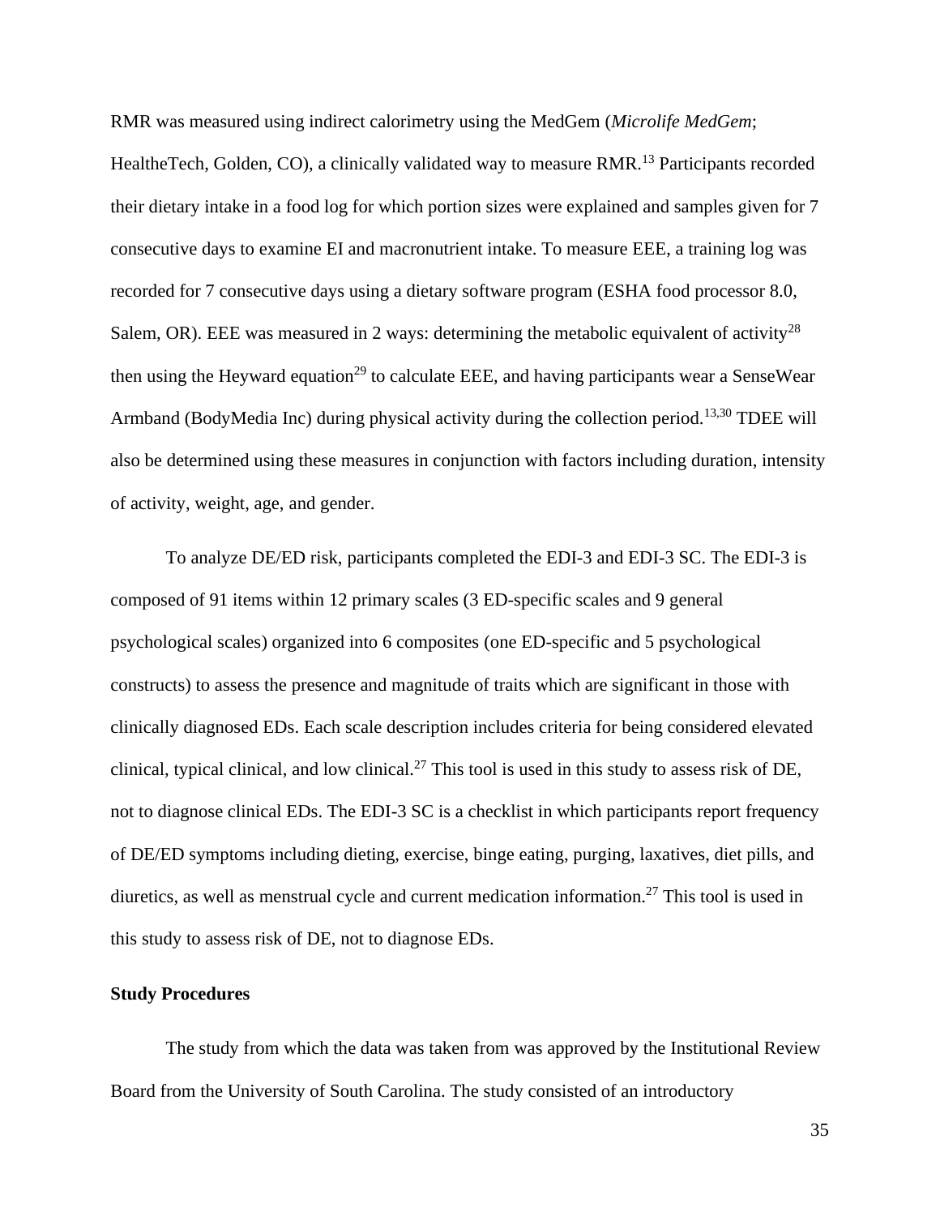RMR was measured using indirect calorimetry using the MedGem (*Microlife MedGem*; HealtheTech, Golden, CO), a clinically validated way to measure RMR.[13] Participants recorded their dietary intake in a food log for which portion sizes were explained and samples given for 7 consecutive days to examine EI and macronutrient intake. To measure EEE, a training log was recorded for 7 consecutive days using a dietary software program (ESHA food processor 8.0, Salem, OR). EEE was measured in 2 ways: determining the metabolic equivalent of activity[28] then using the Heyward equation[29] to calculate EEE, and having participants wear a SenseWear Armband (BodyMedia Inc) during physical activity during the collection period.[13,30] TDEE will also be determined using these measures in conjunction with factors including duration, intensity of activity, weight, age, and gender.

To analyze DE/ED risk, participants completed the EDI-3 and EDI-3 SC. The EDI-3 is composed of 91 items within 12 primary scales (3 ED-specific scales and 9 general psychological scales) organized into 6 composites (one ED-specific and 5 psychological constructs) to assess the presence and magnitude of traits which are significant in those with clinically diagnosed EDs. Each scale description includes criteria for being considered elevated clinical, typical clinical, and low clinical.[27] This tool is used in this study to assess risk of DE, not to diagnose clinical EDs. The EDI-3 SC is a checklist in which participants report frequency of DE/ED symptoms including dieting, exercise, binge eating, purging, laxatives, diet pills, and diuretics, as well as menstrual cycle and current medication information.[27] This tool is used in this study to assess risk of DE, not to diagnose EDs.

**Study Procedures**

The study from which the data was taken from was approved by the Institutional Review Board from the University of South Carolina. The study consisted of an introductory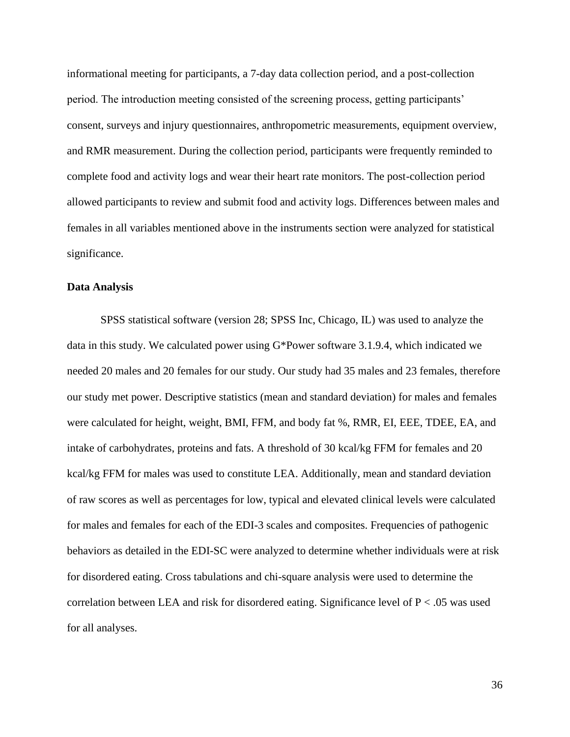informational meeting for participants, a 7-day data collection period, and a post-collection period. The introduction meeting consisted of the screening process, getting participants' consent, surveys and injury questionnaires, anthropometric measurements, equipment overview, and RMR measurement. During the collection period, participants were frequently reminded to complete food and activity logs and wear their heart rate monitors. The post-collection period allowed participants to review and submit food and activity logs. Differences between males and females in all variables mentioned above in the instruments section were analyzed for statistical significance.

**Data Analysis**

SPSS statistical software (version 28; SPSS Inc, Chicago, IL) was used to analyze the data in this study. We calculated power using G*Power software 3.1.9.4, which indicated we needed 20 males and 20 females for our study. Our study had 35 males and 23 females, therefore our study met power. Descriptive statistics (mean and standard deviation) for males and females were calculated for height, weight, BMI, FFM, and body fat %, RMR, EI, EEE, TDEE, EA, and intake of carbohydrates, proteins and fats. A threshold of 30 kcal/kg FFM for females and 20 kcal/kg FFM for males was used to constitute LEA. Additionally, mean and standard deviation of raw scores as well as percentages for low, typical and elevated clinical levels were calculated for males and females for each of the EDI-3 scales and composites. Frequencies of pathogenic behaviors as detailed in the EDI-SC were analyzed to determine whether individuals were at risk for disordered eating. Cross tabulations and chi-square analysis were used to determine the correlation between LEA and risk for disordered eating. Significance level of $P < .05$ was used for all analyses.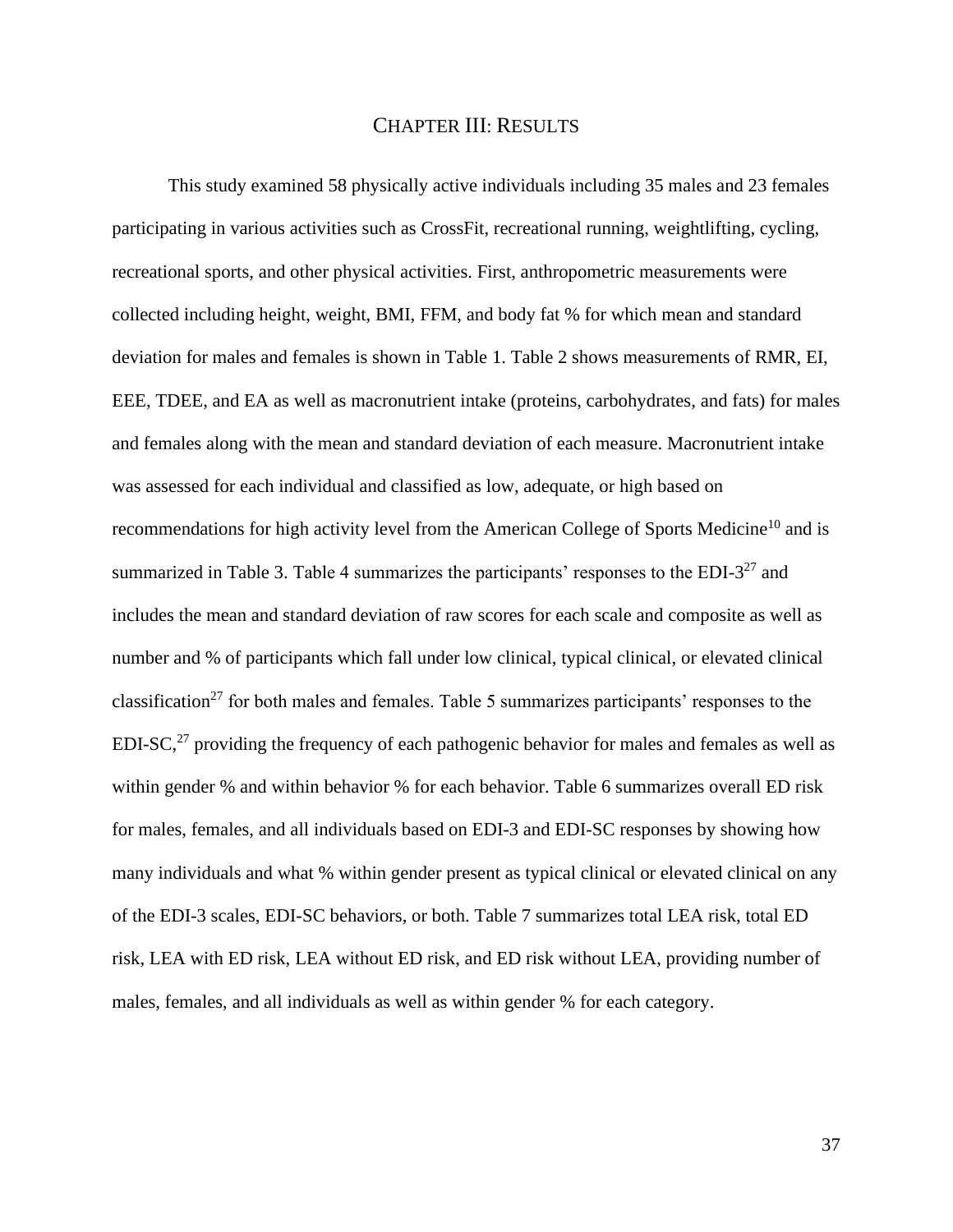# CHAPTER III: RESULTS

This study examined 58 physically active individuals including 35 males and 23 females participating in various activities such as CrossFit, recreational running, weightlifting, cycling, recreational sports, and other physical activities. First, anthropometric measurements were collected including height, weight, BMI, FFM, and body fat % for which mean and standard deviation for males and females is shown in Table 1. Table 2 shows measurements of RMR, EI, EEE, TDEE, and EA as well as macronutrient intake (proteins, carbohydrates, and fats) for males and females along with the mean and standard deviation of each measure. Macronutrient intake was assessed for each individual and classified as low, adequate, or high based on recommendations for high activity level from the American College of Sports Medicine[10] and is summarized in Table 3. Table 4 summarizes the participants' responses to the EDI-3[27] and includes the mean and standard deviation of raw scores for each scale and composite as well as number and % of participants which fall under low clinical, typical clinical, or elevated clinical classification[27] for both males and females. Table 5 summarizes participants' responses to the EDI-SC,[27] providing the frequency of each pathogenic behavior for males and females as well as within gender % and within behavior % for each behavior. Table 6 summarizes overall ED risk for males, females, and all individuals based on EDI-3 and EDI-SC responses by showing how many individuals and what % within gender present as typical clinical or elevated clinical on any of the EDI-3 scales, EDI-SC behaviors, or both. Table 7 summarizes total LEA risk, total ED risk, LEA with ED risk, LEA without ED risk, and ED risk without LEA, providing number of males, females, and all individuals as well as within gender % for each category.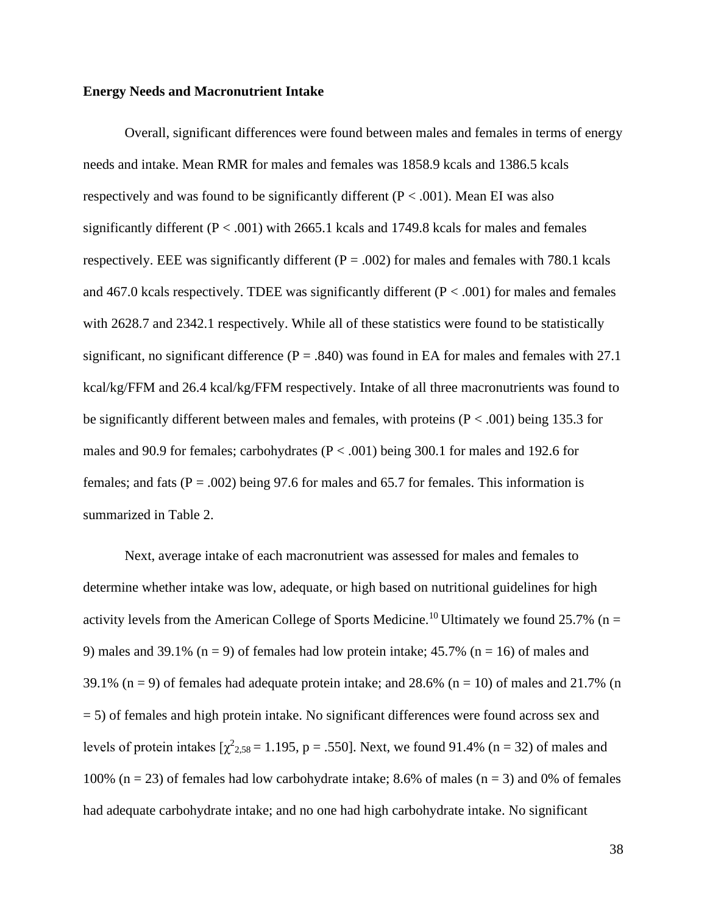**Energy Needs and Macronutrient Intake**

Overall, significant differences were found between males and females in terms of energy needs and intake. Mean RMR for males and females was 1858.9 kcals and 1386.5 kcals respectively and was found to be significantly different (P < .001). Mean EI was also significantly different (P < .001) with 2665.1 kcals and 1749.8 kcals for males and females respectively. EEE was significantly different (P = .002) for males and females with 780.1 kcals and 467.0 kcals respectively. TDEE was significantly different (P < .001) for males and females with 2628.7 and 2342.1 respectively. While all of these statistics were found to be statistically significant, no significant difference (P = .840) was found in EA for males and females with 27.1 kcal/kg/FFM and 26.4 kcal/kg/FFM respectively. Intake of all three macronutrients was found to be significantly different between males and females, with proteins (P < .001) being 135.3 for males and 90.9 for females; carbohydrates (P < .001) being 300.1 for males and 192.6 for females; and fats (P = .002) being 97.6 for males and 65.7 for females. This information is summarized in Table 2.

Next, average intake of each macronutrient was assessed for males and females to determine whether intake was low, adequate, or high based on nutritional guidelines for high activity levels from the American College of Sports Medicine.[10] Ultimately we found 25.7% (n = 9) males and 39.1% (n = 9) of females had low protein intake; 45.7% (n = 16) of males and 39.1% (n = 9) of females had adequate protein intake; and 28.6% (n = 10) of males and 21.7% (n = 5) of females and high protein intake. No significant differences were found across sex and levels of protein intakes [$\chi^2_{2,58} = 1.195$, p = .550]. Next, we found 91.4% (n = 32) of males and 100% (n = 23) of females had low carbohydrate intake; 8.6% of males (n = 3) and 0% of females had adequate carbohydrate intake; and no one had high carbohydrate intake. No significant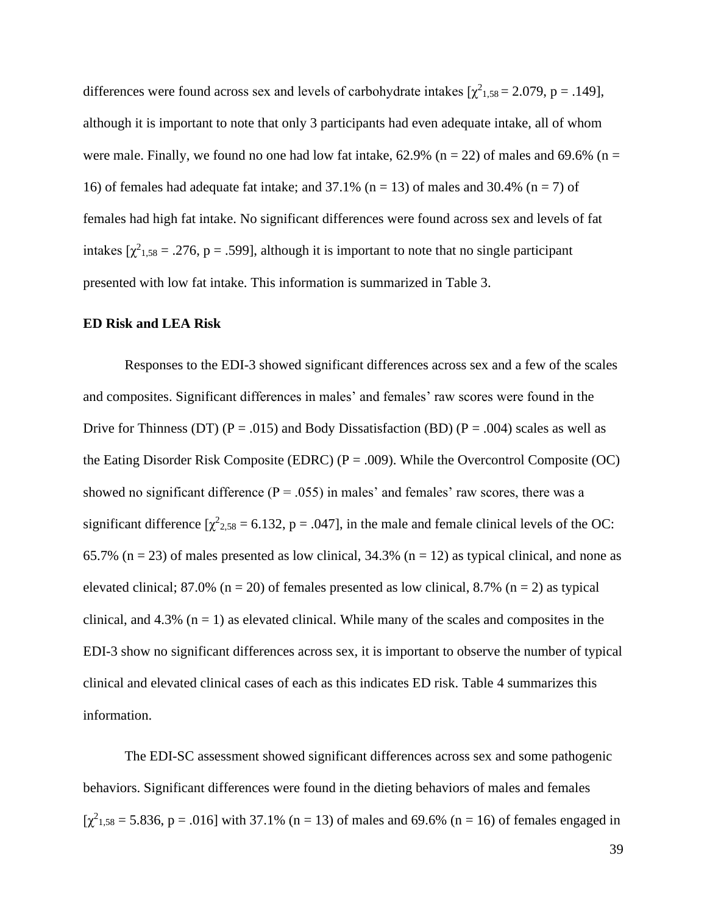differences were found across sex and levels of carbohydrate intakes [$\chi^2_{1,58} = 2.079$, p = .149], although it is important to note that only 3 participants had even adequate intake, all of whom were male. Finally, we found no one had low fat intake, 62.9% (n = 22) of males and 69.6% (n = 16) of females had adequate fat intake; and 37.1% (n = 13) of males and 30.4% (n = 7) of females had high fat intake. No significant differences were found across sex and levels of fat intakes [$\chi^2_{1,58} = .276$, p = .599], although it is important to note that no single participant presented with low fat intake. This information is summarized in Table 3.

**ED Risk and LEA Risk**

Responses to the EDI-3 showed significant differences across sex and a few of the scales and composites. Significant differences in males' and females' raw scores were found in the Drive for Thinness (DT) (P = .015) and Body Dissatisfaction (BD) (P = .004) scales as well as the Eating Disorder Risk Composite (EDRC) (P = .009). While the Overcontrol Composite (OC) showed no significant difference (P = .055) in males' and females' raw scores, there was a significant difference [$\chi^2_{2,58} = 6.132$, p = .047], in the male and female clinical levels of the OC: 65.7% (n = 23) of males presented as low clinical, 34.3% (n = 12) as typical clinical, and none as elevated clinical; 87.0% (n = 20) of females presented as low clinical, 8.7% (n = 2) as typical clinical, and 4.3% (n = 1) as elevated clinical. While many of the scales and composites in the EDI-3 show no significant differences across sex, it is important to observe the number of typical clinical and elevated clinical cases of each as this indicates ED risk. Table 4 summarizes this information.

The EDI-SC assessment showed significant differences across sex and some pathogenic behaviors. Significant differences were found in the dieting behaviors of males and females [$\chi^2_{1,58} = 5.836$, p = .016] with 37.1% (n = 13) of males and 69.6% (n = 16) of females engaged in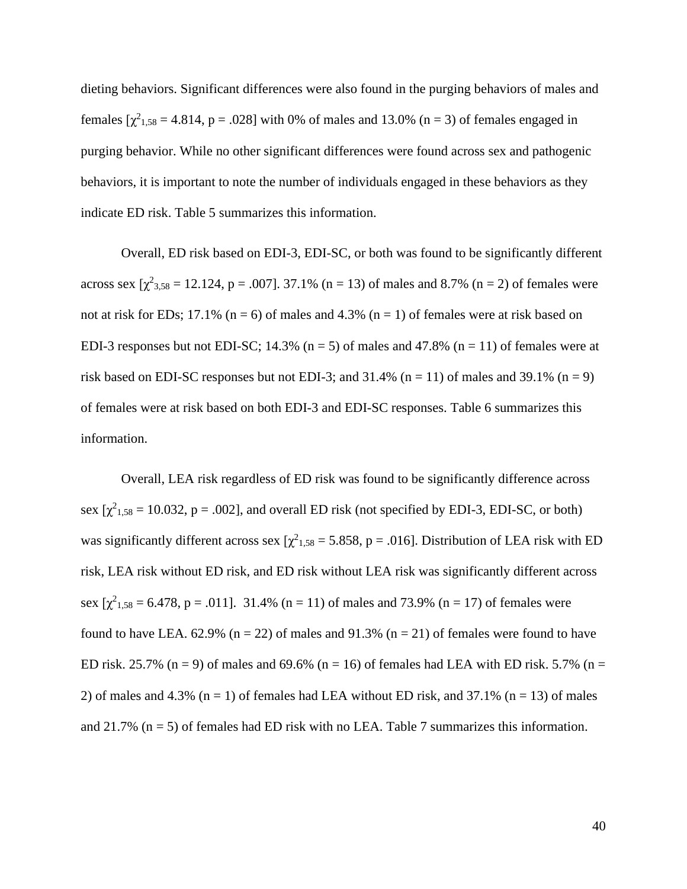dieting behaviors. Significant differences were also found in the purging behaviors of males and females [$\chi^2_{1,58} = 4.814$, $p = .028$] with 0% of males and 13.0% (n = 3) of females engaged in purging behavior. While no other significant differences were found across sex and pathogenic behaviors, it is important to note the number of individuals engaged in these behaviors as they indicate ED risk. Table 5 summarizes this information.

Overall, ED risk based on EDI-3, EDI-SC, or both was found to be significantly different across sex [$\chi^2_{3,58} = 12.124$, $p = .007$]. 37.1% (n = 13) of males and 8.7% (n = 2) of females were not at risk for EDs; 17.1% (n = 6) of males and 4.3% (n = 1) of females were at risk based on EDI-3 responses but not EDI-SC; 14.3% (n = 5) of males and 47.8% (n = 11) of females were at risk based on EDI-SC responses but not EDI-3; and 31.4% (n = 11) of males and 39.1% (n = 9) of females were at risk based on both EDI-3 and EDI-SC responses. Table 6 summarizes this information.

Overall, LEA risk regardless of ED risk was found to be significantly difference across sex [$\chi^2_{1,58} = 10.032$, $p = .002$], and overall ED risk (not specified by EDI-3, EDI-SC, or both) was significantly different across sex [$\chi^2_{1,58} = 5.858$, $p = .016$]. Distribution of LEA risk with ED risk, LEA risk without ED risk, and ED risk without LEA risk was significantly different across sex [$\chi^2_{1,58} = 6.478$, $p = .011$]. 31.4% (n = 11) of males and 73.9% (n = 17) of females were found to have LEA. 62.9% (n = 22) of males and 91.3% (n = 21) of females were found to have ED risk. 25.7% (n = 9) of males and 69.6% (n = 16) of females had LEA with ED risk. 5.7% (n = 2) of males and 4.3% (n = 1) of females had LEA without ED risk, and 37.1% (n = 13) of males and 21.7% (n = 5) of females had ED risk with no LEA. Table 7 summarizes this information.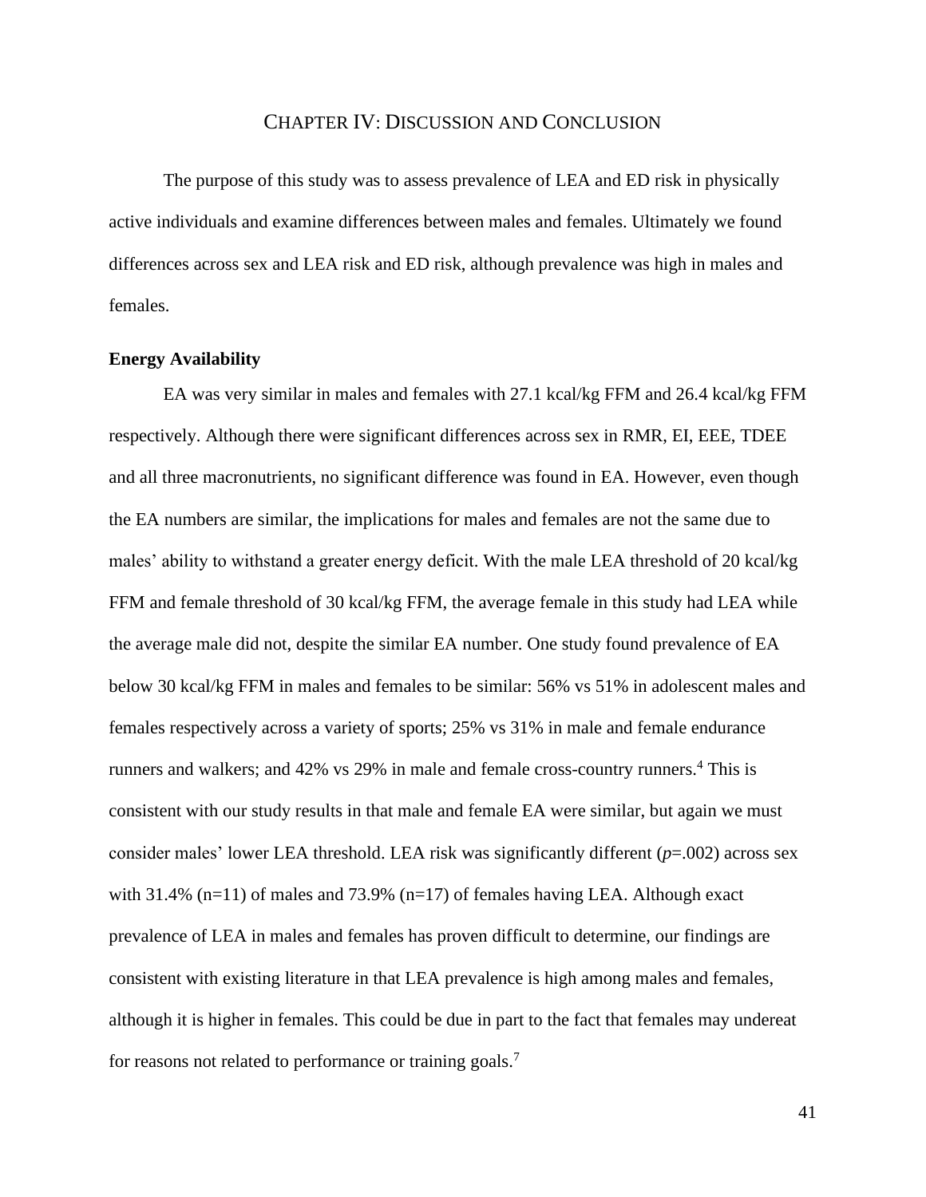# Chapter IV: Discussion and Conclusion

The purpose of this study was to assess prevalence of LEA and ED risk in physically active individuals and examine differences between males and females. Ultimately we found differences across sex and LEA risk and ED risk, although prevalence was high in males and females.

**Energy Availability**

EA was very similar in males and females with 27.1 kcal/kg FFM and 26.4 kcal/kg FFM respectively. Although there were significant differences across sex in RMR, EI, EEE, TDEE and all three macronutrients, no significant difference was found in EA. However, even though the EA numbers are similar, the implications for males and females are not the same due to males' ability to withstand a greater energy deficit. With the male LEA threshold of 20 kcal/kg FFM and female threshold of 30 kcal/kg FFM, the average female in this study had LEA while the average male did not, despite the similar EA number. One study found prevalence of EA below 30 kcal/kg FFM in males and females to be similar: 56% vs 51% in adolescent males and females respectively across a variety of sports; 25% vs 31% in male and female endurance runners and walkers; and 42% vs 29% in male and female cross-country runners.[4] This is consistent with our study results in that male and female EA were similar, but again we must consider males' lower LEA threshold. LEA risk was significantly different (*p*=.002) across sex with 31.4% (n=11) of males and 73.9% (n=17) of females having LEA. Although exact prevalence of LEA in males and females has proven difficult to determine, our findings are consistent with existing literature in that LEA prevalence is high among males and females, although it is higher in females. This could be due in part to the fact that females may undereat for reasons not related to performance or training goals.[7]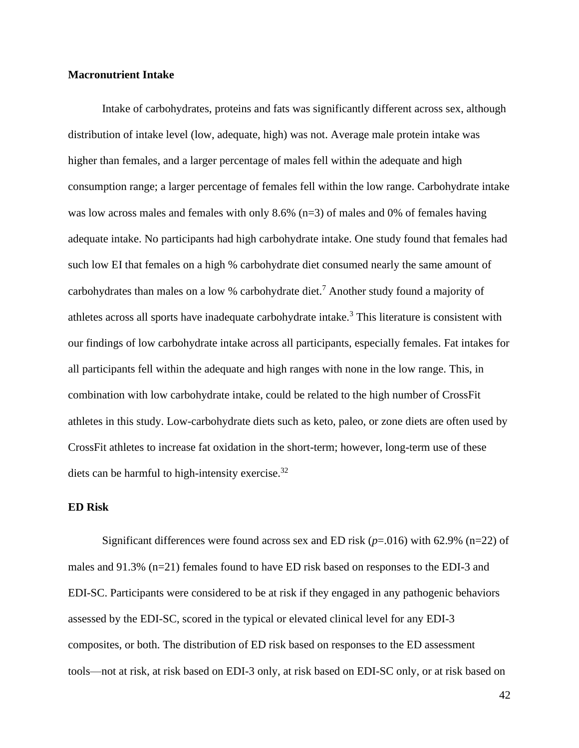**Macronutrient Intake**

Intake of carbohydrates, proteins and fats was significantly different across sex, although distribution of intake level (low, adequate, high) was not. Average male protein intake was higher than females, and a larger percentage of males fell within the adequate and high consumption range; a larger percentage of females fell within the low range. Carbohydrate intake was low across males and females with only 8.6% (n=3) of males and 0% of females having adequate intake. No participants had high carbohydrate intake. One study found that females had such low EI that females on a high % carbohydrate diet consumed nearly the same amount of carbohydrates than males on a low % carbohydrate diet.[7] Another study found a majority of athletes across all sports have inadequate carbohydrate intake.[3] This literature is consistent with our findings of low carbohydrate intake across all participants, especially females. Fat intakes for all participants fell within the adequate and high ranges with none in the low range. This, in combination with low carbohydrate intake, could be related to the high number of CrossFit athletes in this study. Low-carbohydrate diets such as keto, paleo, or zone diets are often used by CrossFit athletes to increase fat oxidation in the short-term; however, long-term use of these diets can be harmful to high-intensity exercise.[32]

**ED Risk**

Significant differences were found across sex and ED risk ($p$=.016) with 62.9% (n=22) of males and 91.3% (n=21) females found to have ED risk based on responses to the EDI-3 and EDI-SC. Participants were considered to be at risk if they engaged in any pathogenic behaviors assessed by the EDI-SC, scored in the typical or elevated clinical level for any EDI-3 composites, or both. The distribution of ED risk based on responses to the ED assessment tools—not at risk, at risk based on EDI-3 only, at risk based on EDI-SC only, or at risk based on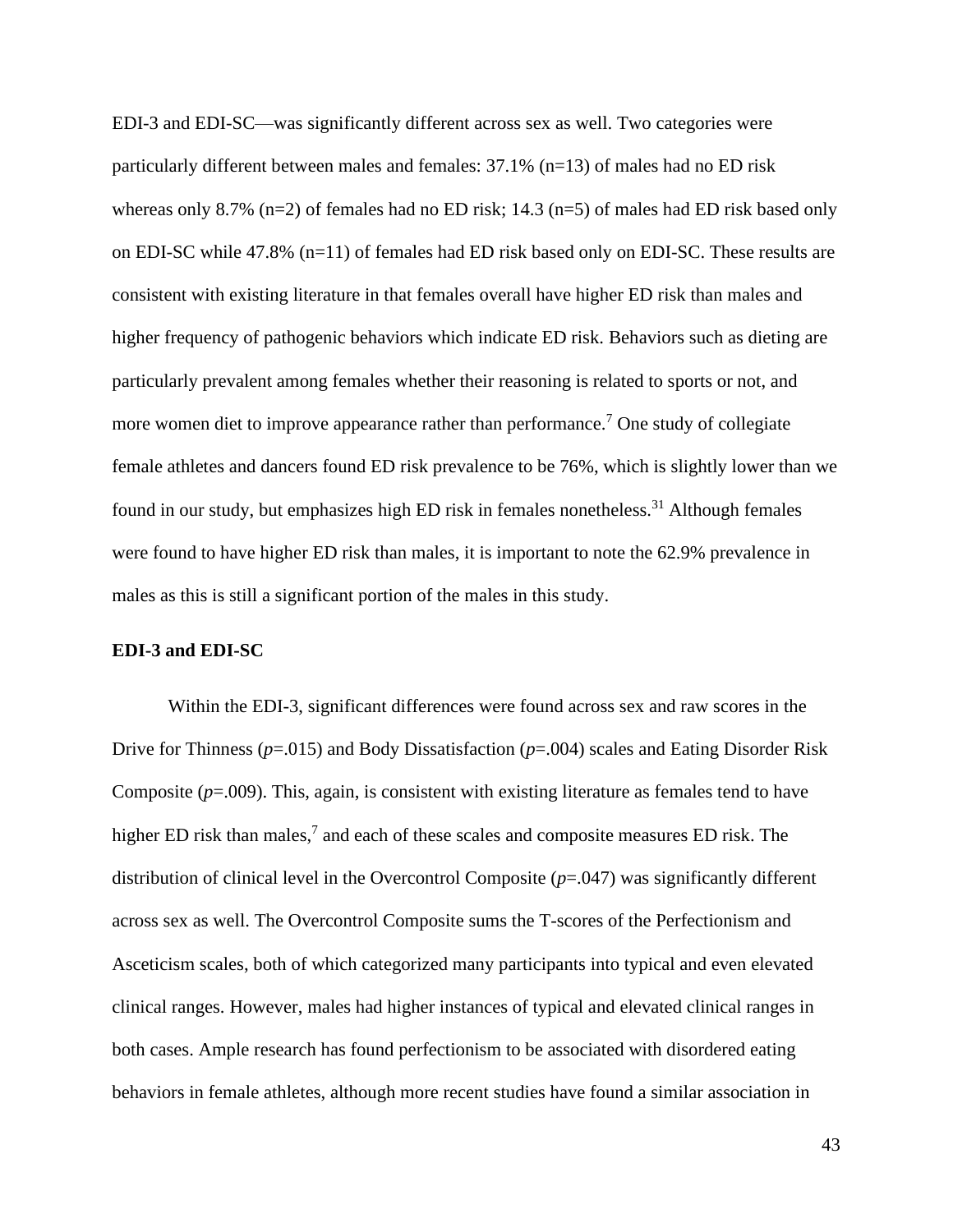EDI-3 and EDI-SC—was significantly different across sex as well. Two categories were particularly different between males and females: 37.1% (n=13) of males had no ED risk whereas only 8.7% (n=2) of females had no ED risk; 14.3 (n=5) of males had ED risk based only on EDI-SC while 47.8% (n=11) of females had ED risk based only on EDI-SC. These results are consistent with existing literature in that females overall have higher ED risk than males and higher frequency of pathogenic behaviors which indicate ED risk. Behaviors such as dieting are particularly prevalent among females whether their reasoning is related to sports or not, and more women diet to improve appearance rather than performance.[7] One study of collegiate female athletes and dancers found ED risk prevalence to be 76%, which is slightly lower than we found in our study, but emphasizes high ED risk in females nonetheless.[31] Although females were found to have higher ED risk than males, it is important to note the 62.9% prevalence in males as this is still a significant portion of the males in this study.

**EDI-3 and EDI-SC**

Within the EDI-3, significant differences were found across sex and raw scores in the Drive for Thinness (*p*=.015) and Body Dissatisfaction (*p*=.004) scales and Eating Disorder Risk Composite (*p*=.009). This, again, is consistent with existing literature as females tend to have higher ED risk than males,[7] and each of these scales and composite measures ED risk. The distribution of clinical level in the Overcontrol Composite (*p*=.047) was significantly different across sex as well. The Overcontrol Composite sums the T-scores of the Perfectionism and Asceticism scales, both of which categorized many participants into typical and even elevated clinical ranges. However, males had higher instances of typical and elevated clinical ranges in both cases. Ample research has found perfectionism to be associated with disordered eating behaviors in female athletes, although more recent studies have found a similar association in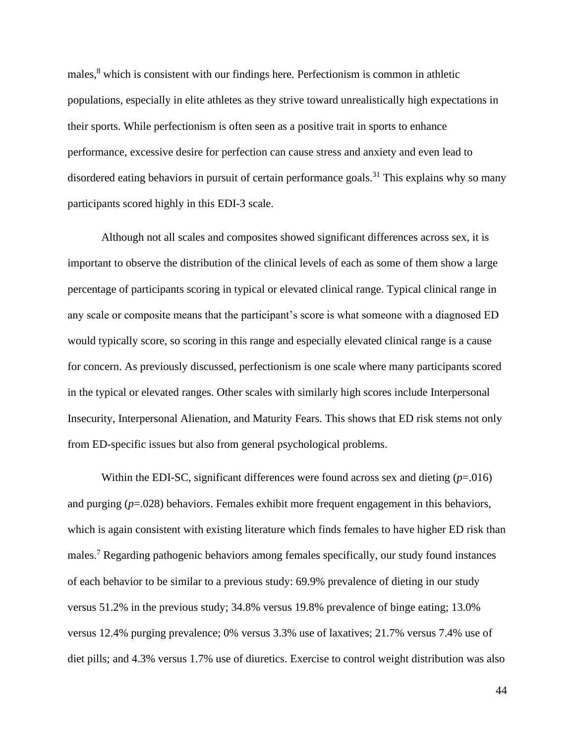males,[8] which is consistent with our findings here. Perfectionism is common in athletic populations, especially in elite athletes as they strive toward unrealistically high expectations in their sports. While perfectionism is often seen as a positive trait in sports to enhance performance, excessive desire for perfection can cause stress and anxiety and even lead to disordered eating behaviors in pursuit of certain performance goals.[31] This explains why so many participants scored highly in this EDI-3 scale.

Although not all scales and composites showed significant differences across sex, it is important to observe the distribution of the clinical levels of each as some of them show a large percentage of participants scoring in typical or elevated clinical range. Typical clinical range in any scale or composite means that the participant's score is what someone with a diagnosed ED would typically score, so scoring in this range and especially elevated clinical range is a cause for concern. As previously discussed, perfectionism is one scale where many participants scored in the typical or elevated ranges. Other scales with similarly high scores include Interpersonal Insecurity, Interpersonal Alienation, and Maturity Fears. This shows that ED risk stems not only from ED-specific issues but also from general psychological problems.

Within the EDI-SC, significant differences were found across sex and dieting ($p$=.016) and purging ($p$=.028) behaviors. Females exhibit more frequent engagement in this behaviors, which is again consistent with existing literature which finds females to have higher ED risk than males.[7] Regarding pathogenic behaviors among females specifically, our study found instances of each behavior to be similar to a previous study: 69.9% prevalence of dieting in our study versus 51.2% in the previous study; 34.8% versus 19.8% prevalence of binge eating; 13.0% versus 12.4% purging prevalence; 0% versus 3.3% use of laxatives; 21.7% versus 7.4% use of diet pills; and 4.3% versus 1.7% use of diuretics. Exercise to control weight distribution was also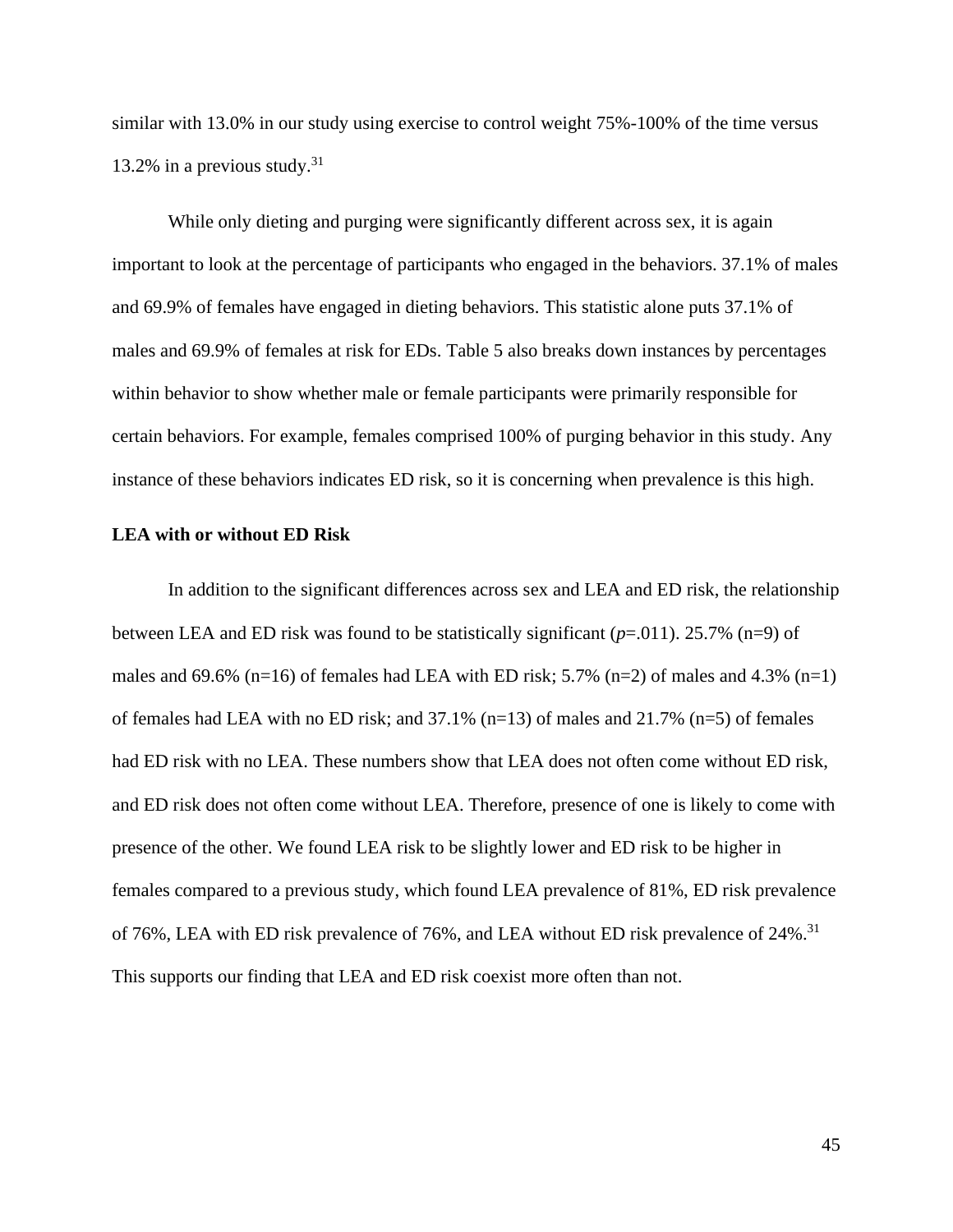similar with 13.0% in our study using exercise to control weight 75%-100% of the time versus 13.2% in a previous study.[31]

While only dieting and purging were significantly different across sex, it is again important to look at the percentage of participants who engaged in the behaviors. 37.1% of males and 69.9% of females have engaged in dieting behaviors. This statistic alone puts 37.1% of males and 69.9% of females at risk for EDs. Table 5 also breaks down instances by percentages within behavior to show whether male or female participants were primarily responsible for certain behaviors. For example, females comprised 100% of purging behavior in this study. Any instance of these behaviors indicates ED risk, so it is concerning when prevalence is this high.

**LEA with or without ED Risk**

In addition to the significant differences across sex and LEA and ED risk, the relationship between LEA and ED risk was found to be statistically significant (*p*=.011). 25.7% (n=9) of males and 69.6% (n=16) of females had LEA with ED risk; 5.7% (n=2) of males and 4.3% (n=1) of females had LEA with no ED risk; and 37.1% (n=13) of males and 21.7% (n=5) of females had ED risk with no LEA. These numbers show that LEA does not often come without ED risk, and ED risk does not often come without LEA. Therefore, presence of one is likely to come with presence of the other. We found LEA risk to be slightly lower and ED risk to be higher in females compared to a previous study, which found LEA prevalence of 81%, ED risk prevalence of 76%, LEA with ED risk prevalence of 76%, and LEA without ED risk prevalence of 24%.[31] This supports our finding that LEA and ED risk coexist more often than not.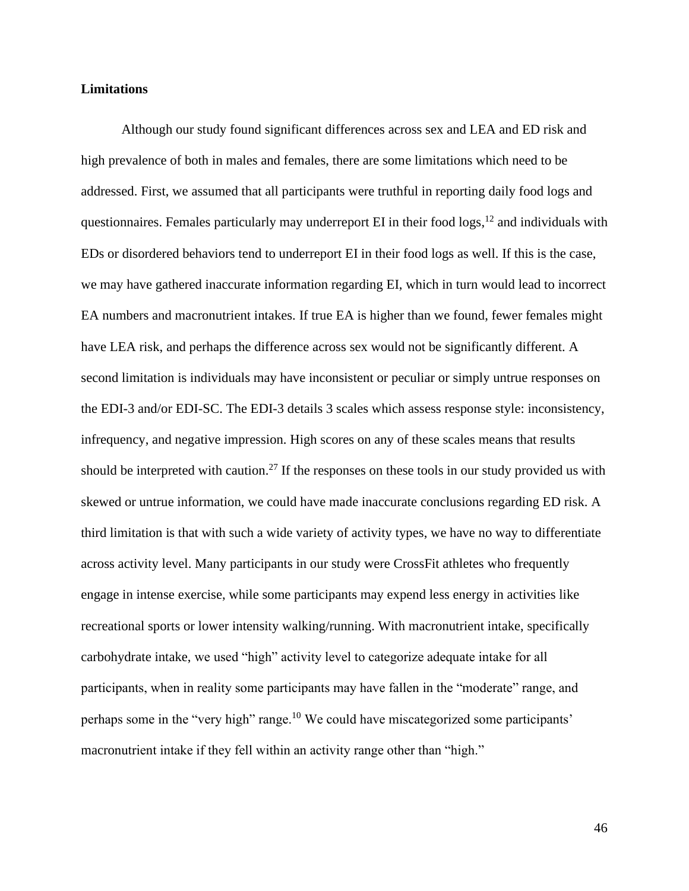**Limitations**

Although our study found significant differences across sex and LEA and ED risk and high prevalence of both in males and females, there are some limitations which need to be addressed. First, we assumed that all participants were truthful in reporting daily food logs and questionnaires. Females particularly may underreport EI in their food logs,[12] and individuals with EDs or disordered behaviors tend to underreport EI in their food logs as well. If this is the case, we may have gathered inaccurate information regarding EI, which in turn would lead to incorrect EA numbers and macronutrient intakes. If true EA is higher than we found, fewer females might have LEA risk, and perhaps the difference across sex would not be significantly different. A second limitation is individuals may have inconsistent or peculiar or simply untrue responses on the EDI-3 and/or EDI-SC. The EDI-3 details 3 scales which assess response style: inconsistency, infrequency, and negative impression. High scores on any of these scales means that results should be interpreted with caution.[27] If the responses on these tools in our study provided us with skewed or untrue information, we could have made inaccurate conclusions regarding ED risk. A third limitation is that with such a wide variety of activity types, we have no way to differentiate across activity level. Many participants in our study were CrossFit athletes who frequently engage in intense exercise, while some participants may expend less energy in activities like recreational sports or lower intensity walking/running. With macronutrient intake, specifically carbohydrate intake, we used "high" activity level to categorize adequate intake for all participants, when in reality some participants may have fallen in the "moderate" range, and perhaps some in the "very high" range.[10] We could have miscategorized some participants' macronutrient intake if they fell within an activity range other than "high."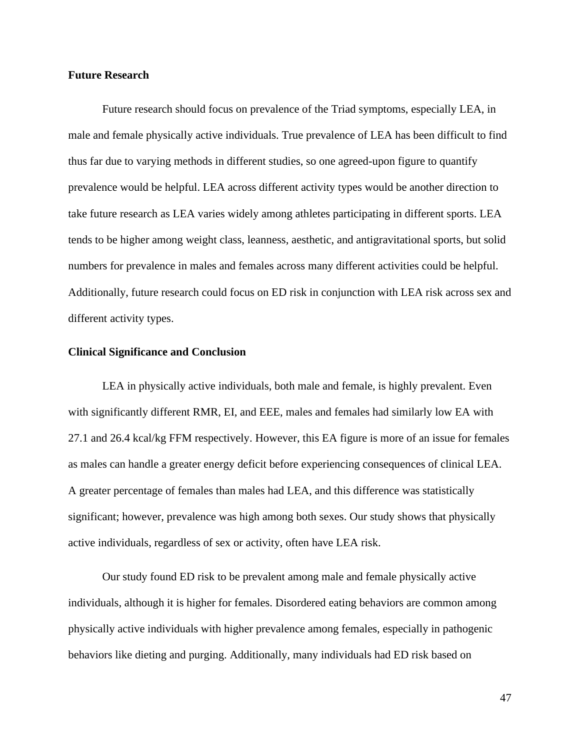**Future Research**

Future research should focus on prevalence of the Triad symptoms, especially LEA, in male and female physically active individuals. True prevalence of LEA has been difficult to find thus far due to varying methods in different studies, so one agreed-upon figure to quantify prevalence would be helpful. LEA across different activity types would be another direction to take future research as LEA varies widely among athletes participating in different sports. LEA tends to be higher among weight class, leanness, aesthetic, and antigravitational sports, but solid numbers for prevalence in males and females across many different activities could be helpful. Additionally, future research could focus on ED risk in conjunction with LEA risk across sex and different activity types.

**Clinical Significance and Conclusion**

LEA in physically active individuals, both male and female, is highly prevalent. Even with significantly different RMR, EI, and EEE, males and females had similarly low EA with 27.1 and 26.4 kcal/kg FFM respectively. However, this EA figure is more of an issue for females as males can handle a greater energy deficit before experiencing consequences of clinical LEA. A greater percentage of females than males had LEA, and this difference was statistically significant; however, prevalence was high among both sexes. Our study shows that physically active individuals, regardless of sex or activity, often have LEA risk.

Our study found ED risk to be prevalent among male and female physically active individuals, although it is higher for females. Disordered eating behaviors are common among physically active individuals with higher prevalence among females, especially in pathogenic behaviors like dieting and purging. Additionally, many individuals had ED risk based on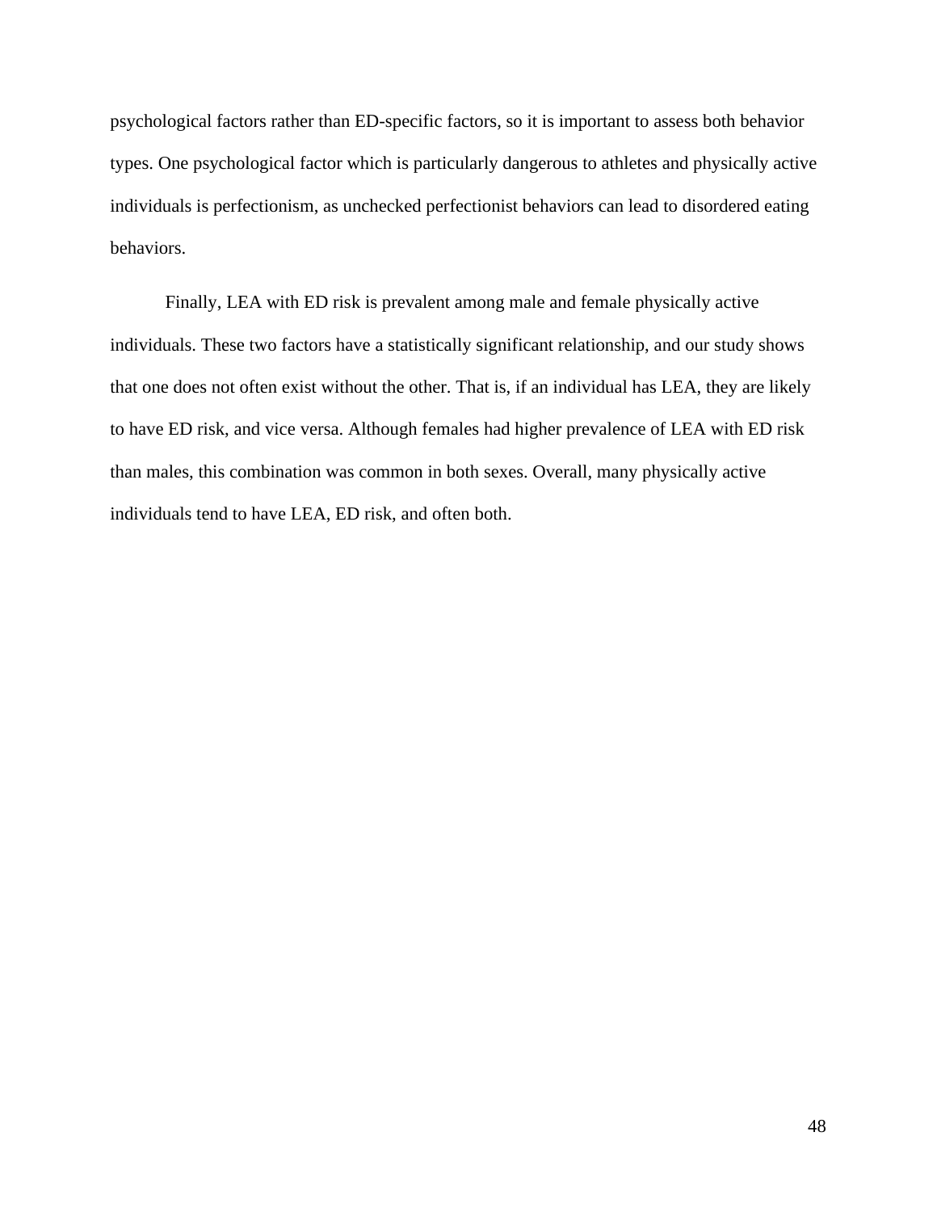psychological factors rather than ED-specific factors, so it is important to assess both behavior types. One psychological factor which is particularly dangerous to athletes and physically active individuals is perfectionism, as unchecked perfectionist behaviors can lead to disordered eating behaviors.

Finally, LEA with ED risk is prevalent among male and female physically active individuals. These two factors have a statistically significant relationship, and our study shows that one does not often exist without the other. That is, if an individual has LEA, they are likely to have ED risk, and vice versa. Although females had higher prevalence of LEA with ED risk than males, this combination was common in both sexes. Overall, many physically active individuals tend to have LEA, ED risk, and often both.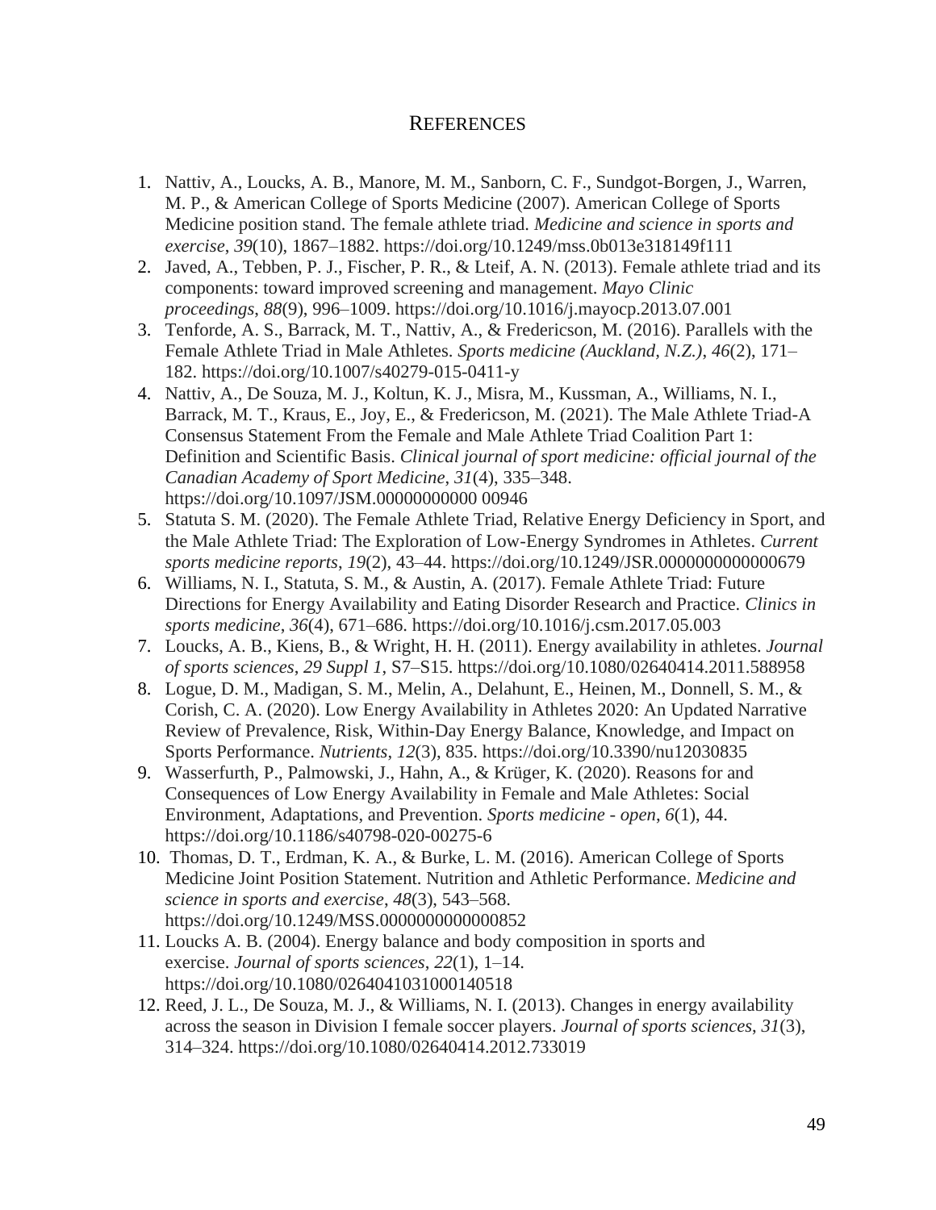# REFERENCES

1. Nattiv, A., Loucks, A. B., Manore, M. M., Sanborn, C. F., Sundgot-Borgen, J., Warren, M. P., & American College of Sports Medicine (2007). American College of Sports Medicine position stand. The female athlete triad. *Medicine and science in sports and exercise*, *39*(10), 1867–1882. https://doi.org/10.1249/mss.0b013e318149f111
2. Javed, A., Tebben, P. J., Fischer, P. R., & Lteif, A. N. (2013). Female athlete triad and its components: toward improved screening and management. *Mayo Clinic proceedings*, *88*(9), 996–1009. https://doi.org/10.1016/j.mayocp.2013.07.001
3. Tenforde, A. S., Barrack, M. T., Nattiv, A., & Fredericson, M. (2016). Parallels with the Female Athlete Triad in Male Athletes. *Sports medicine (Auckland, N.Z.)*, *46*(2), 171–182. https://doi.org/10.1007/s40279-015-0411-y
4. Nattiv, A., De Souza, M. J., Koltun, K. J., Misra, M., Kussman, A., Williams, N. I., Barrack, M. T., Kraus, E., Joy, E., & Fredericson, M. (2021). The Male Athlete Triad-A Consensus Statement From the Female and Male Athlete Triad Coalition Part 1: Definition and Scientific Basis. *Clinical journal of sport medicine: official journal of the Canadian Academy of Sport Medicine*, *31*(4), 335–348. https://doi.org/10.1097/JSM.00000000000 00946
5. Statuta S. M. (2020). The Female Athlete Triad, Relative Energy Deficiency in Sport, and the Male Athlete Triad: The Exploration of Low-Energy Syndromes in Athletes. *Current sports medicine reports*, *19*(2), 43–44. https://doi.org/10.1249/JSR.0000000000000679
6. Williams, N. I., Statuta, S. M., & Austin, A. (2017). Female Athlete Triad: Future Directions for Energy Availability and Eating Disorder Research and Practice. *Clinics in sports medicine*, *36*(4), 671–686. https://doi.org/10.1016/j.csm.2017.05.003
7. Loucks, A. B., Kiens, B., & Wright, H. H. (2011). Energy availability in athletes. *Journal of sports sciences*, *29 Suppl 1*, S7–S15. https://doi.org/10.1080/02640414.2011.588958
8. Logue, D. M., Madigan, S. M., Melin, A., Delahunt, E., Heinen, M., Donnell, S. M., & Corish, C. A. (2020). Low Energy Availability in Athletes 2020: An Updated Narrative Review of Prevalence, Risk, Within-Day Energy Balance, Knowledge, and Impact on Sports Performance. *Nutrients*, *12*(3), 835. https://doi.org/10.3390/nu12030835
9. Wasserfurth, P., Palmowski, J., Hahn, A., & Krüger, K. (2020). Reasons for and Consequences of Low Energy Availability in Female and Male Athletes: Social Environment, Adaptations, and Prevention. *Sports medicine - open*, *6*(1), 44. https://doi.org/10.1186/s40798-020-00275-6
10. Thomas, D. T., Erdman, K. A., & Burke, L. M. (2016). American College of Sports Medicine Joint Position Statement. Nutrition and Athletic Performance. *Medicine and science in sports and exercise*, *48*(3), 543–568. https://doi.org/10.1249/MSS.0000000000000852
11. Loucks A. B. (2004). Energy balance and body composition in sports and exercise. *Journal of sports sciences*, *22*(1), 1–14. https://doi.org/10.1080/0264041031000140518
12. Reed, J. L., De Souza, M. J., & Williams, N. I. (2013). Changes in energy availability across the season in Division I female soccer players. *Journal of sports sciences*, *31*(3), 314–324. https://doi.org/10.1080/02640414.2012.733019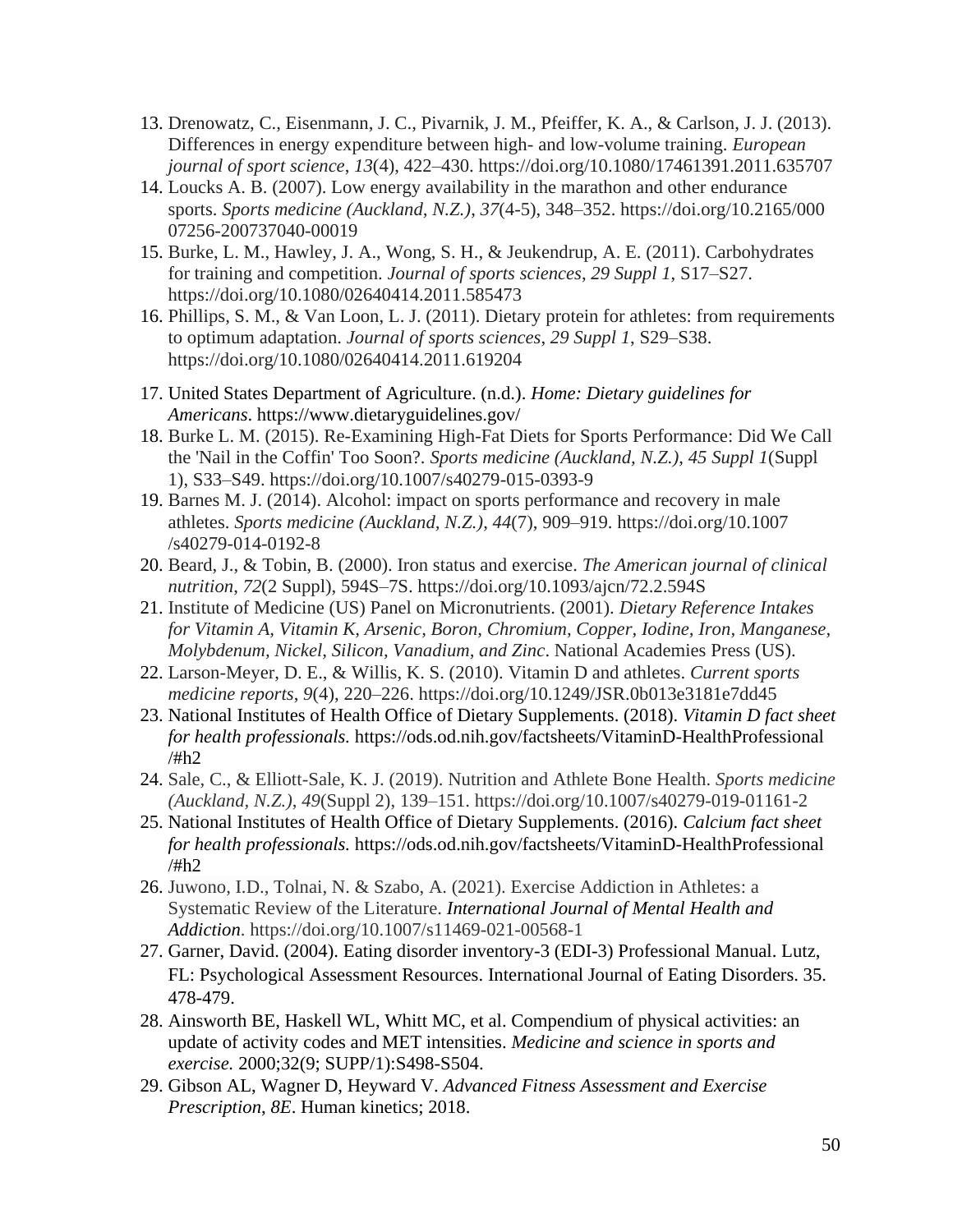13. Drenowatz, C., Eisenmann, J. C., Pivarnik, J. M., Pfeiffer, K. A., & Carlson, J. J. (2013). Differences in energy expenditure between high- and low-volume training. *European journal of sport science*, *13*(4), 422–430. https://doi.org/10.1080/17461391.2011.635707
14. Loucks A. B. (2007). Low energy availability in the marathon and other endurance sports. *Sports medicine (Auckland, N.Z.)*, *37*(4-5), 348–352. https://doi.org/10.2165/00007256-200737040-00019
15. Burke, L. M., Hawley, J. A., Wong, S. H., & Jeukendrup, A. E. (2011). Carbohydrates for training and competition. *Journal of sports sciences*, *29 Suppl 1*, S17–S27. https://doi.org/10.1080/02640414.2011.585473
16. Phillips, S. M., & Van Loon, L. J. (2011). Dietary protein for athletes: from requirements to optimum adaptation. *Journal of sports sciences*, *29 Suppl 1*, S29–S38. https://doi.org/10.1080/02640414.2011.619204
17. United States Department of Agriculture. (n.d.). *Home: Dietary guidelines for Americans*. https://www.dietaryguidelines.gov/
18. Burke L. M. (2015). Re-Examining High-Fat Diets for Sports Performance: Did We Call the 'Nail in the Coffin' Too Soon?. *Sports medicine (Auckland, N.Z.)*, *45 Suppl 1*(Suppl 1), S33–S49. https://doi.org/10.1007/s40279-015-0393-9
19. Barnes M. J. (2014). Alcohol: impact on sports performance and recovery in male athletes. *Sports medicine (Auckland, N.Z.)*, *44*(7), 909–919. https://doi.org/10.1007/s40279-014-0192-8
20. Beard, J., & Tobin, B. (2000). Iron status and exercise. *The American journal of clinical nutrition*, *72*(2 Suppl), 594S–7S. https://doi.org/10.1093/ajcn/72.2.594S
21. Institute of Medicine (US) Panel on Micronutrients. (2001). *Dietary Reference Intakes for Vitamin A, Vitamin K, Arsenic, Boron, Chromium, Copper, Iodine, Iron, Manganese, Molybdenum, Nickel, Silicon, Vanadium, and Zinc*. National Academies Press (US).
22. Larson-Meyer, D. E., & Willis, K. S. (2010). Vitamin D and athletes. *Current sports medicine reports*, *9*(4), 220–226. https://doi.org/10.1249/JSR.0b013e3181e7dd45
23. National Institutes of Health Office of Dietary Supplements. (2018). *Vitamin D fact sheet for health professionals.* https://ods.od.nih.gov/factsheets/VitaminD-HealthProfessional/#h2
24. Sale, C., & Elliott-Sale, K. J. (2019). Nutrition and Athlete Bone Health. *Sports medicine (Auckland, N.Z.)*, *49*(Suppl 2), 139–151. https://doi.org/10.1007/s40279-019-01161-2
25. National Institutes of Health Office of Dietary Supplements. (2016). *Calcium fact sheet for health professionals.* https://ods.od.nih.gov/factsheets/VitaminD-HealthProfessional/#h2
26. Juwono, I.D., Tolnai, N. & Szabo, A. (2021). Exercise Addiction in Athletes: a Systematic Review of the Literature. *International Journal of Mental Health and Addiction*. https://doi.org/10.1007/s11469-021-00568-1
27. Garner, David. (2004). Eating disorder inventory-3 (EDI-3) Professional Manual. Lutz, FL: Psychological Assessment Resources. International Journal of Eating Disorders. 35. 478-479.
28. Ainsworth BE, Haskell WL, Whitt MC, et al. Compendium of physical activities: an update of activity codes and MET intensities. *Medicine and science in sports and exercise.* 2000;32(9; SUPP/1):S498-S504.
29. Gibson AL, Wagner D, Heyward V. *Advanced Fitness Assessment and Exercise Prescription, 8E*. Human kinetics; 2018.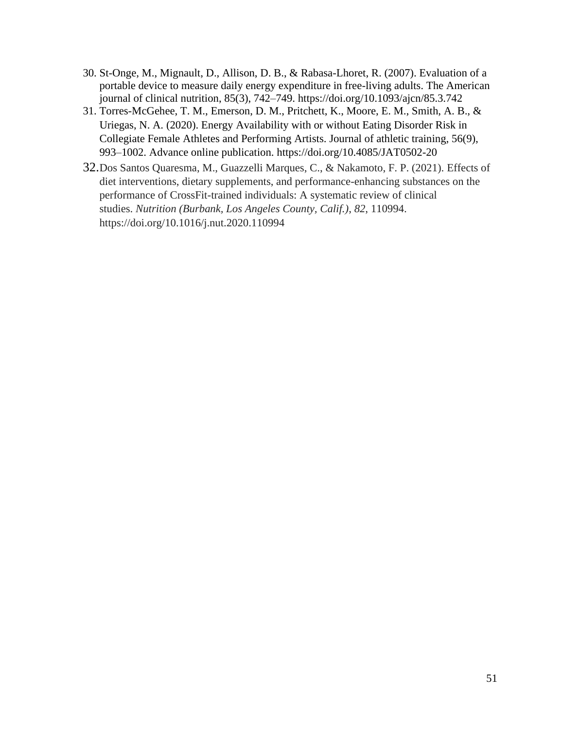30. St-Onge, M., Mignault, D., Allison, D. B., & Rabasa-Lhoret, R. (2007). Evaluation of a portable device to measure daily energy expenditure in free-living adults. The American journal of clinical nutrition, 85(3), 742–749. https://doi.org/10.1093/ajcn/85.3.742
31. Torres-McGehee, T. M., Emerson, D. M., Pritchett, K., Moore, E. M., Smith, A. B., & Uriegas, N. A. (2020). Energy Availability with or without Eating Disorder Risk in Collegiate Female Athletes and Performing Artists. Journal of athletic training, 56(9), 993–1002. Advance online publication. https://doi.org/10.4085/JAT0502-20
32. Dos Santos Quaresma, M., Guazzelli Marques, C., & Nakamoto, F. P. (2021). Effects of diet interventions, dietary supplements, and performance-enhancing substances on the performance of CrossFit-trained individuals: A systematic review of clinical studies. *Nutrition (Burbank, Los Angeles County, Calif.)*, *82*, 110994. https://doi.org/10.1016/j.nut.2020.110994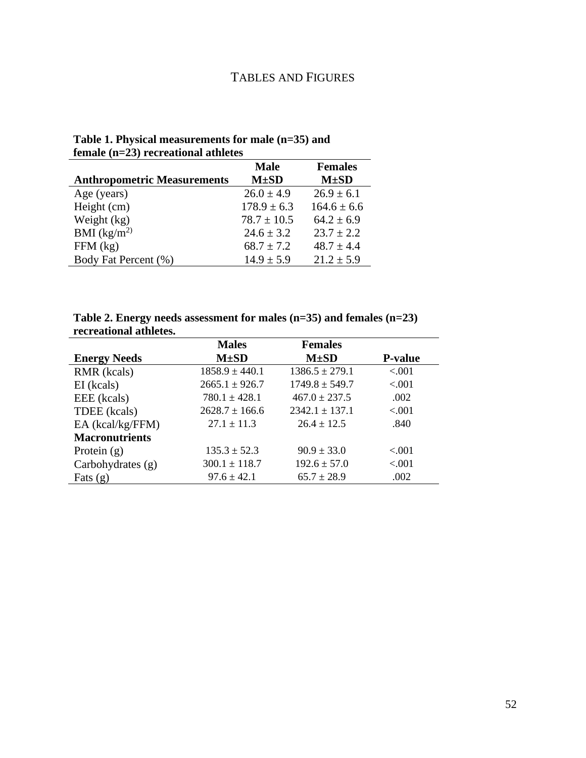# TABLES AND FIGURES

**Table 1. Physical measurements for male (n=35) and female (n=23) recreational athletes**

| Anthropometric Measurements | Male M±SD | Females M±SD |
|---|---|---|
| Age (years) | 26.0 ± 4.9 | 26.9 ± 6.1 |
| Height (cm) | 178.9 ± 6.3 | 164.6 ± 6.6 |
| Weight (kg) | 78.7 ± 10.5 | 64.2 ± 6.9 |
| BMI ($kg/m^2$) | 24.6 ± 3.2 | 23.7 ± 2.2 |
| FFM (kg) | 68.7 ± 7.2 | 48.7 ± 4.4 |
| Body Fat Percent (%) | 14.9 ± 5.9 | 21.2 ± 5.9 |

**Table 2. Energy needs assessment for males (n=35) and females (n=23) recreational athletes.**

| Energy Needs | Males M±SD | Females M±SD | P-value |
|---|---|---|---|
| RMR (kcals) | 1858.9 ± 440.1 | 1386.5 ± 279.1 | <.001 |
| EI (kcals) | 2665.1 ± 926.7 | 1749.8 ± 549.7 | <.001 |
| EEE (kcals) | 780.1 ± 428.1 | 467.0 ± 237.5 | .002 |
| TDEE (kcals) | 2628.7 ± 166.6 | 2342.1 ± 137.1 | <.001 |
| EA (kcal/kg/FFM) | 27.1 ± 11.3 | 26.4 ± 12.5 | .840 |
| **Macronutrients** | | | |
| Protein (g) | 135.3 ± 52.3 | 90.9 ± 33.0 | <.001 |
| Carbohydrates (g) | 300.1 ± 118.7 | 192.6 ± 57.0 | <.001 |
| Fats (g) | 97.6 ± 42.1 | 65.7 ± 28.9 | .002 |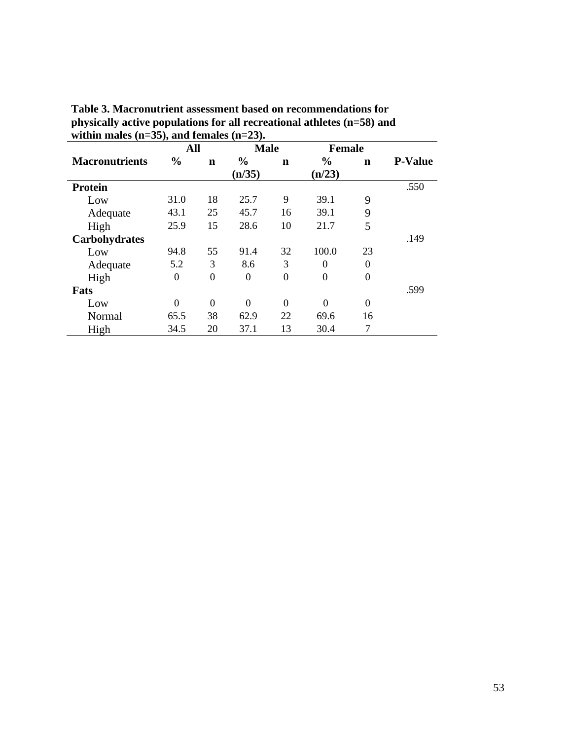**Table 3. Macronutrient assessment based on recommendations for physically active populations for all recreational athletes (n=58) and within males (n=35), and females (n=23).**

| | All | | Male | | Female | | |
|---|---|---|---|---|---|---|---|
| **Macronutrients** | **%** | **n** | **% (n/35)** | **n** | **% (n/23)** | **n** | **P-Value** |
| **Protein** | | | | | | | .550 |
| Low | 31.0 | 18 | 25.7 | 9 | 39.1 | 9 | |
| Adequate | 43.1 | 25 | 45.7 | 16 | 39.1 | 9 | |
| High | 25.9 | 15 | 28.6 | 10 | 21.7 | 5 | |
| **Carbohydrates** | | | | | | | .149 |
| Low | 94.8 | 55 | 91.4 | 32 | 100.0 | 23 | |
| Adequate | 5.2 | 3 | 8.6 | 3 | 0 | 0 | |
| High | 0 | 0 | 0 | 0 | 0 | 0 | |
| **Fats** | | | | | | | .599 |
| Low | 0 | 0 | 0 | 0 | 0 | 0 | |
| Normal | 65.5 | 38 | 62.9 | 22 | 69.6 | 16 | |
| High | 34.5 | 20 | 37.1 | 13 | 30.4 | 7 | |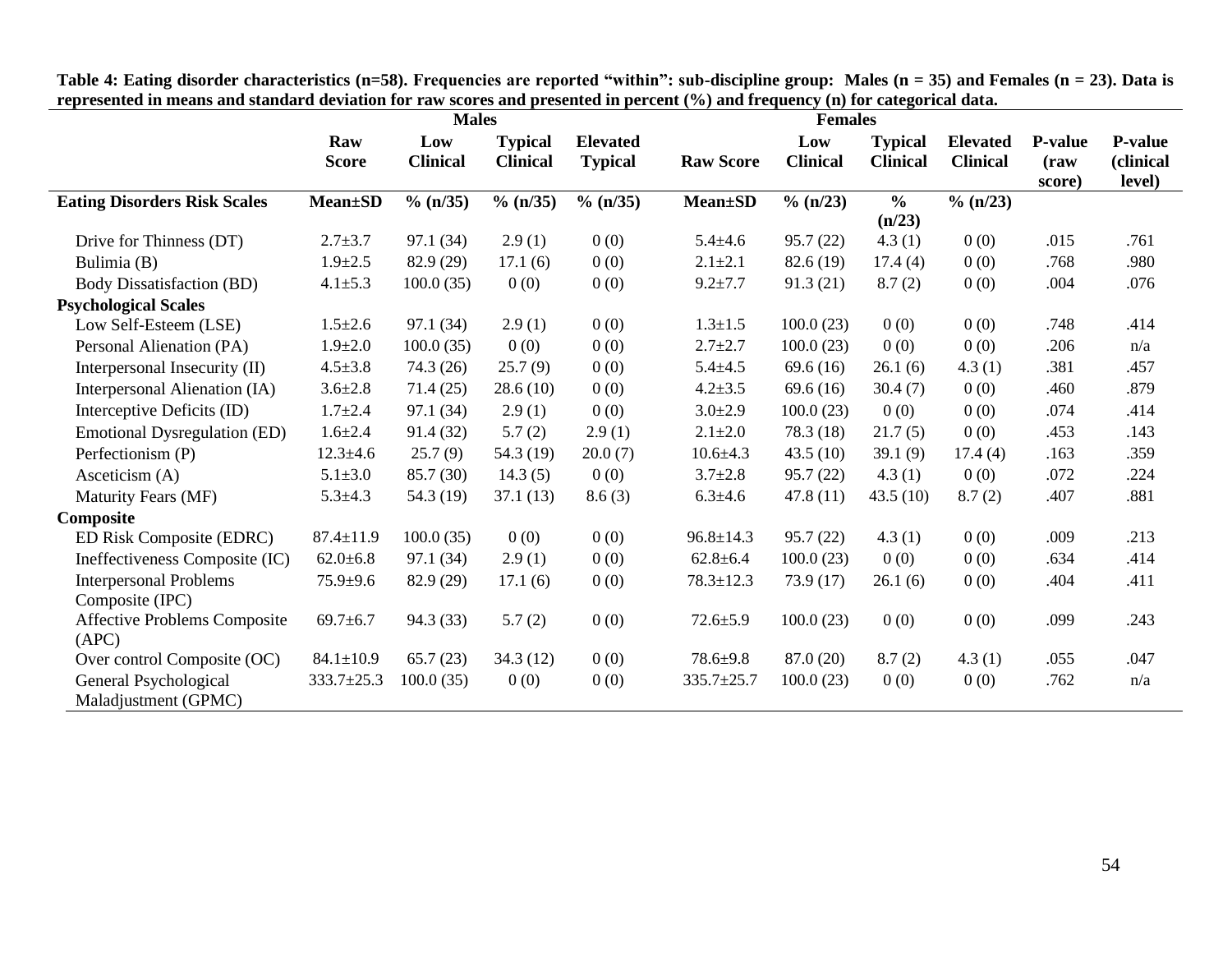**Table 4: Eating disorder characteristics (n=58). Frequencies are reported "within": sub-discipline group: Males (n = 35) and Females (n = 23). Data is represented in means and standard deviation for raw scores and presented in percent (%) and frequency (n) for categorical data.**

| | Males | | | | Females | | | | | |
|---|---|---|---|---|---|---|---|---|---|---|
| | Raw Score | Low Clinical | Typical Clinical | Elevated Typical | Raw Score | Low Clinical | Typical Clinical | Elevated Clinical | P-value (raw score) | P-value (clinical level) |
| **Eating Disorders Risk Scales** | **Mean±SD** | **% (n/35)** | **% (n/35)** | **% (n/35)** | **Mean±SD** | **% (n/23)** | **% (n/23)** | **% (n/23)** | | |
| Drive for Thinness (DT) | 2.7±3.7 | 97.1 (34) | 2.9 (1) | 0 (0) | 5.4±4.6 | 95.7 (22) | 4.3 (1) | 0 (0) | .015 | .761 |
| Bulimia (B) | 1.9±2.5 | 82.9 (29) | 17.1 (6) | 0 (0) | 2.1±2.1 | 82.6 (19) | 17.4 (4) | 0 (0) | .768 | .980 |
| Body Dissatisfaction (BD) | 4.1±5.3 | 100.0 (35) | 0 (0) | 0 (0) | 9.2±7.7 | 91.3 (21) | 8.7 (2) | 0 (0) | .004 | .076 |
| **Psychological Scales** | | | | | | | | | | |
| Low Self-Esteem (LSE) | 1.5±2.6 | 97.1 (34) | 2.9 (1) | 0 (0) | 1.3±1.5 | 100.0 (23) | 0 (0) | 0 (0) | .748 | .414 |
| Personal Alienation (PA) | 1.9±2.0 | 100.0 (35) | 0 (0) | 0 (0) | 2.7±2.7 | 100.0 (23) | 0 (0) | 0 (0) | .206 | n/a |
| Interpersonal Insecurity (II) | 4.5±3.8 | 74.3 (26) | 25.7 (9) | 0 (0) | 5.4±4.5 | 69.6 (16) | 26.1 (6) | 4.3 (1) | .381 | .457 |
| Interpersonal Alienation (IA) | 3.6±2.8 | 71.4 (25) | 28.6 (10) | 0 (0) | 4.2±3.5 | 69.6 (16) | 30.4 (7) | 0 (0) | .460 | .879 |
| Interceptive Deficits (ID) | 1.7±2.4 | 97.1 (34) | 2.9 (1) | 0 (0) | 3.0±2.9 | 100.0 (23) | 0 (0) | 0 (0) | .074 | .414 |
| Emotional Dysregulation (ED) | 1.6±2.4 | 91.4 (32) | 5.7 (2) | 2.9 (1) | 2.1±2.0 | 78.3 (18) | 21.7 (5) | 0 (0) | .453 | .143 |
| Perfectionism (P) | 12.3±4.6 | 25.7 (9) | 54.3 (19) | 20.0 (7) | 10.6±4.3 | 43.5 (10) | 39.1 (9) | 17.4 (4) | .163 | .359 |
| Asceticism (A) | 5.1±3.0 | 85.7 (30) | 14.3 (5) | 0 (0) | 3.7±2.8 | 95.7 (22) | 4.3 (1) | 0 (0) | .072 | .224 |
| Maturity Fears (MF) | 5.3±4.3 | 54.3 (19) | 37.1 (13) | 8.6 (3) | 6.3±4.6 | 47.8 (11) | 43.5 (10) | 8.7 (2) | .407 | .881 |
| **Composite** | | | | | | | | | | |
| ED Risk Composite (EDRC) | 87.4±11.9 | 100.0 (35) | 0 (0) | 0 (0) | 96.8±14.3 | 95.7 (22) | 4.3 (1) | 0 (0) | .009 | .213 |
| Ineffectiveness Composite (IC) | 62.0±6.8 | 97.1 (34) | 2.9 (1) | 0 (0) | 62.8±6.4 | 100.0 (23) | 0 (0) | 0 (0) | .634 | .414 |
| Interpersonal Problems Composite (IPC) | 75.9±9.6 | 82.9 (29) | 17.1 (6) | 0 (0) | 78.3±12.3 | 73.9 (17) | 26.1 (6) | 0 (0) | .404 | .411 |
| Affective Problems Composite (APC) | 69.7±6.7 | 94.3 (33) | 5.7 (2) | 0 (0) | 72.6±5.9 | 100.0 (23) | 0 (0) | 0 (0) | .099 | .243 |
| Over control Composite (OC) | 84.1±10.9 | 65.7 (23) | 34.3 (12) | 0 (0) | 78.6±9.8 | 87.0 (20) | 8.7 (2) | 4.3 (1) | .055 | .047 |
| General Psychological Maladjustment (GPMC) | 333.7±25.3 | 100.0 (35) | 0 (0) | 0 (0) | 335.7±25.7 | 100.0 (23) | 0 (0) | 0 (0) | .762 | n/a |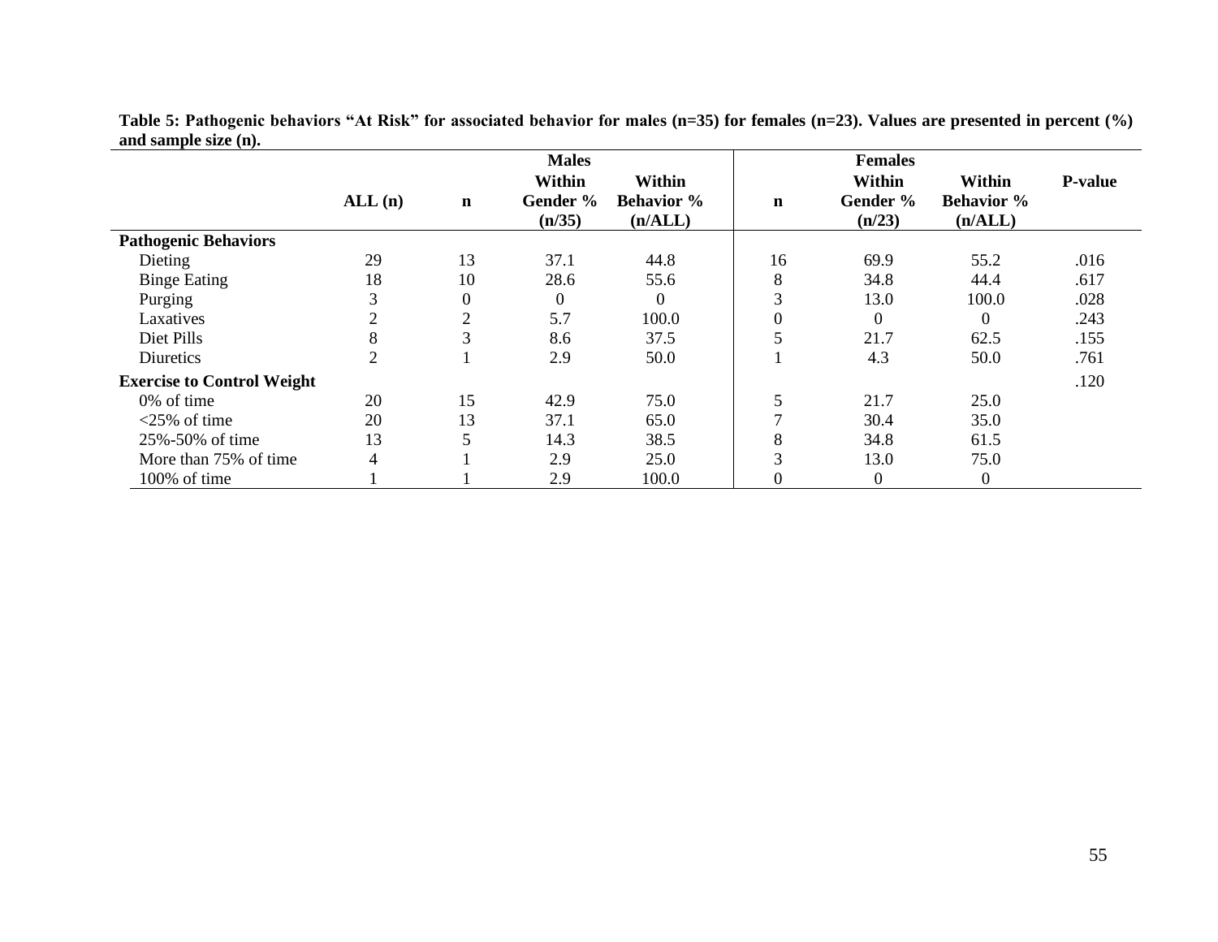**Table 5: Pathogenic behaviors "At Risk" for associated behavior for males (n=35) for females (n=23). Values are presented in percent (%) and sample size (n).**

| | | Males | | | Females | | | |
|---|---|---|---|---|---|---|---|---|
| | ALL (n) | n | Within Gender % (n/35) | Within Behavior % (n/ALL) | n | Within Gender % (n/23) | Within Behavior % (n/ALL) | P-value |
| **Pathogenic Behaviors** | | | | | | | | |
| Dieting | 29 | 13 | 37.1 | 44.8 | 16 | 69.9 | 55.2 | .016 |
| Binge Eating | 18 | 10 | 28.6 | 55.6 | 8 | 34.8 | 44.4 | .617 |
| Purging | 3 | 0 | 0 | 0 | 3 | 13.0 | 100.0 | .028 |
| Laxatives | 2 | 2 | 5.7 | 100.0 | 0 | 0 | 0 | .243 |
| Diet Pills | 8 | 3 | 8.6 | 37.5 | 5 | 21.7 | 62.5 | .155 |
| Diuretics | 2 | 1 | 2.9 | 50.0 | 1 | 4.3 | 50.0 | .761 |
| **Exercise to Control Weight** | | | | | | | | .120 |
| 0% of time | 20 | 15 | 42.9 | 75.0 | 5 | 21.7 | 25.0 | |
| <25% of time | 20 | 13 | 37.1 | 65.0 | 7 | 30.4 | 35.0 | |
| 25%-50% of time | 13 | 5 | 14.3 | 38.5 | 8 | 34.8 | 61.5 | |
| More than 75% of time | 4 | 1 | 2.9 | 25.0 | 3 | 13.0 | 75.0 | |
| 100% of time | 1 | 1 | 2.9 | 100.0 | 0 | 0 | 0 | |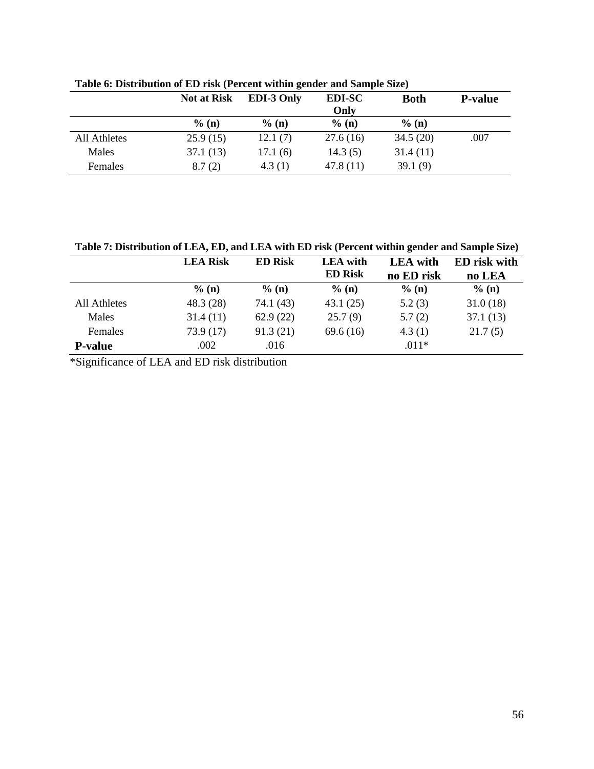**Table 6: Distribution of ED risk (Percent within gender and Sample Size)**

| | Not at Risk | EDI-3 Only | EDI-SC Only | Both | P-value |
|---|---|---|---|---|---|
| | % (n) | % (n) | % (n) | % (n) | |
| All Athletes | 25.9 (15) | 12.1 (7) | 27.6 (16) | 34.5 (20) | .007 |
| Males | 37.1 (13) | 17.1 (6) | 14.3 (5) | 31.4 (11) | |
| Females | 8.7 (2) | 4.3 (1) | 47.8 (11) | 39.1 (9) | |

**Table 7: Distribution of LEA, ED, and LEA with ED risk (Percent within gender and Sample Size)**

| | LEA Risk | ED Risk | LEA with ED Risk | LEA with no ED risk | ED risk with no LEA |
|---|---|---|---|---|---|
| | % (n) | % (n) | % (n) | % (n) | % (n) |
| All Athletes | 48.3 (28) | 74.1 (43) | 43.1 (25) | 5.2 (3) | 31.0 (18) |
| Males | 31.4 (11) | 62.9 (22) | 25.7 (9) | 5.7 (2) | 37.1 (13) |
| Females | 73.9 (17) | 91.3 (21) | 69.6 (16) | 4.3 (1) | 21.7 (5) |
| **P-value** | .002 | .016 | | .011* | |

*Significance of LEA and ED risk distribution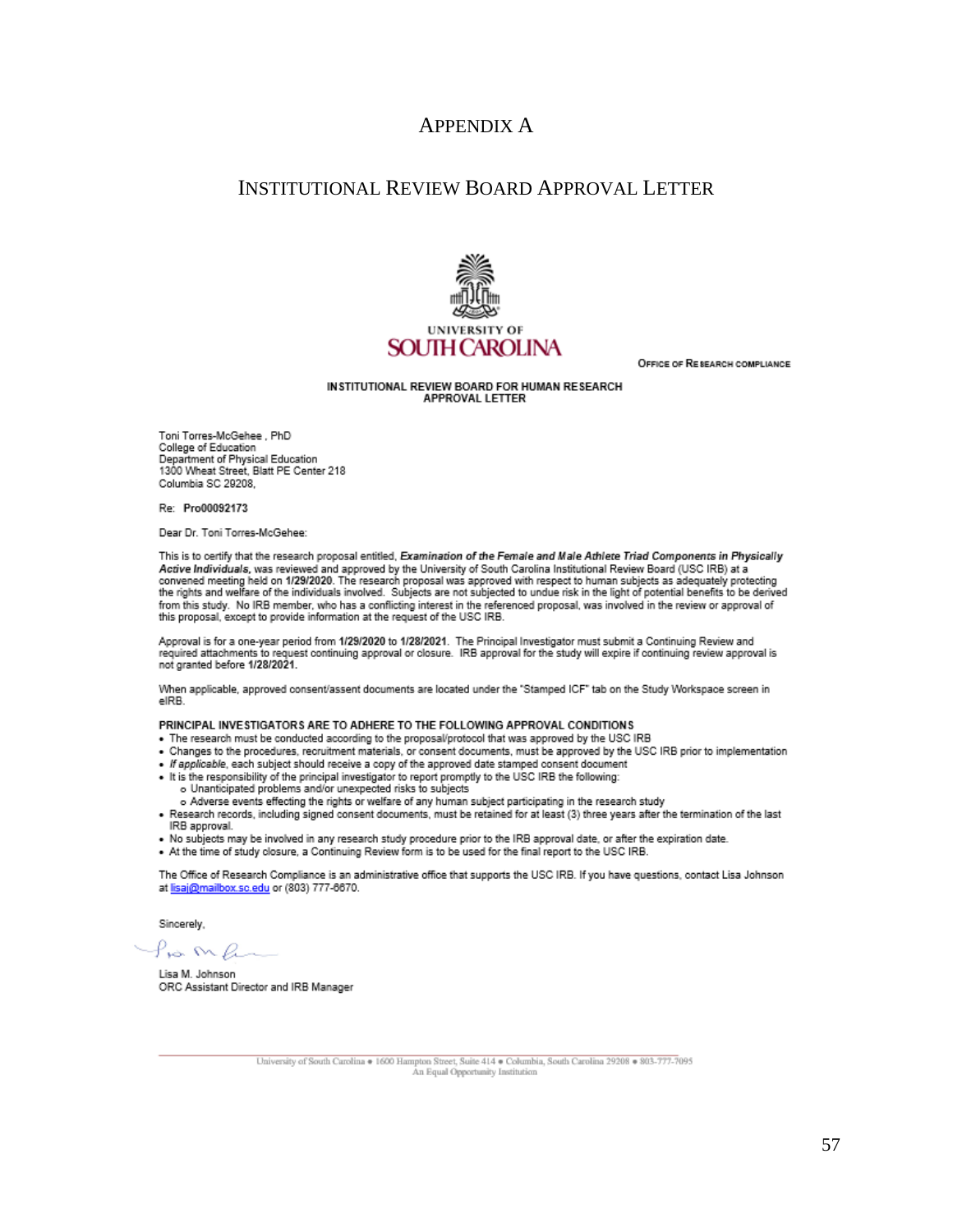# APPENDIX A

## INSTITUTIONAL REVIEW BOARD APPROVAL LETTER

UNIVERSITY OF
SOUTH CAROLINA

OFFICE OF RESEARCH COMPLIANCE

**INSTITUTIONAL REVIEW BOARD FOR HUMAN RESEARCH**
**APPROVAL LETTER**

Toni Torres-McGehee , PhD
College of Education
Department of Physical Education
1300 Wheat Street, Blatt PE Center 218
Columbia SC 29208,

Re: **Pro00092173**

Dear Dr. Toni Torres-McGehee:

This is to certify that the research proposal entitled, ***Examination of the Female and Male Athlete Triad Components in Physically Active Individuals,*** was reviewed and approved by the University of South Carolina Institutional Review Board (USC IRB) at a convened meeting held on **1/29/2020**. The research proposal was approved with respect to human subjects as adequately protecting the rights and welfare of the individuals involved. Subjects are not subjected to undue risk in the light of potential benefits to be derived from this study. No IRB member, who has a conflicting interest in the referenced proposal, was involved in the review or approval of this proposal, except to provide information at the request of the USC IRB.

Approval is for a one-year period from **1/29/2020** to **1/28/2021**. The Principal Investigator must submit a Continuing Review and required attachments to request continuing approval or closure. IRB approval for the study will expire if continuing review approval is not granted before **1/28/2021.**

When applicable, approved consent/assent documents are located under the "Stamped ICF" tab on the Study Workspace screen in eIRB.

**PRINCIPAL INVESTIGATORS ARE TO ADHERE TO THE FOLLOWING APPROVAL CONDITIONS**

- The research must be conducted according to the proposal/protocol that was approved by the USC IRB
- Changes to the procedures, recruitment materials, or consent documents, must be approved by the USC IRB prior to implementation
- *If applicable*, each subject should receive a copy of the approved date stamped consent document
- It is the responsibility of the principal investigator to report promptly to the USC IRB the following:
  - Unanticipated problems and/or unexpected risks to subjects
  - Adverse events effecting the rights or welfare of any human subject participating in the research study
- Research records, including signed consent documents, must be retained for at least (3) three years after the termination of the last IRB approval.
- No subjects may be involved in any research study procedure prior to the IRB approval date, or after the expiration date.
- At the time of study closure, a Continuing Review form is to be used for the final report to the USC IRB.

The Office of Research Compliance is an administrative office that supports the USC IRB. If you have questions, contact Lisa Johnson at lisaj@mailbox.sc.edu or (803) 777-6670.

Sincerely,

Lisa M. Johnson
ORC Assistant Director and IRB Manager

University of South Carolina • 1600 Hampton Street, Suite 414 • Columbia, South Carolina 29208 • 803-777-7095
An Equal Opportunity Institution